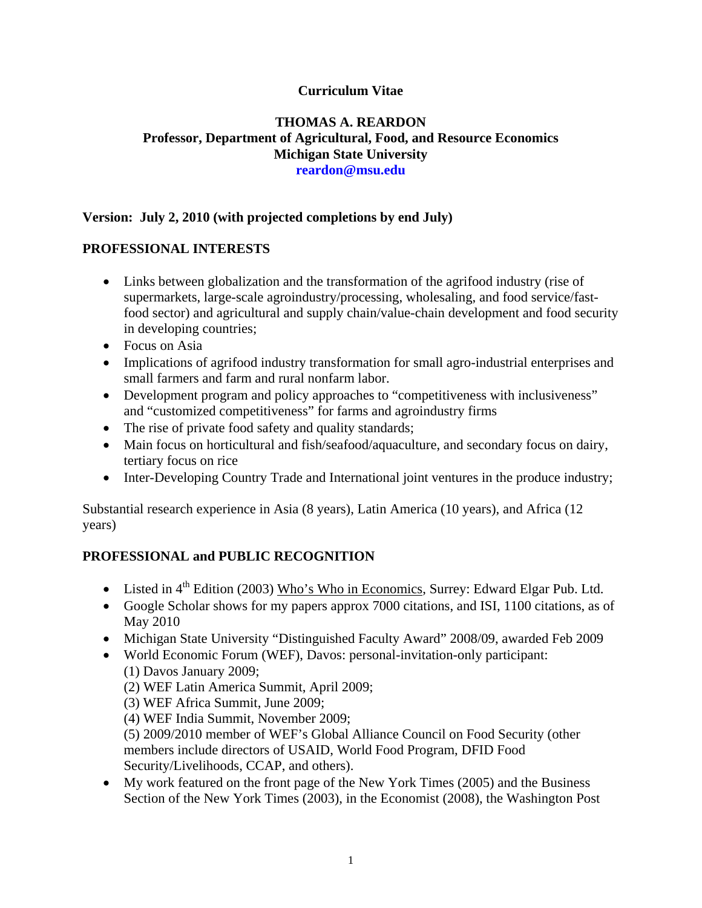# Curriculum Vitae

## THOMAS A. REARDON
**Professor, Department of Agricultural, Food, and Resource Economics**
**Michigan State University**
**reardon@msu.edu**

**Version: July 2, 2010 (with projected completions by end July)**

## PROFESSIONAL INTERESTS

- Links between globalization and the transformation of the agrifood industry (rise of supermarkets, large-scale agroindustry/processing, wholesaling, and food service/fast-food sector) and agricultural and supply chain/value-chain development and food security in developing countries;
- Focus on Asia
- Implications of agrifood industry transformation for small agro-industrial enterprises and small farmers and farm and rural nonfarm labor.
- Development program and policy approaches to "competitiveness with inclusiveness" and "customized competitiveness" for farms and agroindustry firms
- The rise of private food safety and quality standards;
- Main focus on horticultural and fish/seafood/aquaculture, and secondary focus on dairy, tertiary focus on rice
- Inter-Developing Country Trade and International joint ventures in the produce industry;

Substantial research experience in Asia (8 years), Latin America (10 years), and Africa (12 years)

## PROFESSIONAL and PUBLIC RECOGNITION

- Listed in 4th Edition (2003) Who's Who in Economics, Surrey: Edward Elgar Pub. Ltd.
- Google Scholar shows for my papers approx 7000 citations, and ISI, 1100 citations, as of May 2010
- Michigan State University "Distinguished Faculty Award" 2008/09, awarded Feb 2009
- World Economic Forum (WEF), Davos: personal-invitation-only participant:
  (1) Davos January 2009;
  (2) WEF Latin America Summit, April 2009;
  (3) WEF Africa Summit, June 2009;
  (4) WEF India Summit, November 2009;
  (5) 2009/2010 member of WEF's Global Alliance Council on Food Security (other members include directors of USAID, World Food Program, DFID Food Security/Livelihoods, CCAP, and others).
- My work featured on the front page of the New York Times (2005) and the Business Section of the New York Times (2003), in the Economist (2008), the Washington Post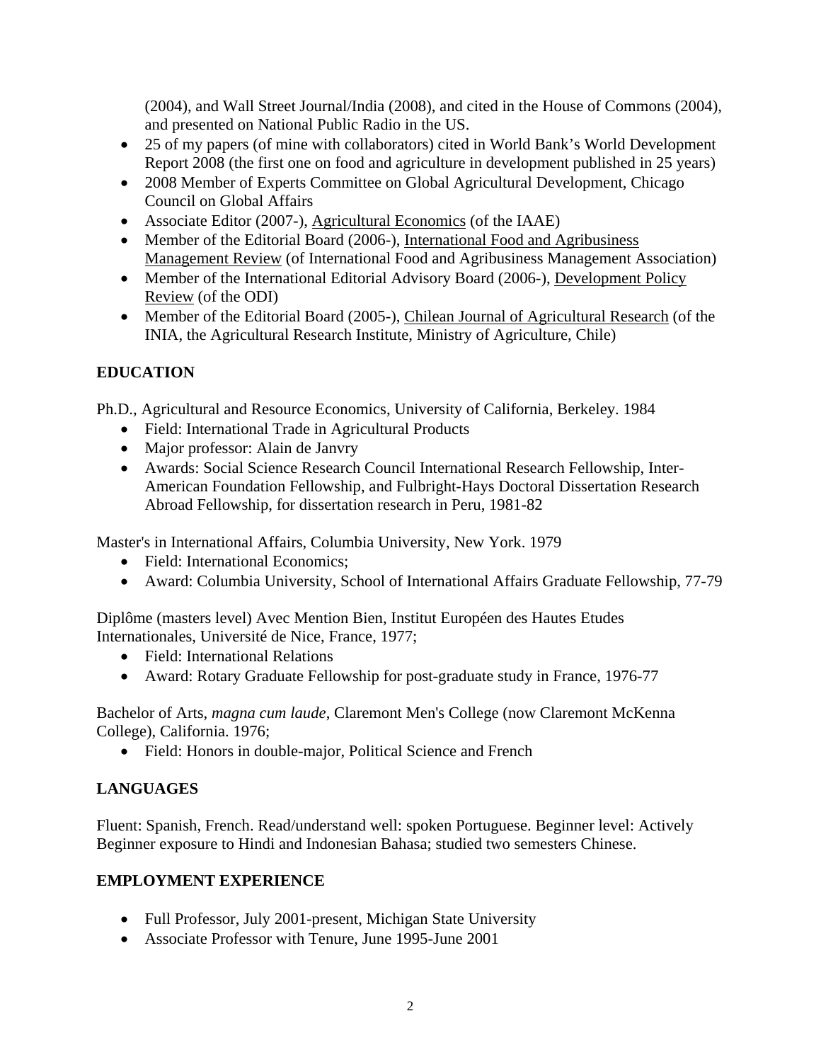(2004), and Wall Street Journal/India (2008), and cited in the House of Commons (2004), and presented on National Public Radio in the US.

- 25 of my papers (of mine with collaborators) cited in World Bank's World Development Report 2008 (the first one on food and agriculture in development published in 25 years)
- 2008 Member of Experts Committee on Global Agricultural Development, Chicago Council on Global Affairs
- Associate Editor (2007-), Agricultural Economics (of the IAAE)
- Member of the Editorial Board (2006-), International Food and Agribusiness Management Review (of International Food and Agribusiness Management Association)
- Member of the International Editorial Advisory Board (2006-), Development Policy Review (of the ODI)
- Member of the Editorial Board (2005-), Chilean Journal of Agricultural Research (of the INIA, the Agricultural Research Institute, Ministry of Agriculture, Chile)

## EDUCATION

Ph.D., Agricultural and Resource Economics, University of California, Berkeley. 1984

- Field: International Trade in Agricultural Products
- Major professor: Alain de Janvry
- Awards: Social Science Research Council International Research Fellowship, Inter-American Foundation Fellowship, and Fulbright-Hays Doctoral Dissertation Research Abroad Fellowship, for dissertation research in Peru, 1981-82

Master's in International Affairs, Columbia University, New York. 1979

- Field: International Economics;
- Award: Columbia University, School of International Affairs Graduate Fellowship, 77-79

Diplôme (masters level) Avec Mention Bien, Institut Européen des Hautes Etudes Internationales, Université de Nice, France, 1977;

- Field: International Relations
- Award: Rotary Graduate Fellowship for post-graduate study in France, 1976-77

Bachelor of Arts, *magna cum laude*, Claremont Men's College (now Claremont McKenna College), California. 1976;

- Field: Honors in double-major, Political Science and French

## LANGUAGES

Fluent: Spanish, French. Read/understand well: spoken Portuguese. Beginner level: Actively Beginner exposure to Hindi and Indonesian Bahasa; studied two semesters Chinese.

## EMPLOYMENT EXPERIENCE

- Full Professor, July 2001-present, Michigan State University
- Associate Professor with Tenure, June 1995-June 2001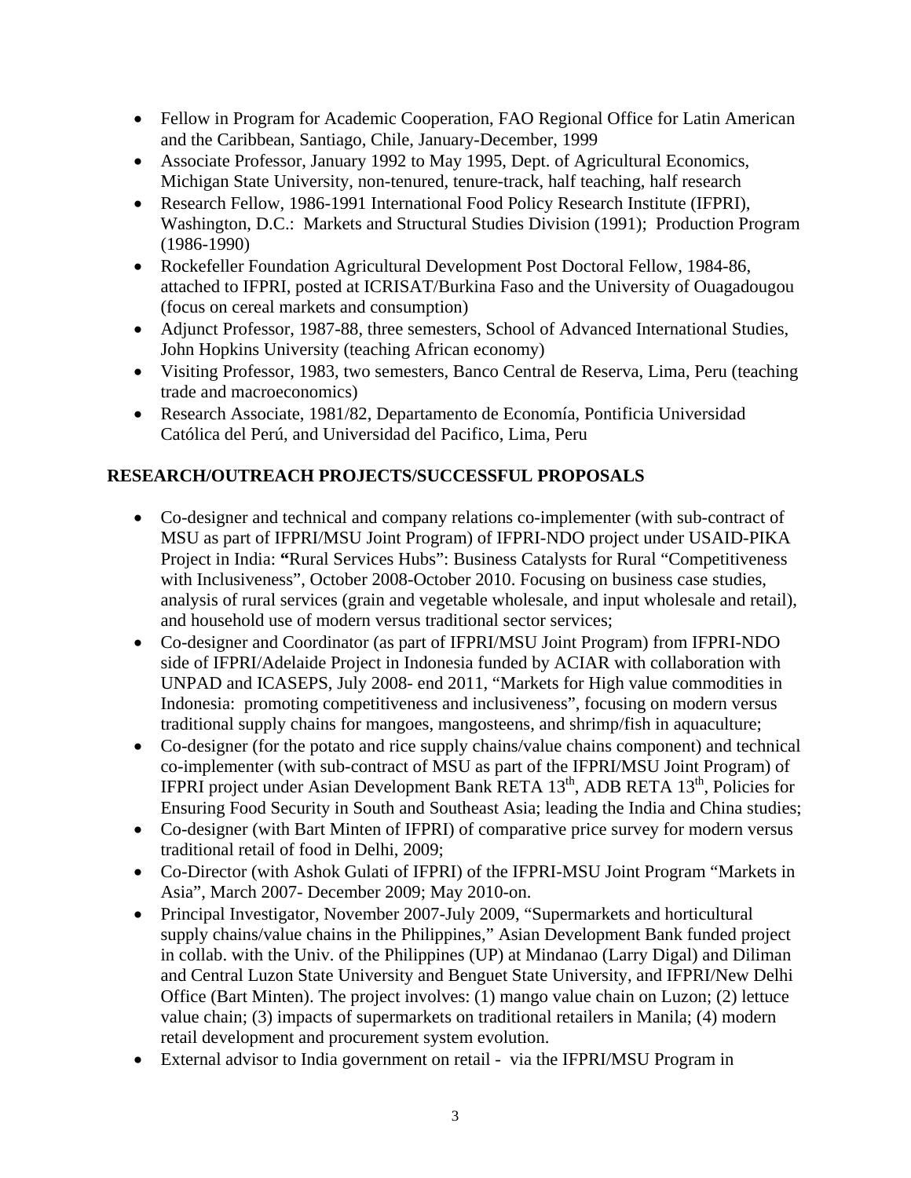- Fellow in Program for Academic Cooperation, FAO Regional Office for Latin American and the Caribbean, Santiago, Chile, January-December, 1999
- Associate Professor, January 1992 to May 1995, Dept. of Agricultural Economics, Michigan State University, non-tenured, tenure-track, half teaching, half research
- Research Fellow, 1986-1991 International Food Policy Research Institute (IFPRI), Washington, D.C.: Markets and Structural Studies Division (1991); Production Program (1986-1990)
- Rockefeller Foundation Agricultural Development Post Doctoral Fellow, 1984-86, attached to IFPRI, posted at ICRISAT/Burkina Faso and the University of Ouagadougou (focus on cereal markets and consumption)
- Adjunct Professor, 1987-88, three semesters, School of Advanced International Studies, John Hopkins University (teaching African economy)
- Visiting Professor, 1983, two semesters, Banco Central de Reserva, Lima, Peru (teaching trade and macroeconomics)
- Research Associate, 1981/82, Departamento de Economía, Pontificia Universidad Católica del Perú, and Universidad del Pacifico, Lima, Peru

## RESEARCH/OUTREACH PROJECTS/SUCCESSFUL PROPOSALS

- Co-designer and technical and company relations co-implementer (with sub-contract of MSU as part of IFPRI/MSU Joint Program) of IFPRI-NDO project under USAID-PIKA Project in India: **"**Rural Services Hubs": Business Catalysts for Rural "Competitiveness with Inclusiveness", October 2008-October 2010. Focusing on business case studies, analysis of rural services (grain and vegetable wholesale, and input wholesale and retail), and household use of modern versus traditional sector services;
- Co-designer and Coordinator (as part of IFPRI/MSU Joint Program) from IFPRI-NDO side of IFPRI/Adelaide Project in Indonesia funded by ACIAR with collaboration with UNPAD and ICASEPS, July 2008- end 2011, "Markets for High value commodities in Indonesia: promoting competitiveness and inclusiveness", focusing on modern versus traditional supply chains for mangoes, mangosteens, and shrimp/fish in aquaculture;
- Co-designer (for the potato and rice supply chains/value chains component) and technical co-implementer (with sub-contract of MSU as part of the IFPRI/MSU Joint Program) of IFPRI project under Asian Development Bank RETA 13th, ADB RETA 13th, Policies for Ensuring Food Security in South and Southeast Asia; leading the India and China studies;
- Co-designer (with Bart Minten of IFPRI) of comparative price survey for modern versus traditional retail of food in Delhi, 2009;
- Co-Director (with Ashok Gulati of IFPRI) of the IFPRI-MSU Joint Program "Markets in Asia", March 2007- December 2009; May 2010-on.
- Principal Investigator, November 2007-July 2009, "Supermarkets and horticultural supply chains/value chains in the Philippines," Asian Development Bank funded project in collab. with the Univ. of the Philippines (UP) at Mindanao (Larry Digal) and Diliman and Central Luzon State University and Benguet State University, and IFPRI/New Delhi Office (Bart Minten). The project involves: (1) mango value chain on Luzon; (2) lettuce value chain; (3) impacts of supermarkets on traditional retailers in Manila; (4) modern retail development and procurement system evolution.
- External advisor to India government on retail - via the IFPRI/MSU Program in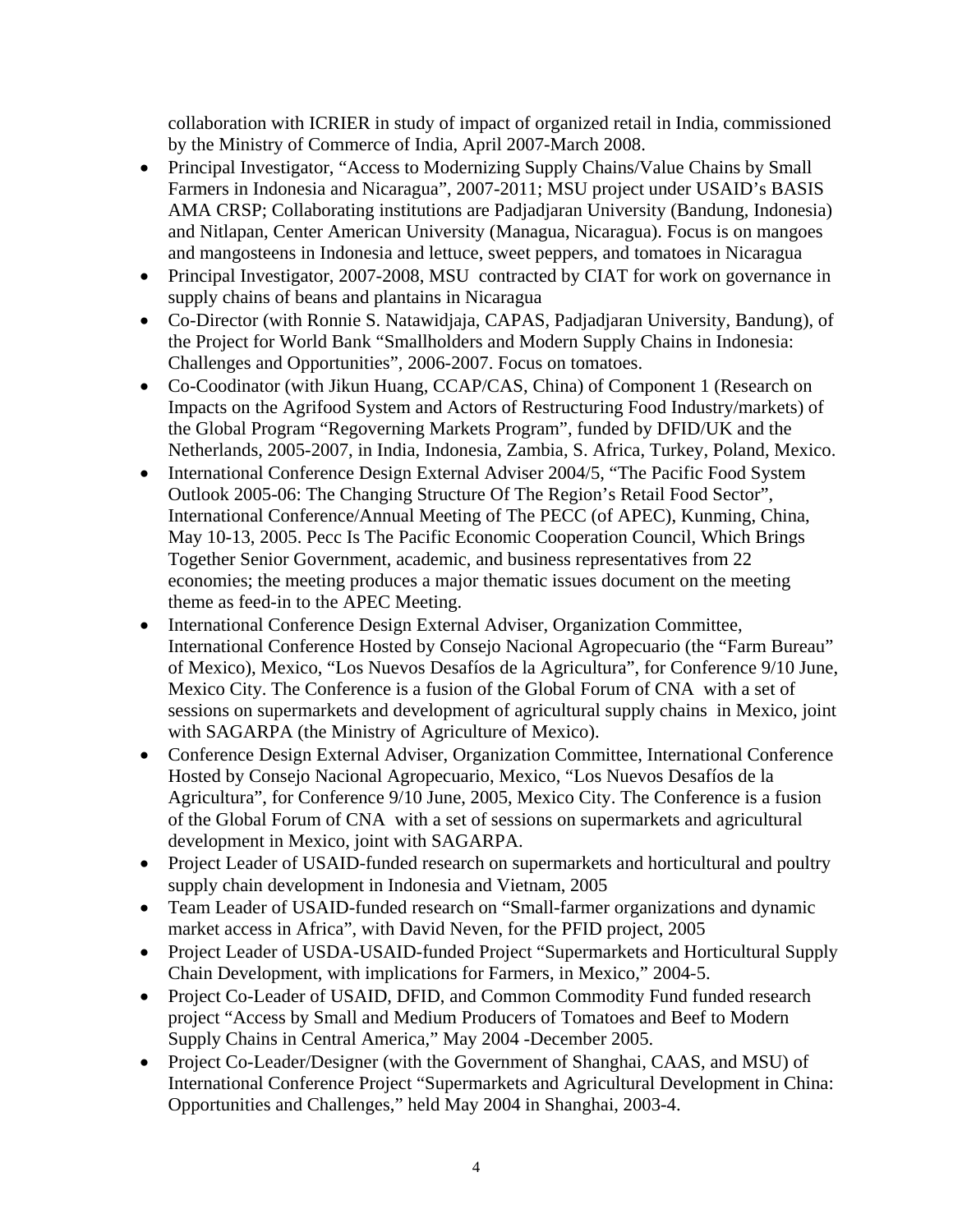collaboration with ICRIER in study of impact of organized retail in India, commissioned by the Ministry of Commerce of India, April 2007-March 2008.

- Principal Investigator, "Access to Modernizing Supply Chains/Value Chains by Small Farmers in Indonesia and Nicaragua", 2007-2011; MSU project under USAID's BASIS AMA CRSP; Collaborating institutions are Padjadjaran University (Bandung, Indonesia) and Nitlapan, Center American University (Managua, Nicaragua). Focus is on mangoes and mangosteens in Indonesia and lettuce, sweet peppers, and tomatoes in Nicaragua
- Principal Investigator, 2007-2008, MSU contracted by CIAT for work on governance in supply chains of beans and plantains in Nicaragua
- Co-Director (with Ronnie S. Natawidjaja, CAPAS, Padjadjaran University, Bandung), of the Project for World Bank "Smallholders and Modern Supply Chains in Indonesia: Challenges and Opportunities", 2006-2007. Focus on tomatoes.
- Co-Coodinator (with Jikun Huang, CCAP/CAS, China) of Component 1 (Research on Impacts on the Agrifood System and Actors of Restructuring Food Industry/markets) of the Global Program "Regoverning Markets Program", funded by DFID/UK and the Netherlands, 2005-2007, in India, Indonesia, Zambia, S. Africa, Turkey, Poland, Mexico.
- International Conference Design External Adviser 2004/5, "The Pacific Food System Outlook 2005-06: The Changing Structure Of The Region's Retail Food Sector", International Conference/Annual Meeting of The PECC (of APEC), Kunming, China, May 10-13, 2005. Pecc Is The Pacific Economic Cooperation Council, Which Brings Together Senior Government, academic, and business representatives from 22 economies; the meeting produces a major thematic issues document on the meeting theme as feed-in to the APEC Meeting.
- International Conference Design External Adviser, Organization Committee, International Conference Hosted by Consejo Nacional Agropecuario (the "Farm Bureau" of Mexico), Mexico, "Los Nuevos Desafíos de la Agricultura", for Conference 9/10 June, Mexico City. The Conference is a fusion of the Global Forum of CNA with a set of sessions on supermarkets and development of agricultural supply chains in Mexico, joint with SAGARPA (the Ministry of Agriculture of Mexico).
- Conference Design External Adviser, Organization Committee, International Conference Hosted by Consejo Nacional Agropecuario, Mexico, "Los Nuevos Desafíos de la Agricultura", for Conference 9/10 June, 2005, Mexico City. The Conference is a fusion of the Global Forum of CNA with a set of sessions on supermarkets and agricultural development in Mexico, joint with SAGARPA.
- Project Leader of USAID-funded research on supermarkets and horticultural and poultry supply chain development in Indonesia and Vietnam, 2005
- Team Leader of USAID-funded research on "Small-farmer organizations and dynamic market access in Africa", with David Neven, for the PFID project, 2005
- Project Leader of USDA-USAID-funded Project "Supermarkets and Horticultural Supply Chain Development, with implications for Farmers, in Mexico," 2004-5.
- Project Co-Leader of USAID, DFID, and Common Commodity Fund funded research project "Access by Small and Medium Producers of Tomatoes and Beef to Modern Supply Chains in Central America," May 2004 -December 2005.
- Project Co-Leader/Designer (with the Government of Shanghai, CAAS, and MSU) of International Conference Project "Supermarkets and Agricultural Development in China: Opportunities and Challenges," held May 2004 in Shanghai, 2003-4.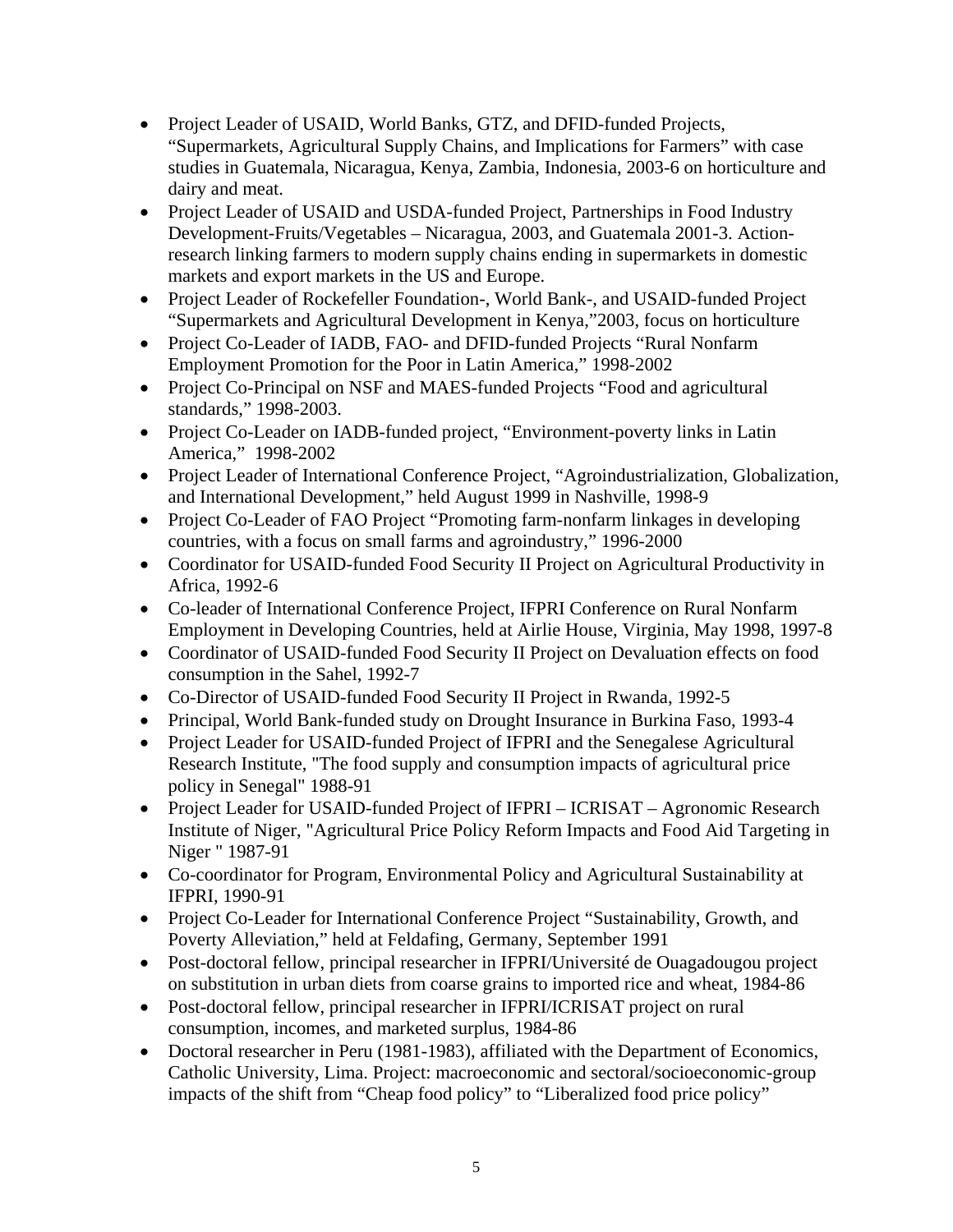- Project Leader of USAID, World Banks, GTZ, and DFID-funded Projects, "Supermarkets, Agricultural Supply Chains, and Implications for Farmers" with case studies in Guatemala, Nicaragua, Kenya, Zambia, Indonesia, 2003-6 on horticulture and dairy and meat.
- Project Leader of USAID and USDA-funded Project, Partnerships in Food Industry Development-Fruits/Vegetables – Nicaragua, 2003, and Guatemala 2001-3. Action-research linking farmers to modern supply chains ending in supermarkets in domestic markets and export markets in the US and Europe.
- Project Leader of Rockefeller Foundation-, World Bank-, and USAID-funded Project "Supermarkets and Agricultural Development in Kenya,"2003, focus on horticulture
- Project Co-Leader of IADB, FAO- and DFID-funded Projects "Rural Nonfarm Employment Promotion for the Poor in Latin America," 1998-2002
- Project Co-Principal on NSF and MAES-funded Projects "Food and agricultural standards," 1998-2003.
- Project Co-Leader on IADB-funded project, "Environment-poverty links in Latin America," 1998-2002
- Project Leader of International Conference Project, "Agroindustrialization, Globalization, and International Development," held August 1999 in Nashville, 1998-9
- Project Co-Leader of FAO Project "Promoting farm-nonfarm linkages in developing countries, with a focus on small farms and agroindustry," 1996-2000
- Coordinator for USAID-funded Food Security II Project on Agricultural Productivity in Africa, 1992-6
- Co-leader of International Conference Project, IFPRI Conference on Rural Nonfarm Employment in Developing Countries, held at Airlie House, Virginia, May 1998, 1997-8
- Coordinator of USAID-funded Food Security II Project on Devaluation effects on food consumption in the Sahel, 1992-7
- Co-Director of USAID-funded Food Security II Project in Rwanda, 1992-5
- Principal, World Bank-funded study on Drought Insurance in Burkina Faso, 1993-4
- Project Leader for USAID-funded Project of IFPRI and the Senegalese Agricultural Research Institute, "The food supply and consumption impacts of agricultural price policy in Senegal" 1988-91
- Project Leader for USAID-funded Project of IFPRI – ICRISAT – Agronomic Research Institute of Niger, "Agricultural Price Policy Reform Impacts and Food Aid Targeting in Niger " 1987-91
- Co-coordinator for Program, Environmental Policy and Agricultural Sustainability at IFPRI, 1990-91
- Project Co-Leader for International Conference Project "Sustainability, Growth, and Poverty Alleviation," held at Feldafing, Germany, September 1991
- Post-doctoral fellow, principal researcher in IFPRI/Université de Ouagadougou project on substitution in urban diets from coarse grains to imported rice and wheat, 1984-86
- Post-doctoral fellow, principal researcher in IFPRI/ICRISAT project on rural consumption, incomes, and marketed surplus, 1984-86
- Doctoral researcher in Peru (1981-1983), affiliated with the Department of Economics, Catholic University, Lima. Project: macroeconomic and sectoral/socioeconomic-group impacts of the shift from "Cheap food policy" to "Liberalized food price policy"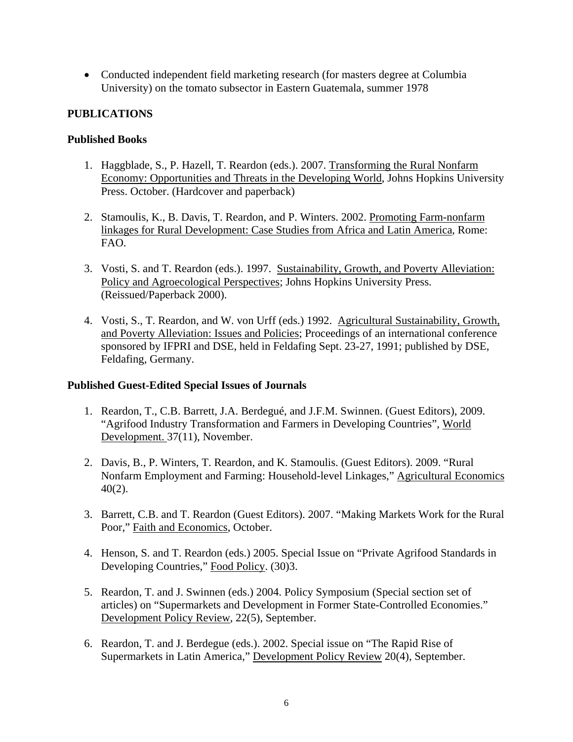- Conducted independent field marketing research (for masters degree at Columbia University) on the tomato subsector in Eastern Guatemala, summer 1978

## PUBLICATIONS

### Published Books

1. Haggblade, S., P. Hazell, T. Reardon (eds.). 2007. Transforming the Rural Nonfarm Economy: Opportunities and Threats in the Developing World, Johns Hopkins University Press. October. (Hardcover and paperback)

2. Stamoulis, K., B. Davis, T. Reardon, and P. Winters. 2002. Promoting Farm-nonfarm linkages for Rural Development: Case Studies from Africa and Latin America, Rome: FAO.

3. Vosti, S. and T. Reardon (eds.). 1997. Sustainability, Growth, and Poverty Alleviation: Policy and Agroecological Perspectives; Johns Hopkins University Press. (Reissued/Paperback 2000).

4. Vosti, S., T. Reardon, and W. von Urff (eds.) 1992. Agricultural Sustainability, Growth, and Poverty Alleviation: Issues and Policies; Proceedings of an international conference sponsored by IFPRI and DSE, held in Feldafing Sept. 23-27, 1991; published by DSE, Feldafing, Germany.

### Published Guest-Edited Special Issues of Journals

1. Reardon, T., C.B. Barrett, J.A. Berdegué, and J.F.M. Swinnen. (Guest Editors), 2009. "Agrifood Industry Transformation and Farmers in Developing Countries", World Development. 37(11), November.

2. Davis, B., P. Winters, T. Reardon, and K. Stamoulis. (Guest Editors). 2009. "Rural Nonfarm Employment and Farming: Household-level Linkages," Agricultural Economics 40(2).

3. Barrett, C.B. and T. Reardon (Guest Editors). 2007. "Making Markets Work for the Rural Poor," Faith and Economics, October.

4. Henson, S. and T. Reardon (eds.) 2005. Special Issue on "Private Agrifood Standards in Developing Countries," Food Policy. (30)3.

5. Reardon, T. and J. Swinnen (eds.) 2004. Policy Symposium (Special section set of articles) on "Supermarkets and Development in Former State-Controlled Economies." Development Policy Review, 22(5), September.

6. Reardon, T. and J. Berdegue (eds.). 2002. Special issue on "The Rapid Rise of Supermarkets in Latin America," Development Policy Review 20(4), September.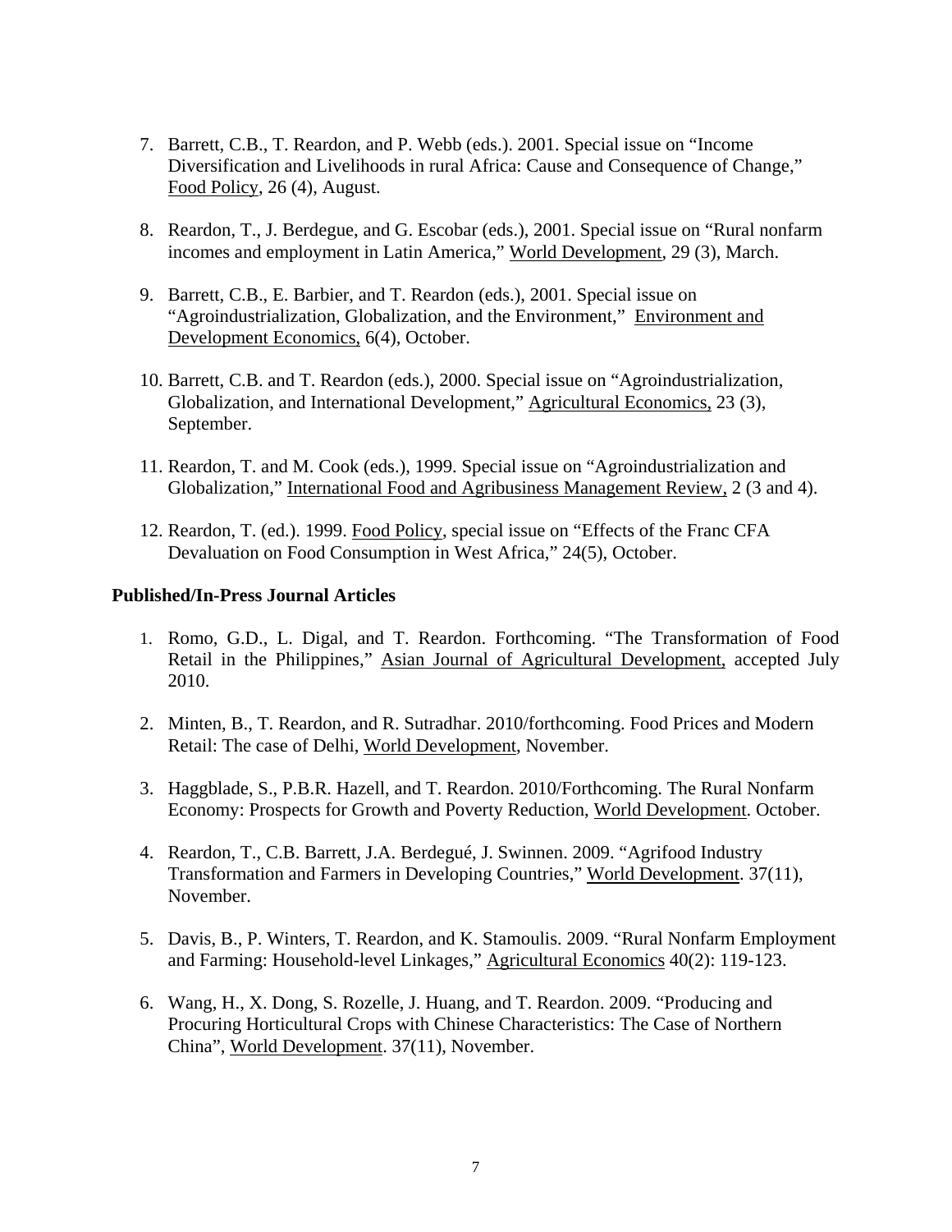7. Barrett, C.B., T. Reardon, and P. Webb (eds.). 2001. Special issue on "Income Diversification and Livelihoods in rural Africa: Cause and Consequence of Change," Food Policy, 26 (4), August.

8. Reardon, T., J. Berdegue, and G. Escobar (eds.), 2001. Special issue on "Rural nonfarm incomes and employment in Latin America," World Development, 29 (3), March.

9. Barrett, C.B., E. Barbier, and T. Reardon (eds.), 2001. Special issue on "Agroindustrialization, Globalization, and the Environment," Environment and Development Economics, 6(4), October.

10. Barrett, C.B. and T. Reardon (eds.), 2000. Special issue on "Agroindustrialization, Globalization, and International Development," Agricultural Economics, 23 (3), September.

11. Reardon, T. and M. Cook (eds.), 1999. Special issue on "Agroindustrialization and Globalization," International Food and Agribusiness Management Review, 2 (3 and 4).

12. Reardon, T. (ed.). 1999. Food Policy, special issue on "Effects of the Franc CFA Devaluation on Food Consumption in West Africa," 24(5), October.

**Published/In-Press Journal Articles**

1. Romo, G.D., L. Digal, and T. Reardon. Forthcoming. "The Transformation of Food Retail in the Philippines," Asian Journal of Agricultural Development, accepted July 2010.

2. Minten, B., T. Reardon, and R. Sutradhar. 2010/forthcoming. Food Prices and Modern Retail: The case of Delhi, World Development, November.

3. Haggblade, S., P.B.R. Hazell, and T. Reardon. 2010/Forthcoming. The Rural Nonfarm Economy: Prospects for Growth and Poverty Reduction, World Development. October.

4. Reardon, T., C.B. Barrett, J.A. Berdegué, J. Swinnen. 2009. "Agrifood Industry Transformation and Farmers in Developing Countries," World Development. 37(11), November.

5. Davis, B., P. Winters, T. Reardon, and K. Stamoulis. 2009. "Rural Nonfarm Employment and Farming: Household-level Linkages," Agricultural Economics 40(2): 119-123.

6. Wang, H., X. Dong, S. Rozelle, J. Huang, and T. Reardon. 2009. "Producing and Procuring Horticultural Crops with Chinese Characteristics: The Case of Northern China", World Development. 37(11), November.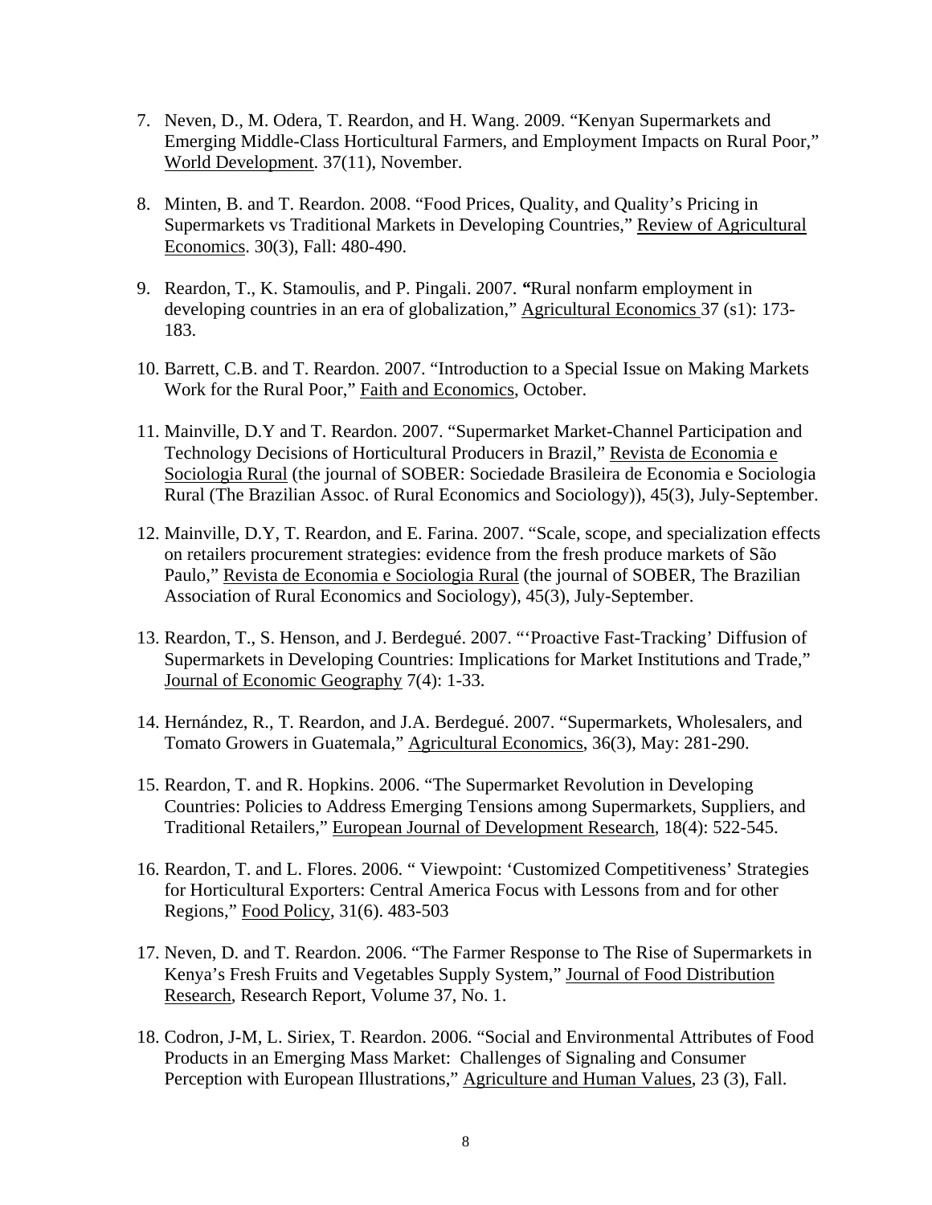7. Neven, D., M. Odera, T. Reardon, and H. Wang. 2009. "Kenyan Supermarkets and Emerging Middle-Class Horticultural Farmers, and Employment Impacts on Rural Poor," World Development. 37(11), November.

8. Minten, B. and T. Reardon. 2008. "Food Prices, Quality, and Quality's Pricing in Supermarkets vs Traditional Markets in Developing Countries," Review of Agricultural Economics. 30(3), Fall: 480-490.

9. Reardon, T., K. Stamoulis, and P. Pingali. 2007. **"**Rural nonfarm employment in developing countries in an era of globalization," Agricultural Economics 37 (s1): 173-183.

10. Barrett, C.B. and T. Reardon. 2007. "Introduction to a Special Issue on Making Markets Work for the Rural Poor," Faith and Economics, October.

11. Mainville, D.Y and T. Reardon. 2007. "Supermarket Market-Channel Participation and Technology Decisions of Horticultural Producers in Brazil," Revista de Economia e Sociologia Rural (the journal of SOBER: Sociedade Brasileira de Economia e Sociologia Rural (The Brazilian Assoc. of Rural Economics and Sociology)), 45(3), July-September.

12. Mainville, D.Y, T. Reardon, and E. Farina. 2007. "Scale, scope, and specialization effects on retailers procurement strategies: evidence from the fresh produce markets of São Paulo," Revista de Economia e Sociologia Rural (the journal of SOBER, The Brazilian Association of Rural Economics and Sociology), 45(3), July-September.

13. Reardon, T., S. Henson, and J. Berdegué. 2007. "'Proactive Fast-Tracking' Diffusion of Supermarkets in Developing Countries: Implications for Market Institutions and Trade," Journal of Economic Geography 7(4): 1-33.

14. Hernández, R., T. Reardon, and J.A. Berdegué. 2007. "Supermarkets, Wholesalers, and Tomato Growers in Guatemala," Agricultural Economics, 36(3), May: 281-290.

15. Reardon, T. and R. Hopkins. 2006. "The Supermarket Revolution in Developing Countries: Policies to Address Emerging Tensions among Supermarkets, Suppliers, and Traditional Retailers," European Journal of Development Research, 18(4): 522-545.

16. Reardon, T. and L. Flores. 2006. " Viewpoint: 'Customized Competitiveness' Strategies for Horticultural Exporters: Central America Focus with Lessons from and for other Regions," Food Policy, 31(6). 483-503

17. Neven, D. and T. Reardon. 2006. "The Farmer Response to The Rise of Supermarkets in Kenya's Fresh Fruits and Vegetables Supply System," Journal of Food Distribution Research, Research Report, Volume 37, No. 1.

18. Codron, J-M, L. Siriex, T. Reardon. 2006. "Social and Environmental Attributes of Food Products in an Emerging Mass Market: Challenges of Signaling and Consumer Perception with European Illustrations," Agriculture and Human Values, 23 (3), Fall.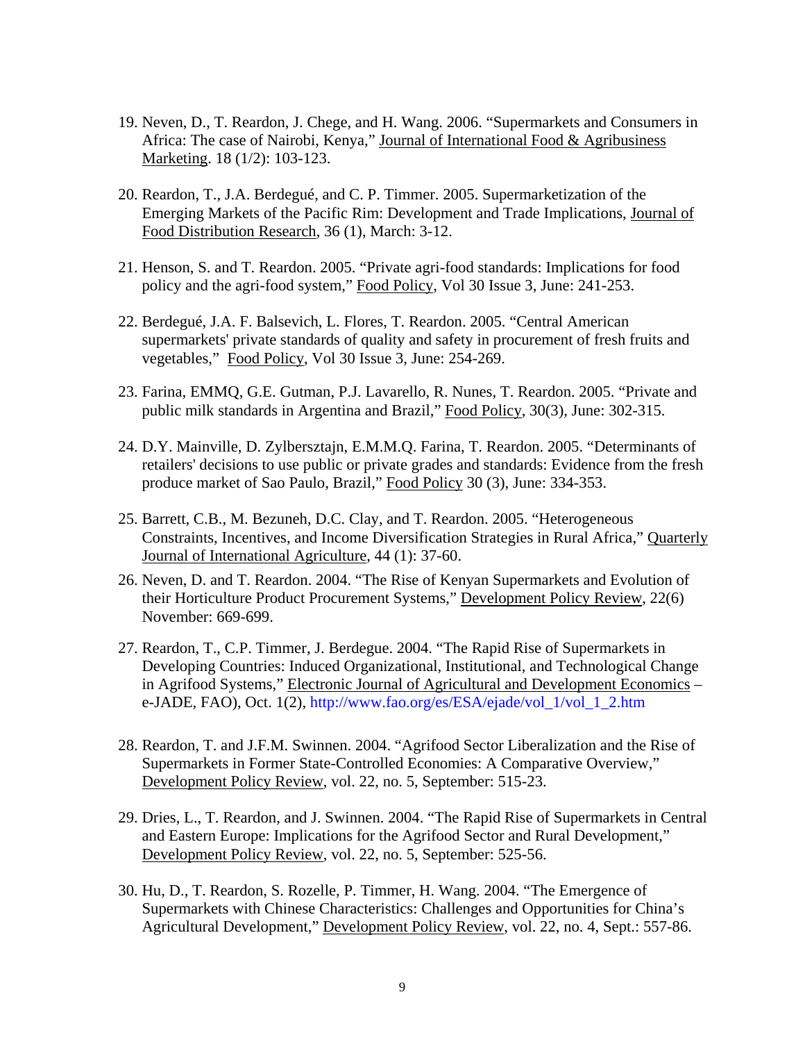19. Neven, D., T. Reardon, J. Chege, and H. Wang. 2006. “Supermarkets and Consumers in Africa: The case of Nairobi, Kenya,” Journal of International Food & Agribusiness Marketing. 18 (1/2): 103-123.

20. Reardon, T., J.A. Berdegué, and C. P. Timmer. 2005. Supermarketization of the Emerging Markets of the Pacific Rim: Development and Trade Implications, Journal of Food Distribution Research, 36 (1), March: 3-12.

21. Henson, S. and T. Reardon. 2005. “Private agri-food standards: Implications for food policy and the agri-food system,” Food Policy, Vol 30 Issue 3, June: 241-253.

22. Berdegué, J.A. F. Balsevich, L. Flores, T. Reardon. 2005. “Central American supermarkets' private standards of quality and safety in procurement of fresh fruits and vegetables,” Food Policy, Vol 30 Issue 3, June: 254-269.

23. Farina, EMMQ, G.E. Gutman, P.J. Lavarello, R. Nunes, T. Reardon. 2005. “Private and public milk standards in Argentina and Brazil,” Food Policy, 30(3), June: 302-315.

24. D.Y. Mainville, D. Zylbersztajn, E.M.M.Q. Farina, T. Reardon. 2005. “Determinants of retailers' decisions to use public or private grades and standards: Evidence from the fresh produce market of Sao Paulo, Brazil,” Food Policy 30 (3), June: 334-353.

25. Barrett, C.B., M. Bezuneh, D.C. Clay, and T. Reardon. 2005. “Heterogeneous Constraints, Incentives, and Income Diversification Strategies in Rural Africa,” Quarterly Journal of International Agriculture, 44 (1): 37-60.

26. Neven, D. and T. Reardon. 2004. “The Rise of Kenyan Supermarkets and Evolution of their Horticulture Product Procurement Systems,” Development Policy Review, 22(6) November: 669-699.

27. Reardon, T., C.P. Timmer, J. Berdegue. 2004. “The Rapid Rise of Supermarkets in Developing Countries: Induced Organizational, Institutional, and Technological Change in Agrifood Systems,” Electronic Journal of Agricultural and Development Economics – e-JADE, FAO), Oct. 1(2), http://www.fao.org/es/ESA/ejade/vol_1/vol_1_2.htm

28. Reardon, T. and J.F.M. Swinnen. 2004. “Agrifood Sector Liberalization and the Rise of Supermarkets in Former State-Controlled Economies: A Comparative Overview,” Development Policy Review, vol. 22, no. 5, September: 515-23.

29. Dries, L., T. Reardon, and J. Swinnen. 2004. “The Rapid Rise of Supermarkets in Central and Eastern Europe: Implications for the Agrifood Sector and Rural Development,” Development Policy Review, vol. 22, no. 5, September: 525-56.

30. Hu, D., T. Reardon, S. Rozelle, P. Timmer, H. Wang. 2004. “The Emergence of Supermarkets with Chinese Characteristics: Challenges and Opportunities for China’s Agricultural Development,” Development Policy Review, vol. 22, no. 4, Sept.: 557-86.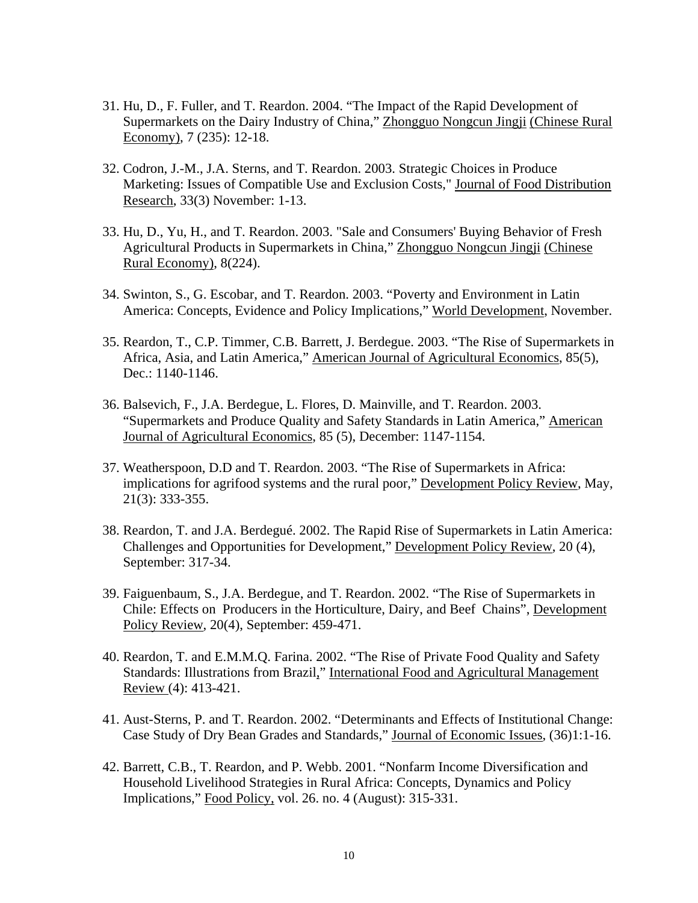31. Hu, D., F. Fuller, and T. Reardon. 2004. “The Impact of the Rapid Development of Supermarkets on the Dairy Industry of China,” Zhongguo Nongcun Jingji (Chinese Rural Economy), 7 (235): 12-18.

32. Codron, J.-M., J.A. Sterns, and T. Reardon. 2003. Strategic Choices in Produce Marketing: Issues of Compatible Use and Exclusion Costs," Journal of Food Distribution Research, 33(3) November: 1-13.

33. Hu, D., Yu, H., and T. Reardon. 2003. "Sale and Consumers' Buying Behavior of Fresh Agricultural Products in Supermarkets in China," Zhongguo Nongcun Jingji (Chinese Rural Economy), 8(224).

34. Swinton, S., G. Escobar, and T. Reardon. 2003. “Poverty and Environment in Latin America: Concepts, Evidence and Policy Implications,” World Development, November.

35. Reardon, T., C.P. Timmer, C.B. Barrett, J. Berdegue. 2003. “The Rise of Supermarkets in Africa, Asia, and Latin America,” American Journal of Agricultural Economics, 85(5), Dec.: 1140-1146.

36. Balsevich, F., J.A. Berdegue, L. Flores, D. Mainville, and T. Reardon. 2003. “Supermarkets and Produce Quality and Safety Standards in Latin America,” American Journal of Agricultural Economics, 85 (5), December: 1147-1154.

37. Weatherspoon, D.D and T. Reardon. 2003. “The Rise of Supermarkets in Africa: implications for agrifood systems and the rural poor,” Development Policy Review, May, 21(3): 333-355.

38. Reardon, T. and J.A. Berdegué. 2002. The Rapid Rise of Supermarkets in Latin America: Challenges and Opportunities for Development,” Development Policy Review, 20 (4), September: 317-34.

39. Faiguenbaum, S., J.A. Berdegue, and T. Reardon. 2002. “The Rise of Supermarkets in Chile: Effects on Producers in the Horticulture, Dairy, and Beef Chains”, Development Policy Review, 20(4), September: 459-471.

40. Reardon, T. and E.M.M.Q. Farina. 2002. “The Rise of Private Food Quality and Safety Standards: Illustrations from Brazil,” International Food and Agricultural Management Review (4): 413-421.

41. Aust-Sterns, P. and T. Reardon. 2002. “Determinants and Effects of Institutional Change: Case Study of Dry Bean Grades and Standards,” Journal of Economic Issues, (36)1:1-16.

42. Barrett, C.B., T. Reardon, and P. Webb. 2001. “Nonfarm Income Diversification and Household Livelihood Strategies in Rural Africa: Concepts, Dynamics and Policy Implications,” Food Policy, vol. 26. no. 4 (August): 315-331.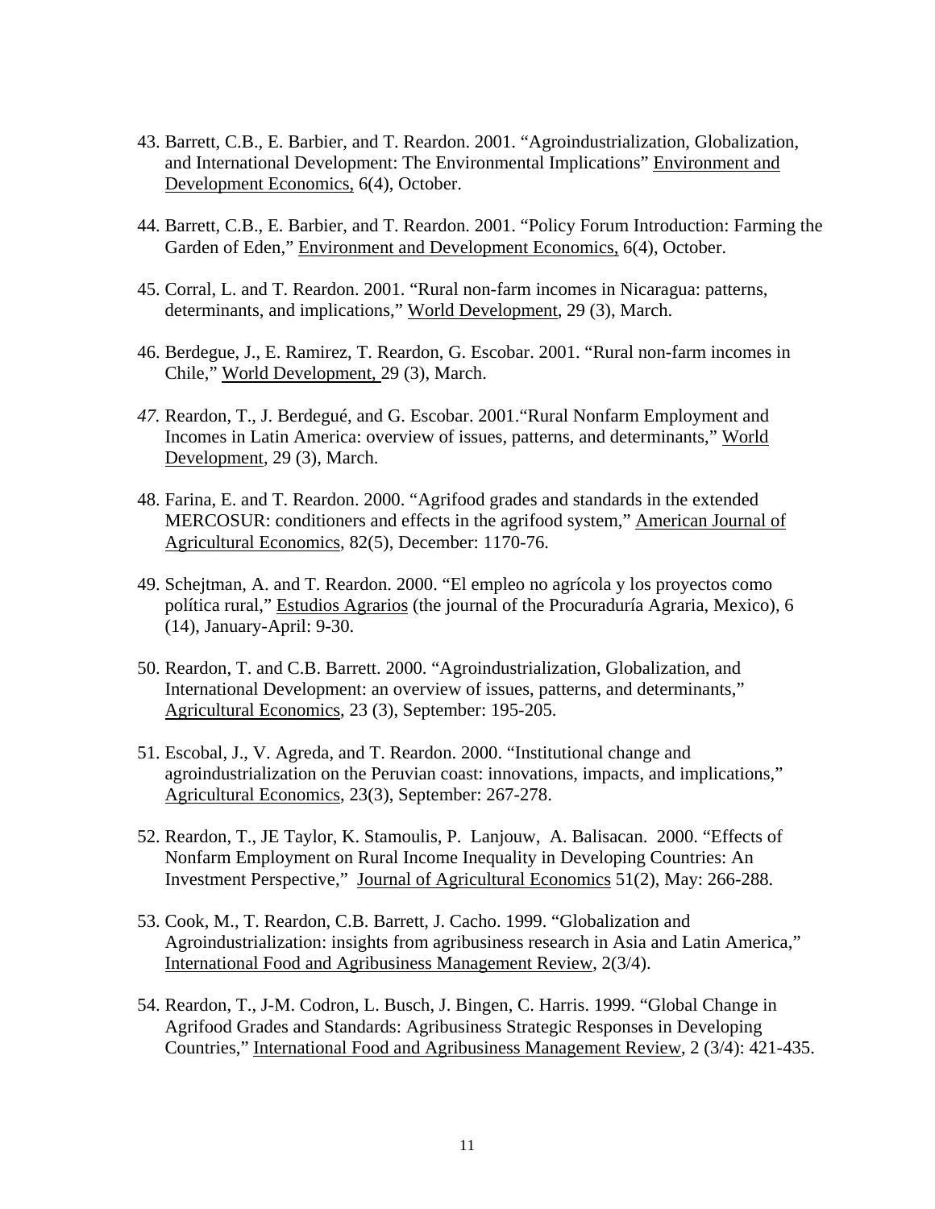43. Barrett, C.B., E. Barbier, and T. Reardon. 2001. "Agroindustrialization, Globalization, and International Development: The Environmental Implications" Environment and Development Economics, 6(4), October.

44. Barrett, C.B., E. Barbier, and T. Reardon. 2001. "Policy Forum Introduction: Farming the Garden of Eden," Environment and Development Economics, 6(4), October.

45. Corral, L. and T. Reardon. 2001. "Rural non-farm incomes in Nicaragua: patterns, determinants, and implications," World Development, 29 (3), March.

46. Berdegue, J., E. Ramirez, T. Reardon, G. Escobar. 2001. "Rural non-farm incomes in Chile," World Development, 29 (3), March.

47. Reardon, T., J. Berdegué, and G. Escobar. 2001."Rural Nonfarm Employment and Incomes in Latin America: overview of issues, patterns, and determinants," World Development, 29 (3), March.

48. Farina, E. and T. Reardon. 2000. "Agrifood grades and standards in the extended MERCOSUR: conditioners and effects in the agrifood system," American Journal of Agricultural Economics, 82(5), December: 1170-76.

49. Schejtman, A. and T. Reardon. 2000. "El empleo no agrícola y los proyectos como política rural," Estudios Agrarios (the journal of the Procuraduría Agraria, Mexico), 6 (14), January-April: 9-30.

50. Reardon, T. and C.B. Barrett. 2000. "Agroindustrialization, Globalization, and International Development: an overview of issues, patterns, and determinants," Agricultural Economics, 23 (3), September: 195-205.

51. Escobal, J., V. Agreda, and T. Reardon. 2000. "Institutional change and agroindustrialization on the Peruvian coast: innovations, impacts, and implications," Agricultural Economics, 23(3), September: 267-278.

52. Reardon, T., JE Taylor, K. Stamoulis, P. Lanjouw, A. Balisacan. 2000. "Effects of Nonfarm Employment on Rural Income Inequality in Developing Countries: An Investment Perspective," Journal of Agricultural Economics 51(2), May: 266-288.

53. Cook, M., T. Reardon, C.B. Barrett, J. Cacho. 1999. "Globalization and Agroindustrialization: insights from agribusiness research in Asia and Latin America," International Food and Agribusiness Management Review, 2(3/4).

54. Reardon, T., J-M. Codron, L. Busch, J. Bingen, C. Harris. 1999. "Global Change in Agrifood Grades and Standards: Agribusiness Strategic Responses in Developing Countries," International Food and Agribusiness Management Review, 2 (3/4): 421-435.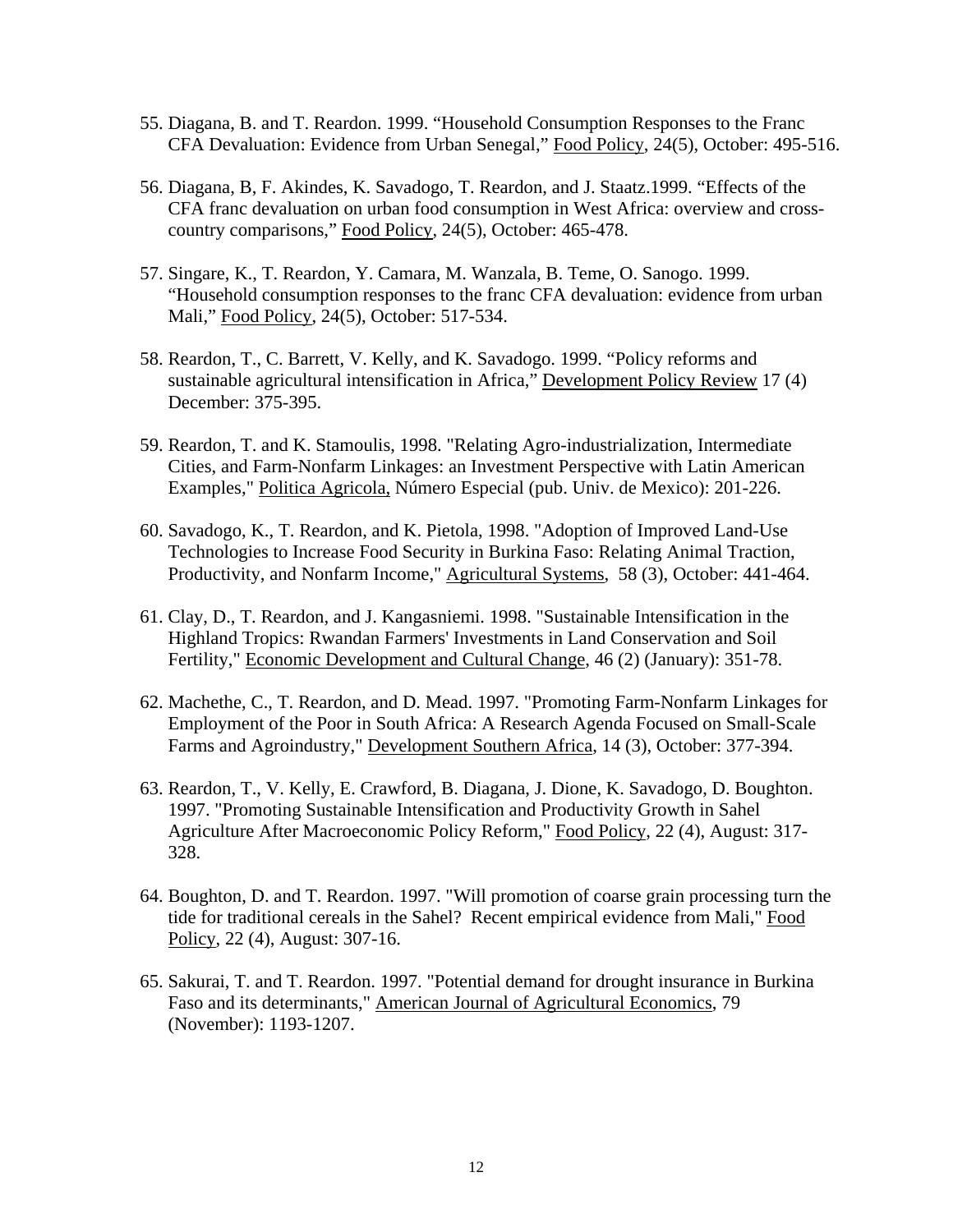55. Diagana, B. and T. Reardon. 1999. “Household Consumption Responses to the Franc CFA Devaluation: Evidence from Urban Senegal,” Food Policy, 24(5), October: 495-516.

56. Diagana, B, F. Akindes, K. Savadogo, T. Reardon, and J. Staatz.1999. “Effects of the CFA franc devaluation on urban food consumption in West Africa: overview and cross-country comparisons,” Food Policy, 24(5), October: 465-478.

57. Singare, K., T. Reardon, Y. Camara, M. Wanzala, B. Teme, O. Sanogo. 1999. “Household consumption responses to the franc CFA devaluation: evidence from urban Mali,” Food Policy, 24(5), October: 517-534.

58. Reardon, T., C. Barrett, V. Kelly, and K. Savadogo. 1999. “Policy reforms and sustainable agricultural intensification in Africa,” Development Policy Review 17 (4) December: 375-395.

59. Reardon, T. and K. Stamoulis, 1998. "Relating Agro-industrialization, Intermediate Cities, and Farm-Nonfarm Linkages: an Investment Perspective with Latin American Examples," Politica Agricola, Número Especial (pub. Univ. de Mexico): 201-226.

60. Savadogo, K., T. Reardon, and K. Pietola, 1998. "Adoption of Improved Land-Use Technologies to Increase Food Security in Burkina Faso: Relating Animal Traction, Productivity, and Nonfarm Income," Agricultural Systems, 58 (3), October: 441-464.

61. Clay, D., T. Reardon, and J. Kangasniemi. 1998. "Sustainable Intensification in the Highland Tropics: Rwandan Farmers' Investments in Land Conservation and Soil Fertility," Economic Development and Cultural Change, 46 (2) (January): 351-78.

62. Machethe, C., T. Reardon, and D. Mead. 1997. "Promoting Farm-Nonfarm Linkages for Employment of the Poor in South Africa: A Research Agenda Focused on Small-Scale Farms and Agroindustry," Development Southern Africa, 14 (3), October: 377-394.

63. Reardon, T., V. Kelly, E. Crawford, B. Diagana, J. Dione, K. Savadogo, D. Boughton. 1997. "Promoting Sustainable Intensification and Productivity Growth in Sahel Agriculture After Macroeconomic Policy Reform," Food Policy, 22 (4), August: 317-328.

64. Boughton, D. and T. Reardon. 1997. "Will promotion of coarse grain processing turn the tide for traditional cereals in the Sahel? Recent empirical evidence from Mali," Food Policy, 22 (4), August: 307-16.

65. Sakurai, T. and T. Reardon. 1997. "Potential demand for drought insurance in Burkina Faso and its determinants," American Journal of Agricultural Economics, 79 (November): 1193-1207.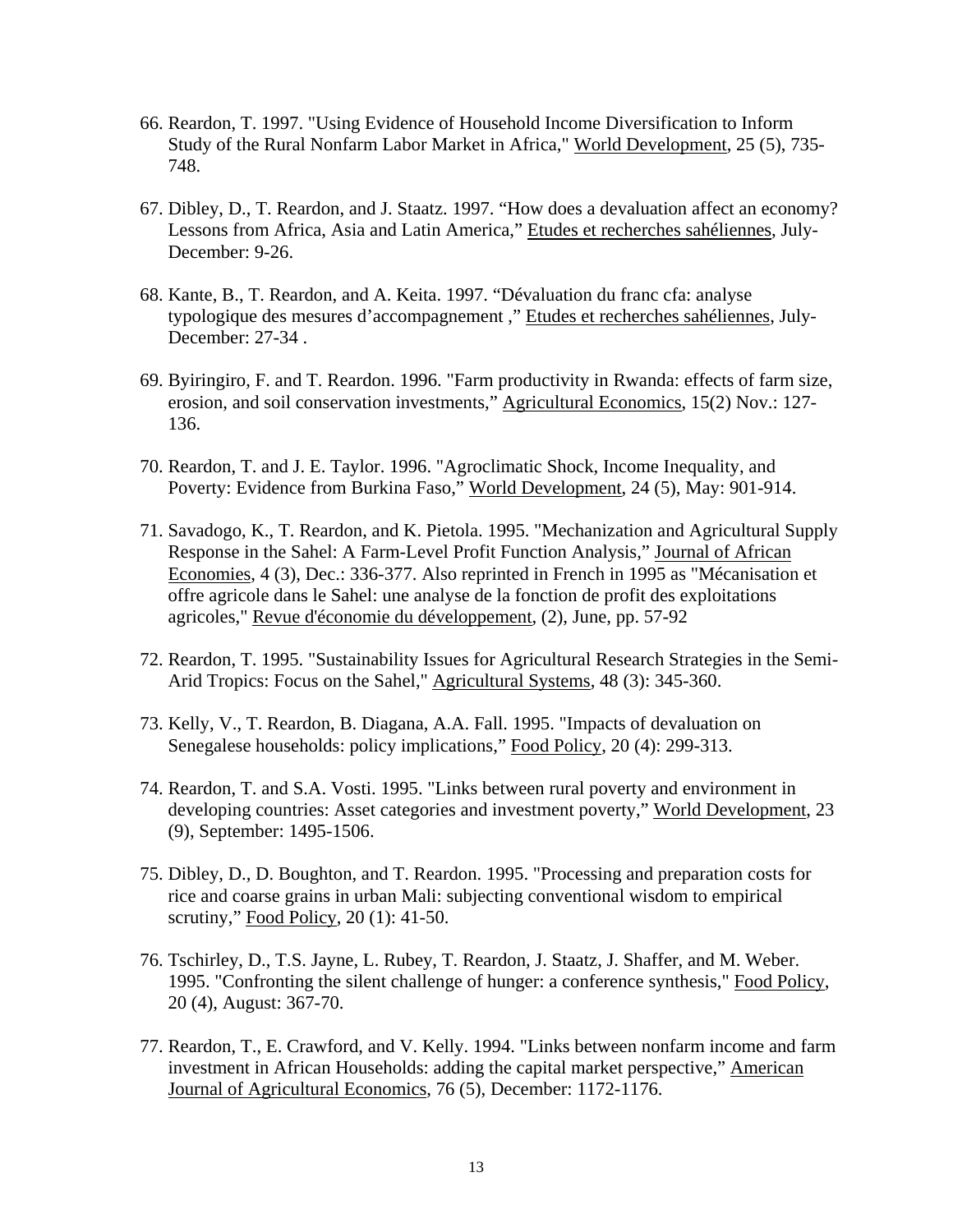66. Reardon, T. 1997. "Using Evidence of Household Income Diversification to Inform Study of the Rural Nonfarm Labor Market in Africa," World Development, 25 (5), 735-748.

67. Dibley, D., T. Reardon, and J. Staatz. 1997. "How does a devaluation affect an economy? Lessons from Africa, Asia and Latin America," Etudes et recherches sahéliennes, July-December: 9-26.

68. Kante, B., T. Reardon, and A. Keita. 1997. "Dévaluation du franc cfa: analyse typologique des mesures d'accompagnement ," Etudes et recherches sahéliennes, July-December: 27-34 .

69. Byiringiro, F. and T. Reardon. 1996. "Farm productivity in Rwanda: effects of farm size, erosion, and soil conservation investments," Agricultural Economics, 15(2) Nov.: 127-136.

70. Reardon, T. and J. E. Taylor. 1996. "Agroclimatic Shock, Income Inequality, and Poverty: Evidence from Burkina Faso," World Development, 24 (5), May: 901-914.

71. Savadogo, K., T. Reardon, and K. Pietola. 1995. "Mechanization and Agricultural Supply Response in the Sahel: A Farm-Level Profit Function Analysis," Journal of African Economies, 4 (3), Dec.: 336-377. Also reprinted in French in 1995 as "Mécanisation et offre agricole dans le Sahel: une analyse de la fonction de profit des exploitations agricoles," Revue d'économie du développement, (2), June, pp. 57-92

72. Reardon, T. 1995. "Sustainability Issues for Agricultural Research Strategies in the Semi-Arid Tropics: Focus on the Sahel," Agricultural Systems, 48 (3): 345-360.

73. Kelly, V., T. Reardon, B. Diagana, A.A. Fall. 1995. "Impacts of devaluation on Senegalese households: policy implications," Food Policy, 20 (4): 299-313.

74. Reardon, T. and S.A. Vosti. 1995. "Links between rural poverty and environment in developing countries: Asset categories and investment poverty," World Development, 23 (9), September: 1495-1506.

75. Dibley, D., D. Boughton, and T. Reardon. 1995. "Processing and preparation costs for rice and coarse grains in urban Mali: subjecting conventional wisdom to empirical scrutiny," Food Policy, 20 (1): 41-50.

76. Tschirley, D., T.S. Jayne, L. Rubey, T. Reardon, J. Staatz, J. Shaffer, and M. Weber. 1995. "Confronting the silent challenge of hunger: a conference synthesis," Food Policy, 20 (4), August: 367-70.

77. Reardon, T., E. Crawford, and V. Kelly. 1994. "Links between nonfarm income and farm investment in African Households: adding the capital market perspective," American Journal of Agricultural Economics, 76 (5), December: 1172-1176.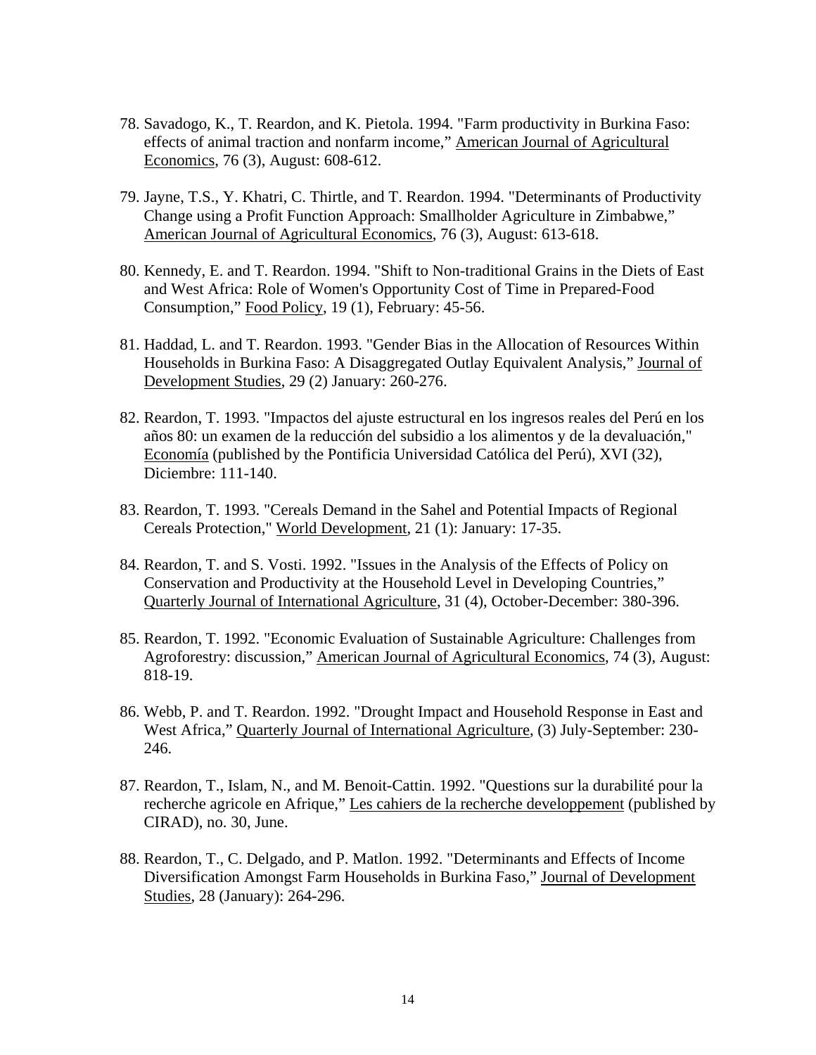78. Savadogo, K., T. Reardon, and K. Pietola. 1994. "Farm productivity in Burkina Faso: effects of animal traction and nonfarm income," American Journal of Agricultural Economics, 76 (3), August: 608-612.

79. Jayne, T.S., Y. Khatri, C. Thirtle, and T. Reardon. 1994. "Determinants of Productivity Change using a Profit Function Approach: Smallholder Agriculture in Zimbabwe," American Journal of Agricultural Economics, 76 (3), August: 613-618.

80. Kennedy, E. and T. Reardon. 1994. "Shift to Non-traditional Grains in the Diets of East and West Africa: Role of Women's Opportunity Cost of Time in Prepared-Food Consumption," Food Policy, 19 (1), February: 45-56.

81. Haddad, L. and T. Reardon. 1993. "Gender Bias in the Allocation of Resources Within Households in Burkina Faso: A Disaggregated Outlay Equivalent Analysis," Journal of Development Studies, 29 (2) January: 260-276.

82. Reardon, T. 1993. "Impactos del ajuste estructural en los ingresos reales del Perú en los años 80: un examen de la reducción del subsidio a los alimentos y de la devaluación," Economía (published by the Pontificia Universidad Católica del Perú), XVI (32), Diciembre: 111-140.

83. Reardon, T. 1993. "Cereals Demand in the Sahel and Potential Impacts of Regional Cereals Protection," World Development, 21 (1): January: 17-35.

84. Reardon, T. and S. Vosti. 1992. "Issues in the Analysis of the Effects of Policy on Conservation and Productivity at the Household Level in Developing Countries," Quarterly Journal of International Agriculture, 31 (4), October-December: 380-396.

85. Reardon, T. 1992. "Economic Evaluation of Sustainable Agriculture: Challenges from Agroforestry: discussion," American Journal of Agricultural Economics, 74 (3), August: 818-19.

86. Webb, P. and T. Reardon. 1992. "Drought Impact and Household Response in East and West Africa," Quarterly Journal of International Agriculture, (3) July-September: 230-246.

87. Reardon, T., Islam, N., and M. Benoit-Cattin. 1992. "Questions sur la durabilité pour la recherche agricole en Afrique," Les cahiers de la recherche developpement (published by CIRAD), no. 30, June.

88. Reardon, T., C. Delgado, and P. Matlon. 1992. "Determinants and Effects of Income Diversification Amongst Farm Households in Burkina Faso," Journal of Development Studies, 28 (January): 264-296.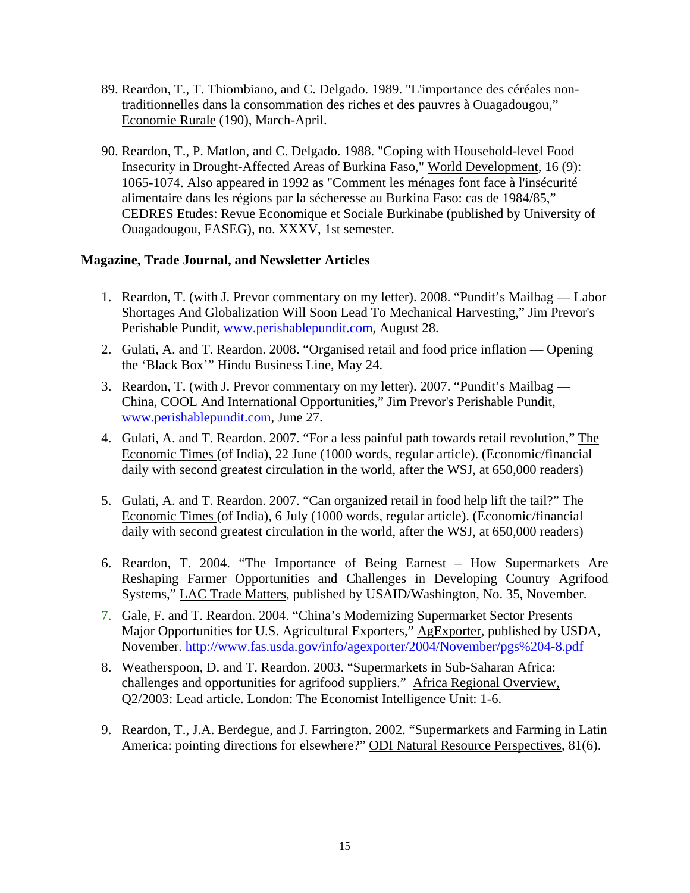89. Reardon, T., T. Thiombiano, and C. Delgado. 1989. "L'importance des céréales non-traditionnelles dans la consommation des riches et des pauvres à Ouagadougou," Economie Rurale (190), March-April.

90. Reardon, T., P. Matlon, and C. Delgado. 1988. "Coping with Household-level Food Insecurity in Drought-Affected Areas of Burkina Faso," World Development, 16 (9): 1065-1074. Also appeared in 1992 as "Comment les ménages font face à l'insécurité alimentaire dans les régions par la sécheresse au Burkina Faso: cas de 1984/85," CEDRES Etudes: Revue Economique et Sociale Burkinabe (published by University of Ouagadougou, FASEG), no. XXXV, 1st semester.

**Magazine, Trade Journal, and Newsletter Articles**

1. Reardon, T. (with J. Prevor commentary on my letter). 2008. "Pundit's Mailbag — Labor Shortages And Globalization Will Soon Lead To Mechanical Harvesting," Jim Prevor's Perishable Pundit, www.perishablepundit.com, August 28.
2. Gulati, A. and T. Reardon. 2008. "Organised retail and food price inflation — Opening the 'Black Box'" Hindu Business Line, May 24.
3. Reardon, T. (with J. Prevor commentary on my letter). 2007. "Pundit's Mailbag — China, COOL And International Opportunities," Jim Prevor's Perishable Pundit, www.perishablepundit.com, June 27.
4. Gulati, A. and T. Reardon. 2007. "For a less painful path towards retail revolution," The Economic Times (of India), 22 June (1000 words, regular article). (Economic/financial daily with second greatest circulation in the world, after the WSJ, at 650,000 readers)
5. Gulati, A. and T. Reardon. 2007. "Can organized retail in food help lift the tail?" The Economic Times (of India), 6 July (1000 words, regular article). (Economic/financial daily with second greatest circulation in the world, after the WSJ, at 650,000 readers)
6. Reardon, T. 2004. "The Importance of Being Earnest – How Supermarkets Are Reshaping Farmer Opportunities and Challenges in Developing Country Agrifood Systems," LAC Trade Matters, published by USAID/Washington, No. 35, November.
7. Gale, F. and T. Reardon. 2004. "China's Modernizing Supermarket Sector Presents Major Opportunities for U.S. Agricultural Exporters," AgExporter, published by USDA, November. http://www.fas.usda.gov/info/agexporter/2004/November/pgs%204-8.pdf
8. Weatherspoon, D. and T. Reardon. 2003. "Supermarkets in Sub-Saharan Africa: challenges and opportunities for agrifood suppliers." Africa Regional Overview, Q2/2003: Lead article. London: The Economist Intelligence Unit: 1-6.
9. Reardon, T., J.A. Berdegue, and J. Farrington. 2002. "Supermarkets and Farming in Latin America: pointing directions for elsewhere?" ODI Natural Resource Perspectives, 81(6).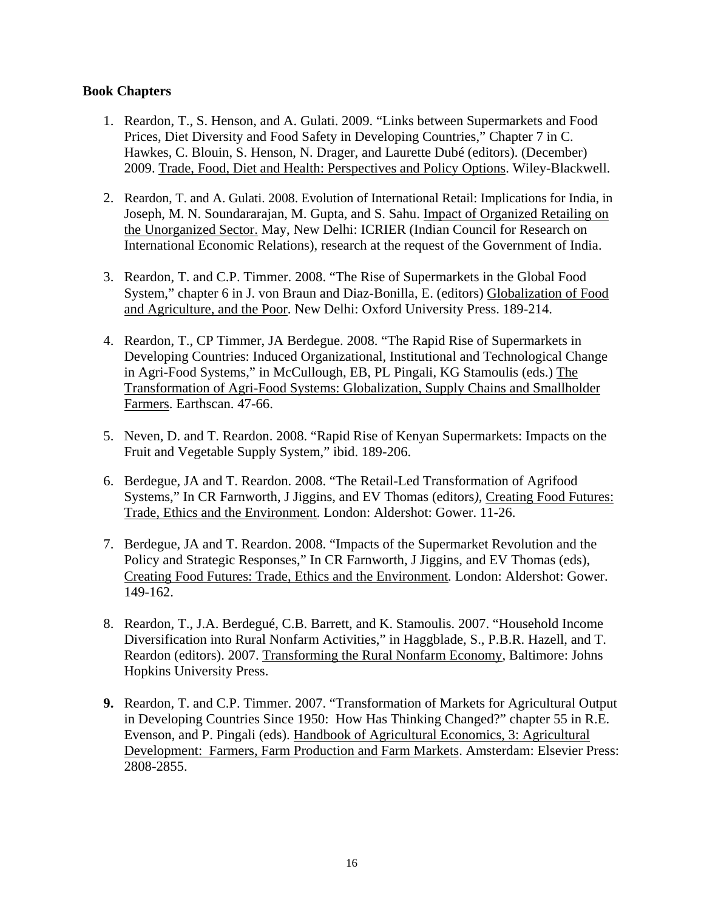**Book Chapters**

1. Reardon, T., S. Henson, and A. Gulati. 2009. "Links between Supermarkets and Food Prices, Diet Diversity and Food Safety in Developing Countries," Chapter 7 in C. Hawkes, C. Blouin, S. Henson, N. Drager, and Laurette Dubé (editors). (December) 2009. Trade, Food, Diet and Health: Perspectives and Policy Options. Wiley-Blackwell.

2. Reardon, T. and A. Gulati. 2008. Evolution of International Retail: Implications for India, in Joseph, M. N. Soundararajan, M. Gupta, and S. Sahu. Impact of Organized Retailing on the Unorganized Sector. May, New Delhi: ICRIER (Indian Council for Research on International Economic Relations), research at the request of the Government of India.

3. Reardon, T. and C.P. Timmer. 2008. "The Rise of Supermarkets in the Global Food System," chapter 6 in J. von Braun and Diaz-Bonilla, E. (editors) Globalization of Food and Agriculture, and the Poor. New Delhi: Oxford University Press. 189-214.

4. Reardon, T., CP Timmer, JA Berdegue. 2008. "The Rapid Rise of Supermarkets in Developing Countries: Induced Organizational, Institutional and Technological Change in Agri-Food Systems," in McCullough, EB, PL Pingali, KG Stamoulis (eds.) The Transformation of Agri-Food Systems: Globalization, Supply Chains and Smallholder Farmers. Earthscan. 47-66.

5. Neven, D. and T. Reardon. 2008. "Rapid Rise of Kenyan Supermarkets: Impacts on the Fruit and Vegetable Supply System," ibid. 189-206.

6. Berdegue, JA and T. Reardon. 2008. "The Retail-Led Transformation of Agrifood Systems," In CR Farnworth, J Jiggins, and EV Thomas (editors), Creating Food Futures: Trade, Ethics and the Environment. London: Aldershot: Gower. 11-26.

7. Berdegue, JA and T. Reardon. 2008. "Impacts of the Supermarket Revolution and the Policy and Strategic Responses," In CR Farnworth, J Jiggins, and EV Thomas (eds), Creating Food Futures: Trade, Ethics and the Environment. London: Aldershot: Gower. 149-162.

8. Reardon, T., J.A. Berdegué, C.B. Barrett, and K. Stamoulis. 2007. "Household Income Diversification into Rural Nonfarm Activities," in Haggblade, S., P.B.R. Hazell, and T. Reardon (editors). 2007. Transforming the Rural Nonfarm Economy, Baltimore: Johns Hopkins University Press.

9. Reardon, T. and C.P. Timmer. 2007. "Transformation of Markets for Agricultural Output in Developing Countries Since 1950: How Has Thinking Changed?" chapter 55 in R.E. Evenson, and P. Pingali (eds). Handbook of Agricultural Economics, 3: Agricultural Development: Farmers, Farm Production and Farm Markets. Amsterdam: Elsevier Press: 2808-2855.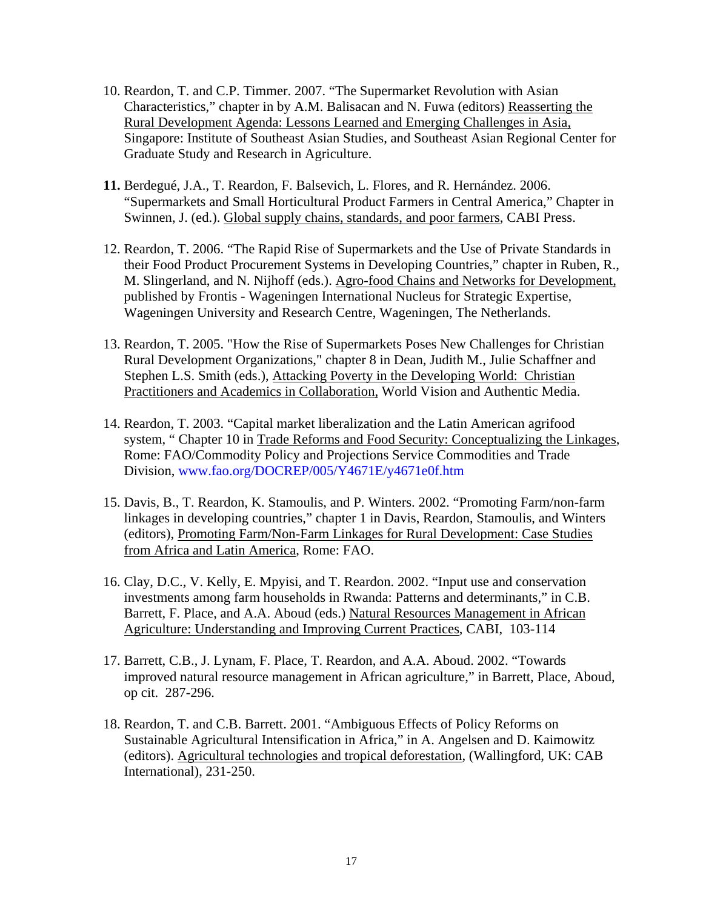10. Reardon, T. and C.P. Timmer. 2007. "The Supermarket Revolution with Asian Characteristics," chapter in by A.M. Balisacan and N. Fuwa (editors) Reasserting the Rural Development Agenda: Lessons Learned and Emerging Challenges in Asia, Singapore: Institute of Southeast Asian Studies, and Southeast Asian Regional Center for Graduate Study and Research in Agriculture.

11. Berdegué, J.A., T. Reardon, F. Balsevich, L. Flores, and R. Hernández. 2006. "Supermarkets and Small Horticultural Product Farmers in Central America," Chapter in Swinnen, J. (ed.). Global supply chains, standards, and poor farmers, CABI Press.

12. Reardon, T. 2006. "The Rapid Rise of Supermarkets and the Use of Private Standards in their Food Product Procurement Systems in Developing Countries," chapter in Ruben, R., M. Slingerland, and N. Nijhoff (eds.). Agro-food Chains and Networks for Development, published by Frontis - Wageningen International Nucleus for Strategic Expertise, Wageningen University and Research Centre, Wageningen, The Netherlands.

13. Reardon, T. 2005. "How the Rise of Supermarkets Poses New Challenges for Christian Rural Development Organizations," chapter 8 in Dean, Judith M., Julie Schaffner and Stephen L.S. Smith (eds.), Attacking Poverty in the Developing World: Christian Practitioners and Academics in Collaboration, World Vision and Authentic Media.

14. Reardon, T. 2003. "Capital market liberalization and the Latin American agrifood system, " Chapter 10 in Trade Reforms and Food Security: Conceptualizing the Linkages, Rome: FAO/Commodity Policy and Projections Service Commodities and Trade Division, www.fao.org/DOCREP/005/Y4671E/y4671e0f.htm

15. Davis, B., T. Reardon, K. Stamoulis, and P. Winters. 2002. "Promoting Farm/non-farm linkages in developing countries," chapter 1 in Davis, Reardon, Stamoulis, and Winters (editors), Promoting Farm/Non-Farm Linkages for Rural Development: Case Studies from Africa and Latin America, Rome: FAO.

16. Clay, D.C., V. Kelly, E. Mpyisi, and T. Reardon. 2002. "Input use and conservation investments among farm households in Rwanda: Patterns and determinants," in C.B. Barrett, F. Place, and A.A. Aboud (eds.) Natural Resources Management in African Agriculture: Understanding and Improving Current Practices, CABI, 103-114

17. Barrett, C.B., J. Lynam, F. Place, T. Reardon, and A.A. Aboud. 2002. "Towards improved natural resource management in African agriculture," in Barrett, Place, Aboud, op cit. 287-296.

18. Reardon, T. and C.B. Barrett. 2001. "Ambiguous Effects of Policy Reforms on Sustainable Agricultural Intensification in Africa," in A. Angelsen and D. Kaimowitz (editors). Agricultural technologies and tropical deforestation, (Wallingford, UK: CAB International), 231-250.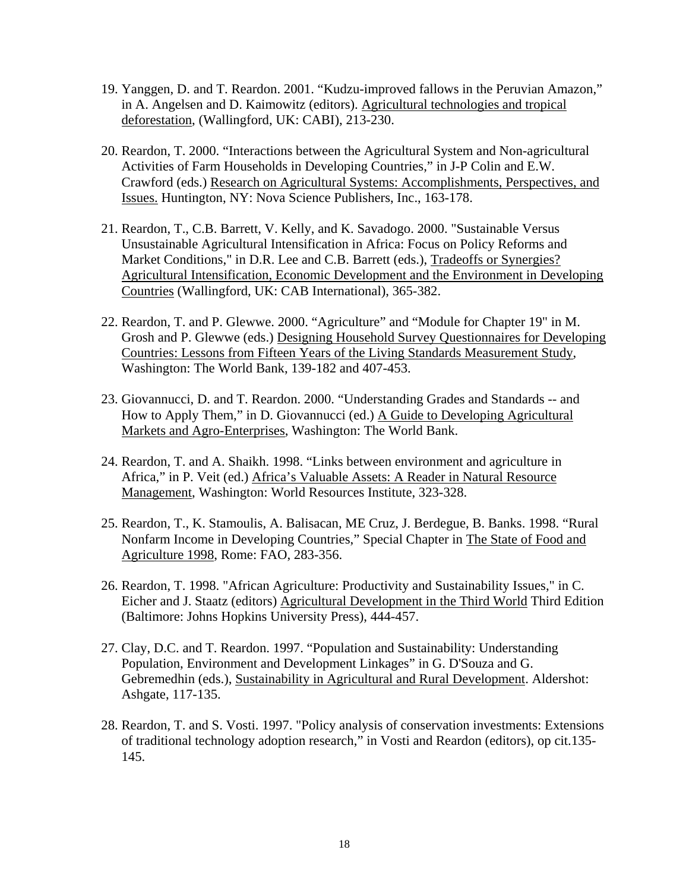19. Yanggen, D. and T. Reardon. 2001. "Kudzu-improved fallows in the Peruvian Amazon," in A. Angelsen and D. Kaimowitz (editors). Agricultural technologies and tropical deforestation, (Wallingford, UK: CABI), 213-230.

20. Reardon, T. 2000. "Interactions between the Agricultural System and Non-agricultural Activities of Farm Households in Developing Countries," in J-P Colin and E.W. Crawford (eds.) Research on Agricultural Systems: Accomplishments, Perspectives, and Issues. Huntington, NY: Nova Science Publishers, Inc., 163-178.

21. Reardon, T., C.B. Barrett, V. Kelly, and K. Savadogo. 2000. "Sustainable Versus Unsustainable Agricultural Intensification in Africa: Focus on Policy Reforms and Market Conditions," in D.R. Lee and C.B. Barrett (eds.), Tradeoffs or Synergies? Agricultural Intensification, Economic Development and the Environment in Developing Countries (Wallingford, UK: CAB International), 365-382.

22. Reardon, T. and P. Glewwe. 2000. "Agriculture" and "Module for Chapter 19" in M. Grosh and P. Glewwe (eds.) Designing Household Survey Questionnaires for Developing Countries: Lessons from Fifteen Years of the Living Standards Measurement Study, Washington: The World Bank, 139-182 and 407-453.

23. Giovannucci, D. and T. Reardon. 2000. "Understanding Grades and Standards -- and How to Apply Them," in D. Giovannucci (ed.) A Guide to Developing Agricultural Markets and Agro-Enterprises, Washington: The World Bank.

24. Reardon, T. and A. Shaikh. 1998. "Links between environment and agriculture in Africa," in P. Veit (ed.) Africa's Valuable Assets: A Reader in Natural Resource Management, Washington: World Resources Institute, 323-328.

25. Reardon, T., K. Stamoulis, A. Balisacan, ME Cruz, J. Berdegue, B. Banks. 1998. "Rural Nonfarm Income in Developing Countries," Special Chapter in The State of Food and Agriculture 1998, Rome: FAO, 283-356.

26. Reardon, T. 1998. "African Agriculture: Productivity and Sustainability Issues," in C. Eicher and J. Staatz (editors) Agricultural Development in the Third World Third Edition (Baltimore: Johns Hopkins University Press), 444-457.

27. Clay, D.C. and T. Reardon. 1997. "Population and Sustainability: Understanding Population, Environment and Development Linkages" in G. D'Souza and G. Gebremedhin (eds.), Sustainability in Agricultural and Rural Development. Aldershot: Ashgate, 117-135.

28. Reardon, T. and S. Vosti. 1997. "Policy analysis of conservation investments: Extensions of traditional technology adoption research," in Vosti and Reardon (editors), op cit.135-145.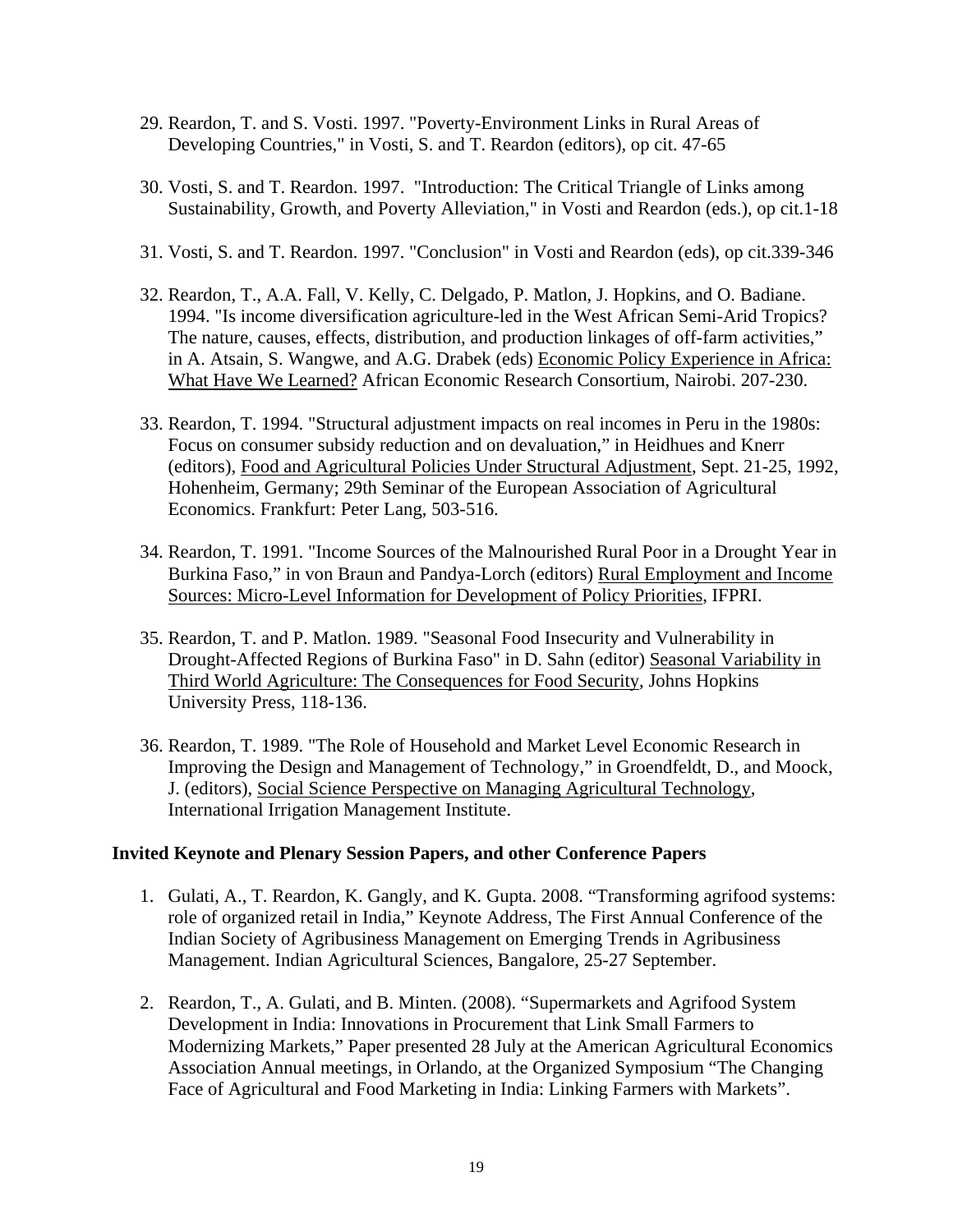29. Reardon, T. and S. Vosti. 1997. "Poverty-Environment Links in Rural Areas of Developing Countries," in Vosti, S. and T. Reardon (editors), op cit. 47-65

30. Vosti, S. and T. Reardon. 1997. "Introduction: The Critical Triangle of Links among Sustainability, Growth, and Poverty Alleviation," in Vosti and Reardon (eds.), op cit.1-18

31. Vosti, S. and T. Reardon. 1997. "Conclusion" in Vosti and Reardon (eds), op cit.339-346

32. Reardon, T., A.A. Fall, V. Kelly, C. Delgado, P. Matlon, J. Hopkins, and O. Badiane. 1994. "Is income diversification agriculture-led in the West African Semi-Arid Tropics? The nature, causes, effects, distribution, and production linkages of off-farm activities," in A. Atsain, S. Wangwe, and A.G. Drabek (eds) Economic Policy Experience in Africa: What Have We Learned? African Economic Research Consortium, Nairobi. 207-230.

33. Reardon, T. 1994. "Structural adjustment impacts on real incomes in Peru in the 1980s: Focus on consumer subsidy reduction and on devaluation," in Heidhues and Knerr (editors), Food and Agricultural Policies Under Structural Adjustment, Sept. 21-25, 1992, Hohenheim, Germany; 29th Seminar of the European Association of Agricultural Economics. Frankfurt: Peter Lang, 503-516.

34. Reardon, T. 1991. "Income Sources of the Malnourished Rural Poor in a Drought Year in Burkina Faso," in von Braun and Pandya-Lorch (editors) Rural Employment and Income Sources: Micro-Level Information for Development of Policy Priorities, IFPRI.

35. Reardon, T. and P. Matlon. 1989. "Seasonal Food Insecurity and Vulnerability in Drought-Affected Regions of Burkina Faso" in D. Sahn (editor) Seasonal Variability in Third World Agriculture: The Consequences for Food Security, Johns Hopkins University Press, 118-136.

36. Reardon, T. 1989. "The Role of Household and Market Level Economic Research in Improving the Design and Management of Technology," in Groendfeldt, D., and Moock, J. (editors), Social Science Perspective on Managing Agricultural Technology, International Irrigation Management Institute.

**Invited Keynote and Plenary Session Papers, and other Conference Papers**

1. Gulati, A., T. Reardon, K. Gangly, and K. Gupta. 2008. "Transforming agrifood systems: role of organized retail in India," Keynote Address, The First Annual Conference of the Indian Society of Agribusiness Management on Emerging Trends in Agribusiness Management. Indian Agricultural Sciences, Bangalore, 25-27 September.

2. Reardon, T., A. Gulati, and B. Minten. (2008). "Supermarkets and Agrifood System Development in India: Innovations in Procurement that Link Small Farmers to Modernizing Markets," Paper presented 28 July at the American Agricultural Economics Association Annual meetings, in Orlando, at the Organized Symposium "The Changing Face of Agricultural and Food Marketing in India: Linking Farmers with Markets".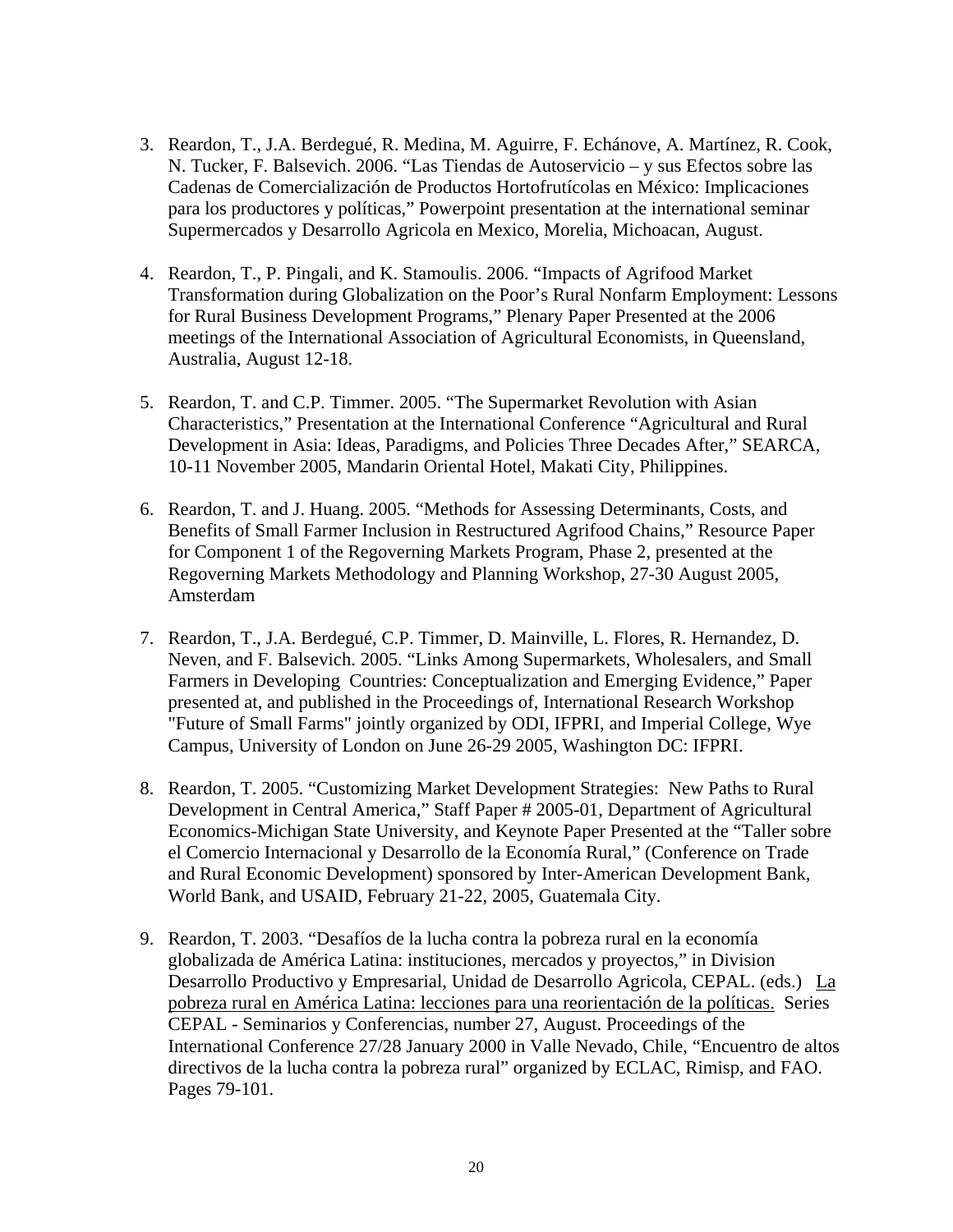3. Reardon, T., J.A. Berdegué, R. Medina, M. Aguirre, F. Echánove, A. Martínez, R. Cook, N. Tucker, F. Balsevich. 2006. "Las Tiendas de Autoservicio – y sus Efectos sobre las Cadenas de Comercialización de Productos Hortofrutícolas en México: Implicaciones para los productores y políticas," Powerpoint presentation at the international seminar Supermercados y Desarrollo Agricola en Mexico, Morelia, Michoacan, August.

4. Reardon, T., P. Pingali, and K. Stamoulis. 2006. "Impacts of Agrifood Market Transformation during Globalization on the Poor's Rural Nonfarm Employment: Lessons for Rural Business Development Programs," Plenary Paper Presented at the 2006 meetings of the International Association of Agricultural Economists, in Queensland, Australia, August 12-18.

5. Reardon, T. and C.P. Timmer. 2005. "The Supermarket Revolution with Asian Characteristics," Presentation at the International Conference "Agricultural and Rural Development in Asia: Ideas, Paradigms, and Policies Three Decades After," SEARCA, 10-11 November 2005, Mandarin Oriental Hotel, Makati City, Philippines.

6. Reardon, T. and J. Huang. 2005. "Methods for Assessing Determinants, Costs, and Benefits of Small Farmer Inclusion in Restructured Agrifood Chains," Resource Paper for Component 1 of the Regoverning Markets Program, Phase 2, presented at the Regoverning Markets Methodology and Planning Workshop, 27-30 August 2005, Amsterdam

7. Reardon, T., J.A. Berdegué, C.P. Timmer, D. Mainville, L. Flores, R. Hernandez, D. Neven, and F. Balsevich. 2005. "Links Among Supermarkets, Wholesalers, and Small Farmers in Developing Countries: Conceptualization and Emerging Evidence," Paper presented at, and published in the Proceedings of, International Research Workshop "Future of Small Farms" jointly organized by ODI, IFPRI, and Imperial College, Wye Campus, University of London on June 26-29 2005, Washington DC: IFPRI.

8. Reardon, T. 2005. "Customizing Market Development Strategies: New Paths to Rural Development in Central America," Staff Paper # 2005-01, Department of Agricultural Economics-Michigan State University, and Keynote Paper Presented at the "Taller sobre el Comercio Internacional y Desarrollo de la Economía Rural," (Conference on Trade and Rural Economic Development) sponsored by Inter-American Development Bank, World Bank, and USAID, February 21-22, 2005, Guatemala City.

9. Reardon, T. 2003. "Desafíos de la lucha contra la pobreza rural en la economía globalizada de América Latina: instituciones, mercados y proyectos," in Division Desarrollo Productivo y Empresarial, Unidad de Desarrollo Agricola, CEPAL. (eds.) <u>La pobreza rural en América Latina: lecciones para una reorientación de la políticas.</u> Series CEPAL - Seminarios y Conferencias, number 27, August. Proceedings of the International Conference 27/28 January 2000 in Valle Nevado, Chile, "Encuentro de altos directivos de la lucha contra la pobreza rural" organized by ECLAC, Rimisp, and FAO. Pages 79-101.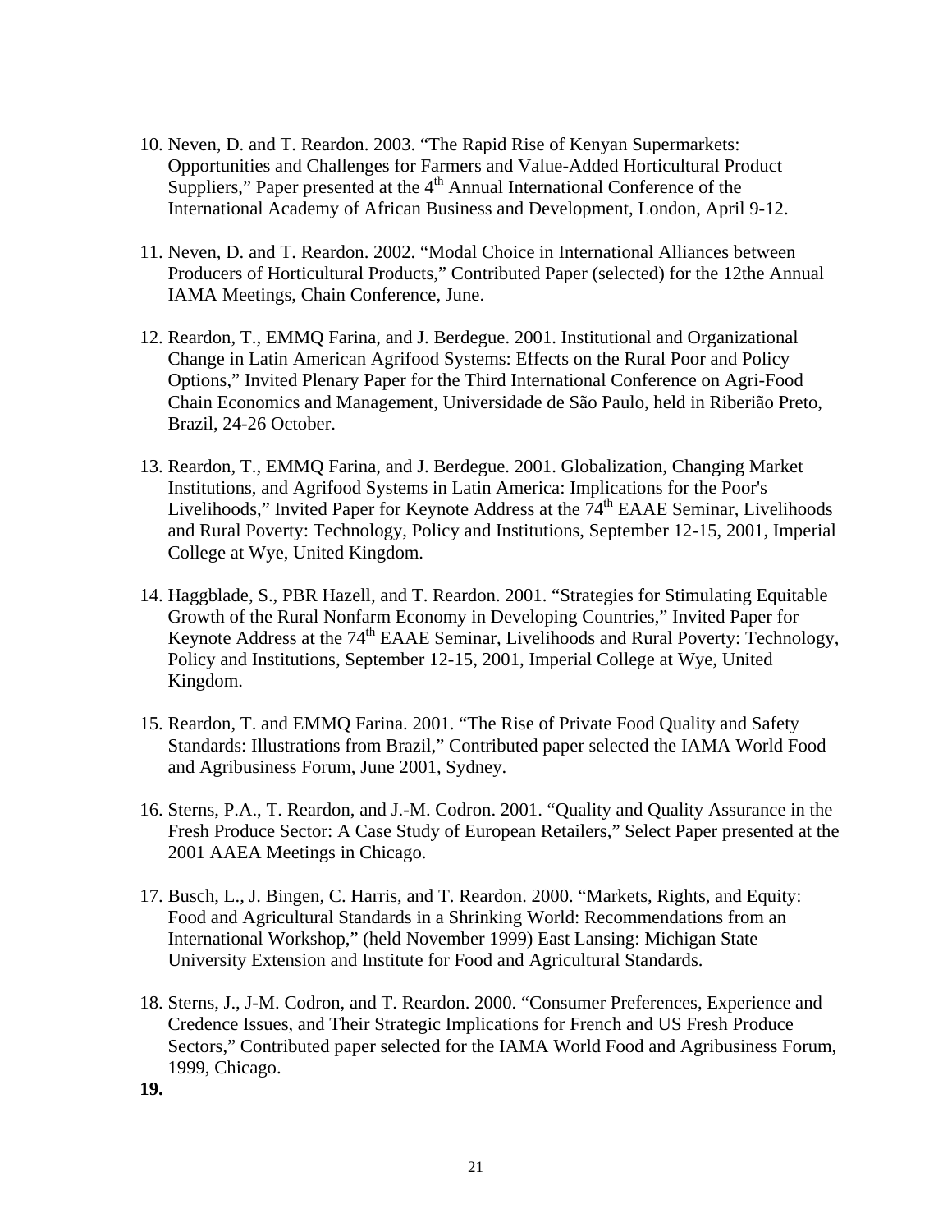10. Neven, D. and T. Reardon. 2003. "The Rapid Rise of Kenyan Supermarkets: Opportunities and Challenges for Farmers and Value-Added Horticultural Product Suppliers," Paper presented at the 4th Annual International Conference of the International Academy of African Business and Development, London, April 9-12.

11. Neven, D. and T. Reardon. 2002. "Modal Choice in International Alliances between Producers of Horticultural Products," Contributed Paper (selected) for the 12the Annual IAMA Meetings, Chain Conference, June.

12. Reardon, T., EMMQ Farina, and J. Berdegue. 2001. Institutional and Organizational Change in Latin American Agrifood Systems: Effects on the Rural Poor and Policy Options," Invited Plenary Paper for the Third International Conference on Agri-Food Chain Economics and Management, Universidade de São Paulo, held in Riberião Preto, Brazil, 24-26 October.

13. Reardon, T., EMMQ Farina, and J. Berdegue. 2001. Globalization, Changing Market Institutions, and Agrifood Systems in Latin America: Implications for the Poor's Livelihoods," Invited Paper for Keynote Address at the 74th EAAE Seminar, Livelihoods and Rural Poverty: Technology, Policy and Institutions, September 12-15, 2001, Imperial College at Wye, United Kingdom.

14. Haggblade, S., PBR Hazell, and T. Reardon. 2001. "Strategies for Stimulating Equitable Growth of the Rural Nonfarm Economy in Developing Countries," Invited Paper for Keynote Address at the 74th EAAE Seminar, Livelihoods and Rural Poverty: Technology, Policy and Institutions, September 12-15, 2001, Imperial College at Wye, United Kingdom.

15. Reardon, T. and EMMQ Farina. 2001. "The Rise of Private Food Quality and Safety Standards: Illustrations from Brazil," Contributed paper selected the IAMA World Food and Agribusiness Forum, June 2001, Sydney.

16. Sterns, P.A., T. Reardon, and J.-M. Codron. 2001. "Quality and Quality Assurance in the Fresh Produce Sector: A Case Study of European Retailers," Select Paper presented at the 2001 AAEA Meetings in Chicago.

17. Busch, L., J. Bingen, C. Harris, and T. Reardon. 2000. "Markets, Rights, and Equity: Food and Agricultural Standards in a Shrinking World: Recommendations from an International Workshop," (held November 1999) East Lansing: Michigan State University Extension and Institute for Food and Agricultural Standards.

18. Sterns, J., J-M. Codron, and T. Reardon. 2000. "Consumer Preferences, Experience and Credence Issues, and Their Strategic Implications for French and US Fresh Produce Sectors," Contributed paper selected for the IAMA World Food and Agribusiness Forum, 1999, Chicago.

**19.**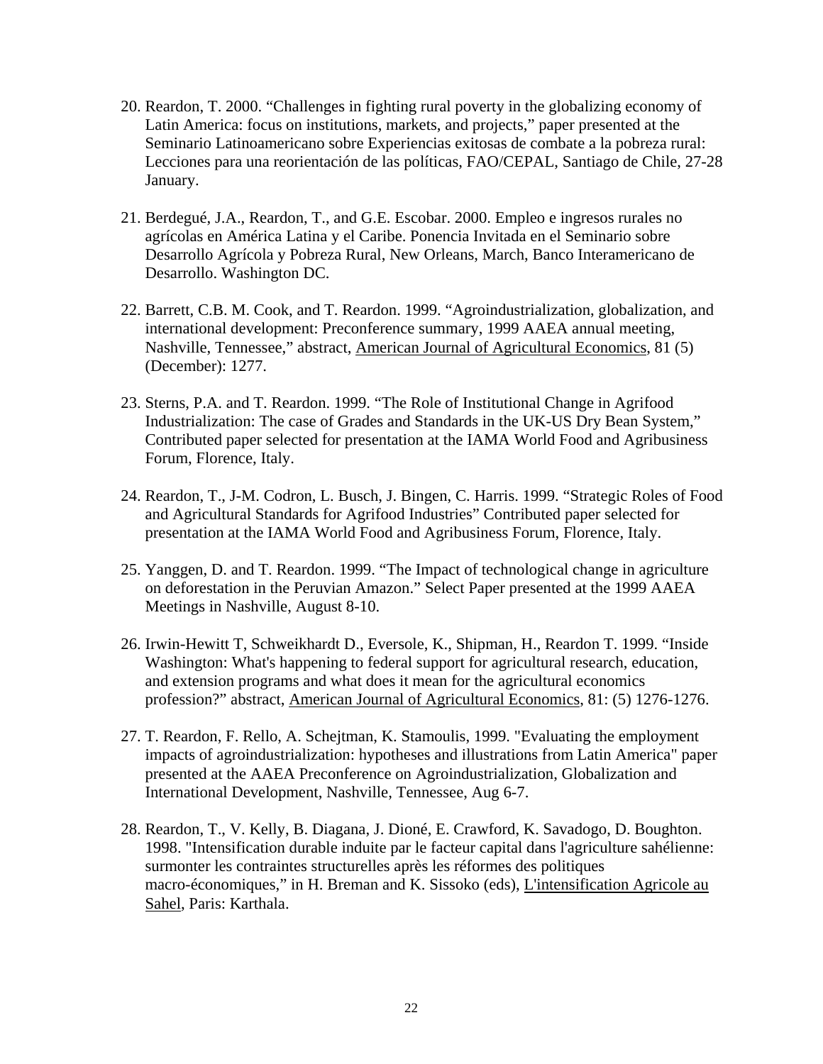20. Reardon, T. 2000. "Challenges in fighting rural poverty in the globalizing economy of Latin America: focus on institutions, markets, and projects," paper presented at the Seminario Latinoamericano sobre Experiencias exitosas de combate a la pobreza rural: Lecciones para una reorientación de las políticas, FAO/CEPAL, Santiago de Chile, 27-28 January.

21. Berdegué, J.A., Reardon, T., and G.E. Escobar. 2000. Empleo e ingresos rurales no agrícolas en América Latina y el Caribe. Ponencia Invitada en el Seminario sobre Desarrollo Agrícola y Pobreza Rural, New Orleans, March, Banco Interamericano de Desarrollo. Washington DC.

22. Barrett, C.B. M. Cook, and T. Reardon. 1999. "Agroindustrialization, globalization, and international development: Preconference summary, 1999 AAEA annual meeting, Nashville, Tennessee," abstract, <u>American Journal of Agricultural Economics</u>, 81 (5) (December): 1277.

23. Sterns, P.A. and T. Reardon. 1999. "The Role of Institutional Change in Agrifood Industrialization: The case of Grades and Standards in the UK-US Dry Bean System," Contributed paper selected for presentation at the IAMA World Food and Agribusiness Forum, Florence, Italy.

24. Reardon, T., J-M. Codron, L. Busch, J. Bingen, C. Harris. 1999. "Strategic Roles of Food and Agricultural Standards for Agrifood Industries" Contributed paper selected for presentation at the IAMA World Food and Agribusiness Forum, Florence, Italy.

25. Yanggen, D. and T. Reardon. 1999. "The Impact of technological change in agriculture on deforestation in the Peruvian Amazon." Select Paper presented at the 1999 AAEA Meetings in Nashville, August 8-10.

26. Irwin-Hewitt T, Schweikhardt D., Eversole, K., Shipman, H., Reardon T. 1999. "Inside Washington: What's happening to federal support for agricultural research, education, and extension programs and what does it mean for the agricultural economics profession?" abstract, <u>American Journal of Agricultural Economics</u>, 81: (5) 1276-1276.

27. T. Reardon, F. Rello, A. Schejtman, K. Stamoulis, 1999. "Evaluating the employment impacts of agroindustrialization: hypotheses and illustrations from Latin America" paper presented at the AAEA Preconference on Agroindustrialization, Globalization and International Development, Nashville, Tennessee, Aug 6-7.

28. Reardon, T., V. Kelly, B. Diagana, J. Dioné, E. Crawford, K. Savadogo, D. Boughton. 1998. "Intensification durable induite par le facteur capital dans l'agriculture sahélienne: surmonter les contraintes structurelles après les réformes des politiques macro-économiques," in H. Breman and K. Sissoko (eds), <u>L'intensification Agricole au Sahel</u>, Paris: Karthala.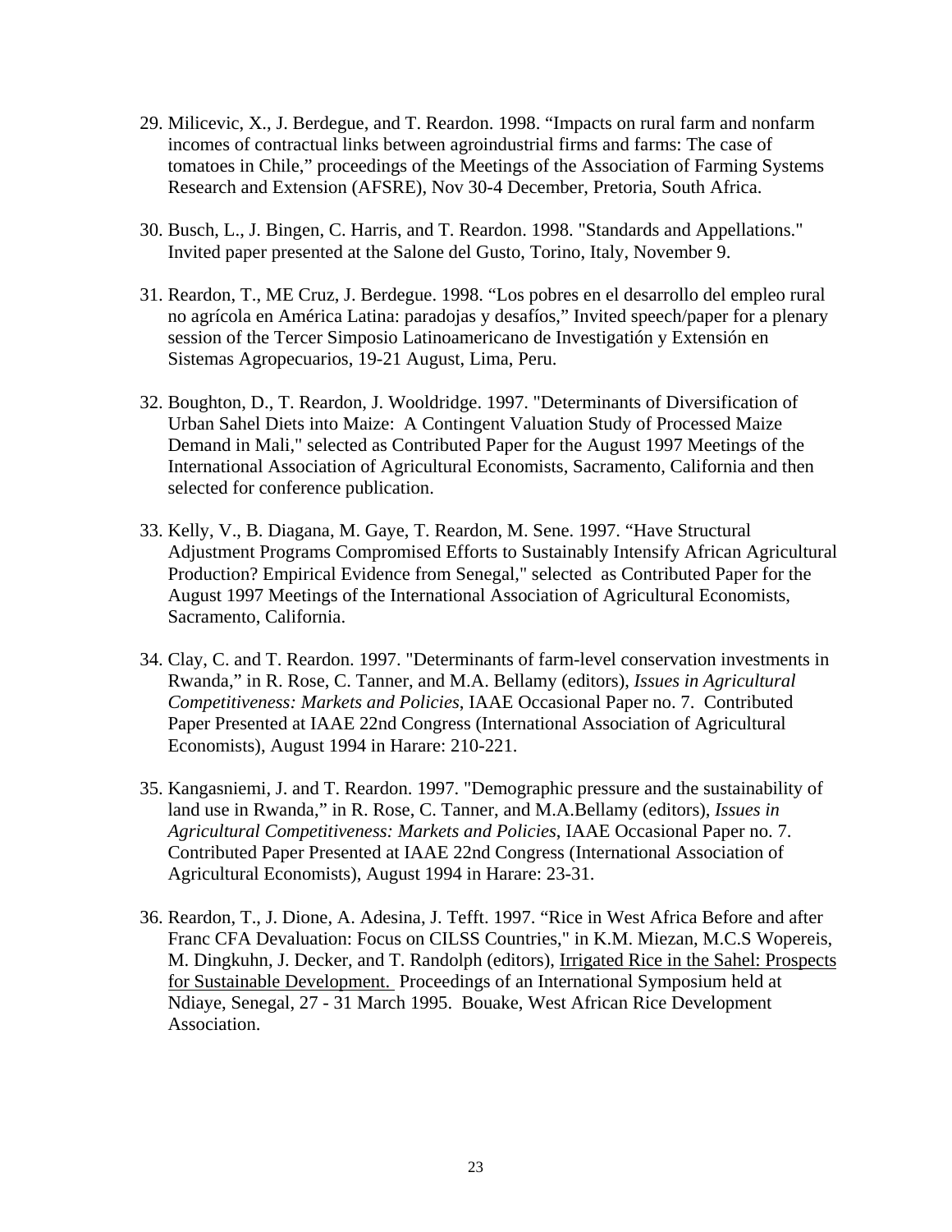29. Milicevic, X., J. Berdegue, and T. Reardon. 1998. "Impacts on rural farm and nonfarm incomes of contractual links between agroindustrial firms and farms: The case of tomatoes in Chile," proceedings of the Meetings of the Association of Farming Systems Research and Extension (AFSRE), Nov 30-4 December, Pretoria, South Africa.

30. Busch, L., J. Bingen, C. Harris, and T. Reardon. 1998. "Standards and Appellations." Invited paper presented at the Salone del Gusto, Torino, Italy, November 9.

31. Reardon, T., ME Cruz, J. Berdegue. 1998. "Los pobres en el desarrollo del empleo rural no agrícola en América Latina: paradojas y desafíos," Invited speech/paper for a plenary session of the Tercer Simposio Latinoamericano de Investigación y Extensión en Sistemas Agropecuarios, 19-21 August, Lima, Peru.

32. Boughton, D., T. Reardon, J. Wooldridge. 1997. "Determinants of Diversification of Urban Sahel Diets into Maize: A Contingent Valuation Study of Processed Maize Demand in Mali," selected as Contributed Paper for the August 1997 Meetings of the International Association of Agricultural Economists, Sacramento, California and then selected for conference publication.

33. Kelly, V., B. Diagana, M. Gaye, T. Reardon, M. Sene. 1997. "Have Structural Adjustment Programs Compromised Efforts to Sustainably Intensify African Agricultural Production? Empirical Evidence from Senegal," selected as Contributed Paper for the August 1997 Meetings of the International Association of Agricultural Economists, Sacramento, California.

34. Clay, C. and T. Reardon. 1997. "Determinants of farm-level conservation investments in Rwanda," in R. Rose, C. Tanner, and M.A. Bellamy (editors), *Issues in Agricultural Competitiveness: Markets and Policies*, IAAE Occasional Paper no. 7. Contributed Paper Presented at IAAE 22nd Congress (International Association of Agricultural Economists), August 1994 in Harare: 210-221.

35. Kangasniemi, J. and T. Reardon. 1997. "Demographic pressure and the sustainability of land use in Rwanda," in R. Rose, C. Tanner, and M.A.Bellamy (editors), *Issues in Agricultural Competitiveness: Markets and Policies*, IAAE Occasional Paper no. 7. Contributed Paper Presented at IAAE 22nd Congress (International Association of Agricultural Economists), August 1994 in Harare: 23-31.

36. Reardon, T., J. Dione, A. Adesina, J. Tefft. 1997. "Rice in West Africa Before and after Franc CFA Devaluation: Focus on CILSS Countries," in K.M. Miezan, M.C.S Wopereis, M. Dingkuhn, J. Decker, and T. Randolph (editors), Irrigated Rice in the Sahel: Prospects for Sustainable Development. Proceedings of an International Symposium held at Ndiaye, Senegal, 27 - 31 March 1995. Bouake, West African Rice Development Association.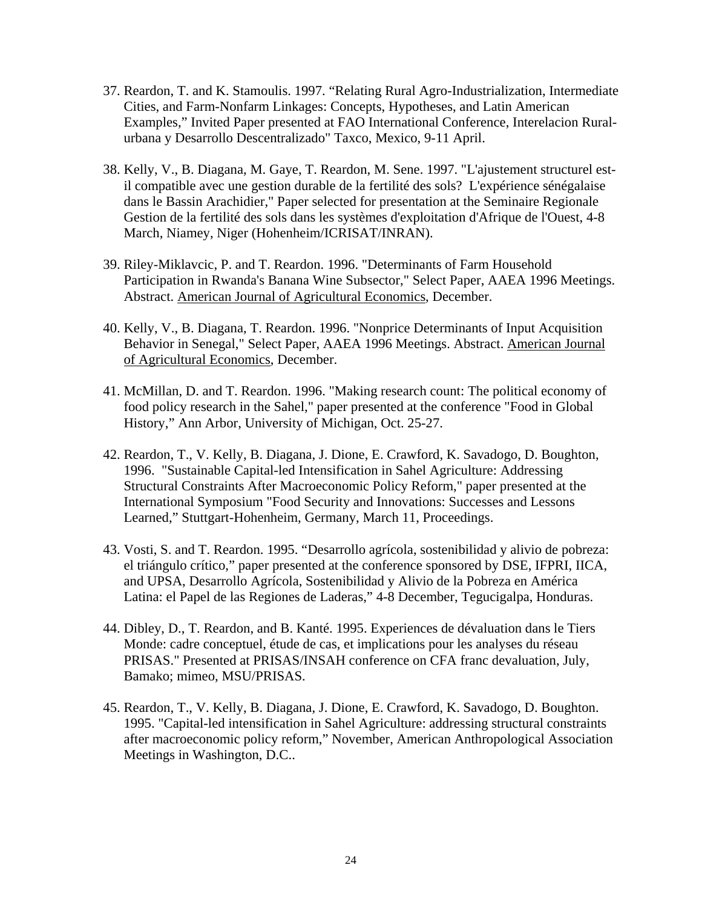37. Reardon, T. and K. Stamoulis. 1997. “Relating Rural Agro-Industrialization, Intermediate Cities, and Farm-Nonfarm Linkages: Concepts, Hypotheses, and Latin American Examples,” Invited Paper presented at FAO International Conference, Interelacion Rural-urbana y Desarrollo Descentralizado" Taxco, Mexico, 9-11 April.

38. Kelly, V., B. Diagana, M. Gaye, T. Reardon, M. Sene. 1997. "L'ajustement structurel est-il compatible avec une gestion durable de la fertilité des sols? L'expérience sénégalaise dans le Bassin Arachidier," Paper selected for presentation at the Seminaire Regionale Gestion de la fertilité des sols dans les systèmes d'exploitation d'Afrique de l'Ouest, 4-8 March, Niamey, Niger (Hohenheim/ICRISAT/INRAN).

39. Riley-Miklavcic, P. and T. Reardon. 1996. "Determinants of Farm Household Participation in Rwanda's Banana Wine Subsector," Select Paper, AAEA 1996 Meetings. Abstract. American Journal of Agricultural Economics, December.

40. Kelly, V., B. Diagana, T. Reardon. 1996. "Nonprice Determinants of Input Acquisition Behavior in Senegal," Select Paper, AAEA 1996 Meetings. Abstract. American Journal of Agricultural Economics, December.

41. McMillan, D. and T. Reardon. 1996. "Making research count: The political economy of food policy research in the Sahel," paper presented at the conference "Food in Global History," Ann Arbor, University of Michigan, Oct. 25-27.

42. Reardon, T., V. Kelly, B. Diagana, J. Dione, E. Crawford, K. Savadogo, D. Boughton, 1996. "Sustainable Capital-led Intensification in Sahel Agriculture: Addressing Structural Constraints After Macroeconomic Policy Reform," paper presented at the International Symposium "Food Security and Innovations: Successes and Lessons Learned," Stuttgart-Hohenheim, Germany, March 11, Proceedings.

43. Vosti, S. and T. Reardon. 1995. “Desarrollo agrícola, sostenibilidad y alivio de pobreza: el triángulo crítico,” paper presented at the conference sponsored by DSE, IFPRI, IICA, and UPSA, Desarrollo Agrícola, Sostenibilidad y Alivio de la Pobreza en América Latina: el Papel de las Regiones de Laderas,” 4-8 December, Tegucigalpa, Honduras.

44. Dibley, D., T. Reardon, and B. Kanté. 1995. Experiences de dévaluation dans le Tiers Monde: cadre conceptuel, étude de cas, et implications pour les analyses du réseau PRISAS." Presented at PRISAS/INSAH conference on CFA franc devaluation, July, Bamako; mimeo, MSU/PRISAS.

45. Reardon, T., V. Kelly, B. Diagana, J. Dione, E. Crawford, K. Savadogo, D. Boughton. 1995. "Capital-led intensification in Sahel Agriculture: addressing structural constraints after macroeconomic policy reform," November, American Anthropological Association Meetings in Washington, D.C..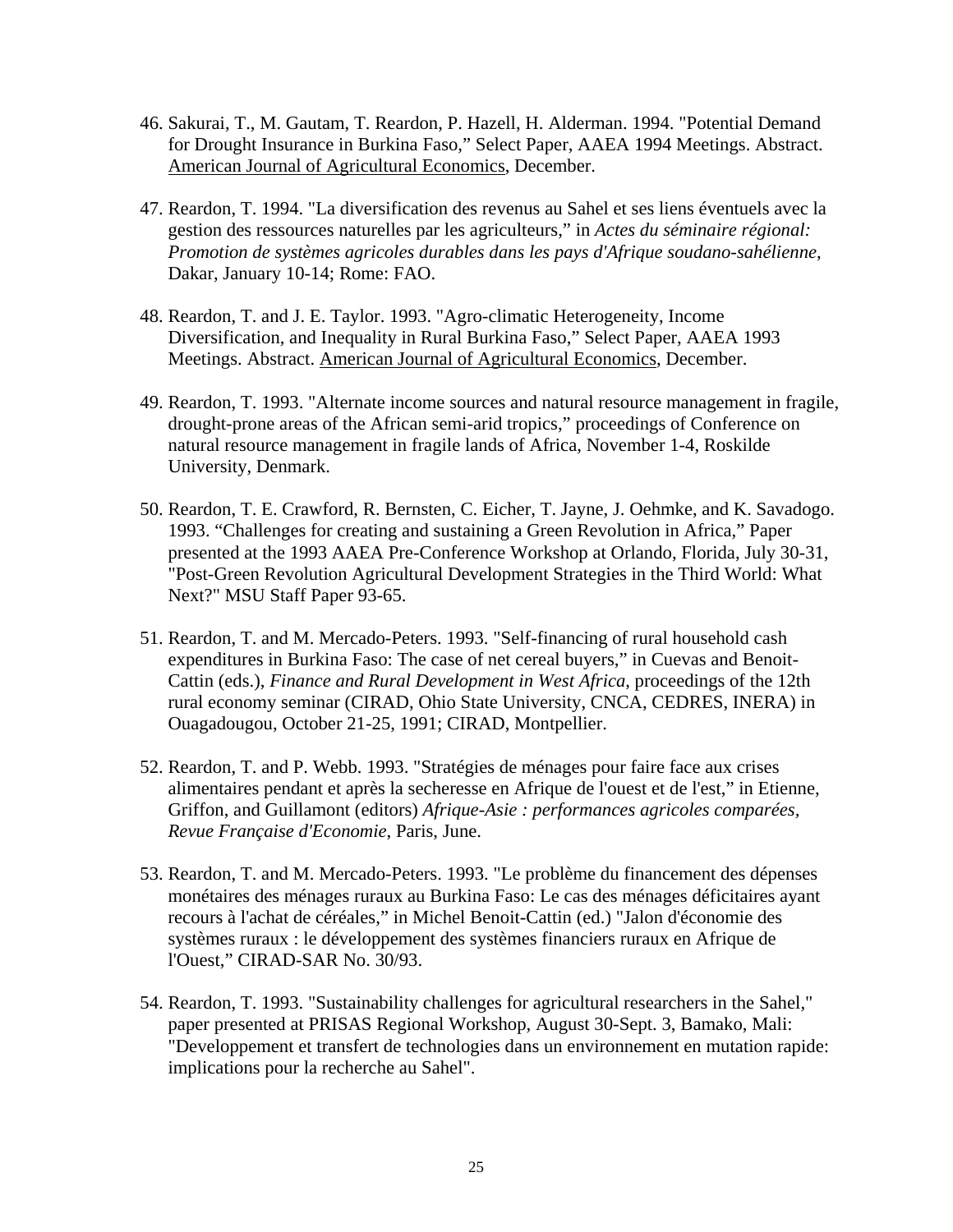46. Sakurai, T., M. Gautam, T. Reardon, P. Hazell, H. Alderman. 1994. "Potential Demand for Drought Insurance in Burkina Faso," Select Paper, AAEA 1994 Meetings. Abstract. American Journal of Agricultural Economics, December.

47. Reardon, T. 1994. "La diversification des revenus au Sahel et ses liens éventuels avec la gestion des ressources naturelles par les agriculteurs," in *Actes du séminaire régional: Promotion de systèmes agricoles durables dans les pays d'Afrique soudano-sahélienne*, Dakar, January 10-14; Rome: FAO.

48. Reardon, T. and J. E. Taylor. 1993. "Agro-climatic Heterogeneity, Income Diversification, and Inequality in Rural Burkina Faso," Select Paper, AAEA 1993 Meetings. Abstract. American Journal of Agricultural Economics, December.

49. Reardon, T. 1993. "Alternate income sources and natural resource management in fragile, drought-prone areas of the African semi-arid tropics," proceedings of Conference on natural resource management in fragile lands of Africa, November 1-4, Roskilde University, Denmark.

50. Reardon, T. E. Crawford, R. Bernsten, C. Eicher, T. Jayne, J. Oehmke, and K. Savadogo. 1993. "Challenges for creating and sustaining a Green Revolution in Africa," Paper presented at the 1993 AAEA Pre-Conference Workshop at Orlando, Florida, July 30-31, "Post-Green Revolution Agricultural Development Strategies in the Third World: What Next?" MSU Staff Paper 93-65.

51. Reardon, T. and M. Mercado-Peters. 1993. "Self-financing of rural household cash expenditures in Burkina Faso: The case of net cereal buyers," in Cuevas and Benoit-Cattin (eds.), *Finance and Rural Development in West Africa*, proceedings of the 12th rural economy seminar (CIRAD, Ohio State University, CNCA, CEDRES, INERA) in Ouagadougou, October 21-25, 1991; CIRAD, Montpellier.

52. Reardon, T. and P. Webb. 1993. "Stratégies de ménages pour faire face aux crises alimentaires pendant et après la secheresse en Afrique de l'ouest et de l'est," in Etienne, Griffon, and Guillamont (editors) *Afrique-Asie : performances agricoles comparées, Revue Française d'Economie*, Paris, June.

53. Reardon, T. and M. Mercado-Peters. 1993. "Le problème du financement des dépenses monétaires des ménages ruraux au Burkina Faso: Le cas des ménages déficitaires ayant recours à l'achat de céréales," in Michel Benoit-Cattin (ed.) "Jalon d'économie des systèmes ruraux : le développement des systèmes financiers ruraux en Afrique de l'Ouest," CIRAD-SAR No. 30/93.

54. Reardon, T. 1993. "Sustainability challenges for agricultural researchers in the Sahel," paper presented at PRISAS Regional Workshop, August 30-Sept. 3, Bamako, Mali: "Developpement et transfert de technologies dans un environnement en mutation rapide: implications pour la recherche au Sahel".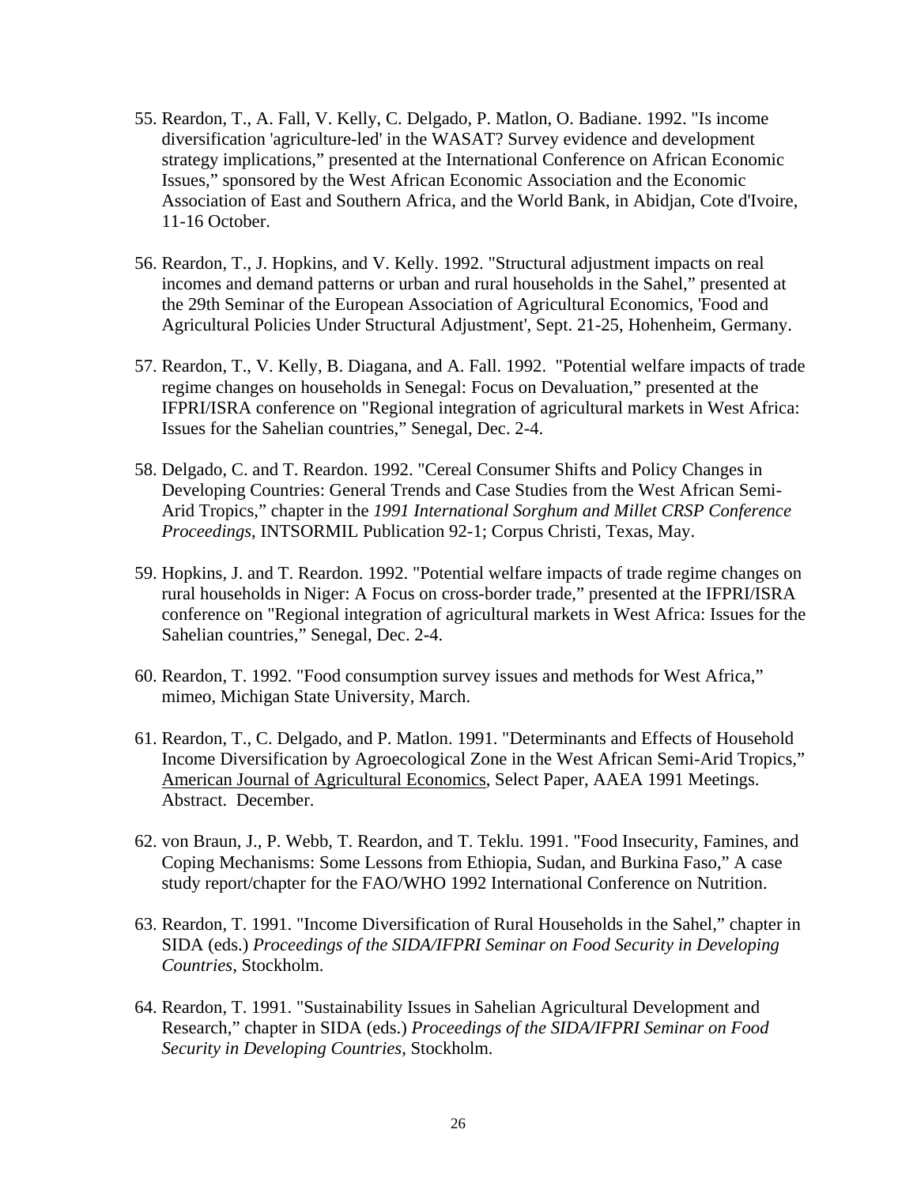55. Reardon, T., A. Fall, V. Kelly, C. Delgado, P. Matlon, O. Badiane. 1992. "Is income diversification 'agriculture-led' in the WASAT? Survey evidence and development strategy implications," presented at the International Conference on African Economic Issues," sponsored by the West African Economic Association and the Economic Association of East and Southern Africa, and the World Bank, in Abidjan, Cote d'Ivoire, 11-16 October.

56. Reardon, T., J. Hopkins, and V. Kelly. 1992. "Structural adjustment impacts on real incomes and demand patterns or urban and rural households in the Sahel," presented at the 29th Seminar of the European Association of Agricultural Economics, 'Food and Agricultural Policies Under Structural Adjustment', Sept. 21-25, Hohenheim, Germany.

57. Reardon, T., V. Kelly, B. Diagana, and A. Fall. 1992. "Potential welfare impacts of trade regime changes on households in Senegal: Focus on Devaluation," presented at the IFPRI/ISRA conference on "Regional integration of agricultural markets in West Africa: Issues for the Sahelian countries," Senegal, Dec. 2-4.

58. Delgado, C. and T. Reardon. 1992. "Cereal Consumer Shifts and Policy Changes in Developing Countries: General Trends and Case Studies from the West African Semi-Arid Tropics," chapter in the *1991 International Sorghum and Millet CRSP Conference Proceedings*, INTSORMIL Publication 92-1; Corpus Christi, Texas, May.

59. Hopkins, J. and T. Reardon. 1992. "Potential welfare impacts of trade regime changes on rural households in Niger: A Focus on cross-border trade," presented at the IFPRI/ISRA conference on "Regional integration of agricultural markets in West Africa: Issues for the Sahelian countries," Senegal, Dec. 2-4.

60. Reardon, T. 1992. "Food consumption survey issues and methods for West Africa," mimeo, Michigan State University, March.

61. Reardon, T., C. Delgado, and P. Matlon. 1991. "Determinants and Effects of Household Income Diversification by Agroecological Zone in the West African Semi-Arid Tropics," American Journal of Agricultural Economics, Select Paper, AAEA 1991 Meetings. Abstract. December.

62. von Braun, J., P. Webb, T. Reardon, and T. Teklu. 1991. "Food Insecurity, Famines, and Coping Mechanisms: Some Lessons from Ethiopia, Sudan, and Burkina Faso," A case study report/chapter for the FAO/WHO 1992 International Conference on Nutrition.

63. Reardon, T. 1991. "Income Diversification of Rural Households in the Sahel," chapter in SIDA (eds.) *Proceedings of the SIDA/IFPRI Seminar on Food Security in Developing Countries*, Stockholm.

64. Reardon, T. 1991. "Sustainability Issues in Sahelian Agricultural Development and Research," chapter in SIDA (eds.) *Proceedings of the SIDA/IFPRI Seminar on Food Security in Developing Countries*, Stockholm.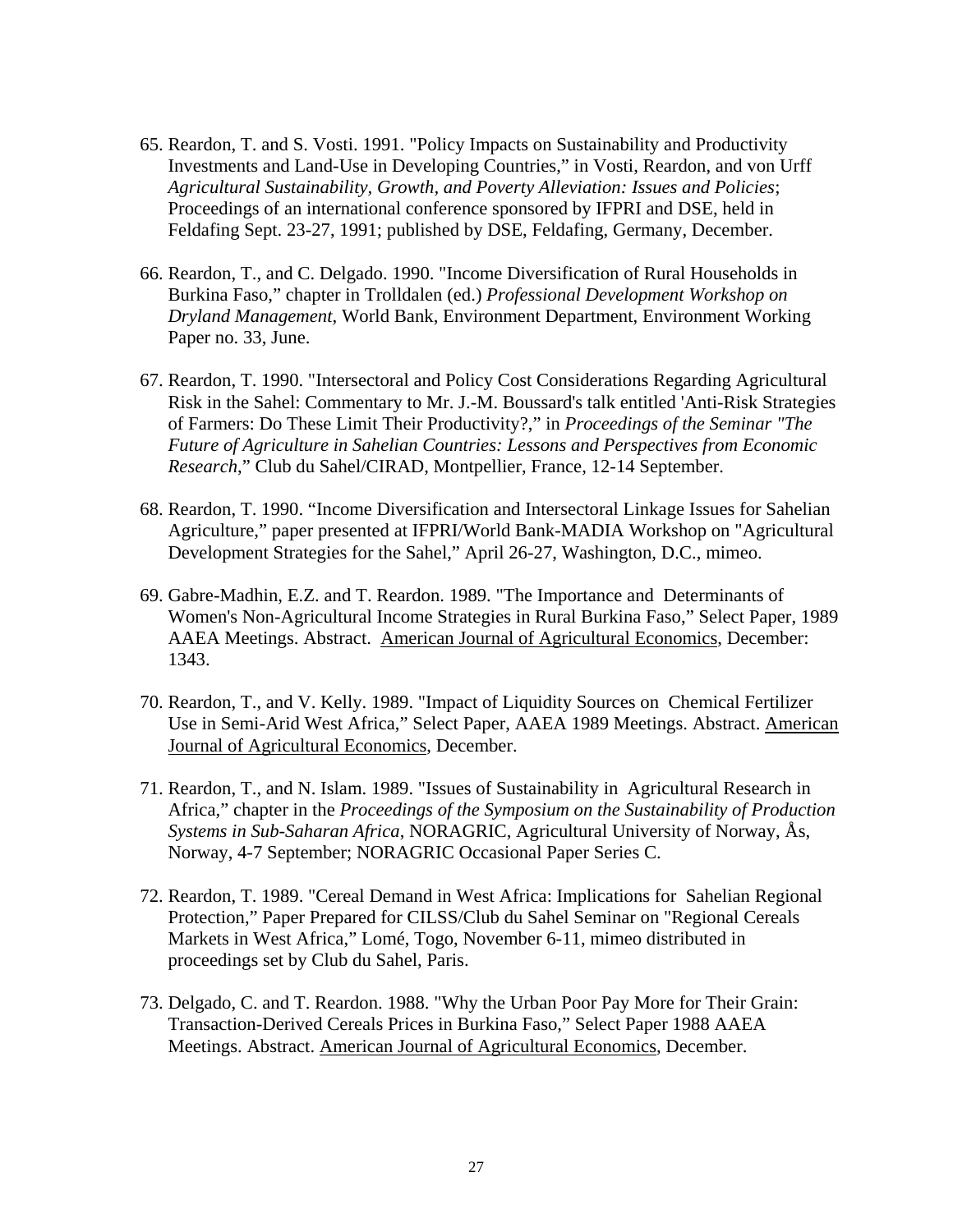65. Reardon, T. and S. Vosti. 1991. "Policy Impacts on Sustainability and Productivity Investments and Land-Use in Developing Countries," in Vosti, Reardon, and von Urff *Agricultural Sustainability, Growth, and Poverty Alleviation: Issues and Policies*; Proceedings of an international conference sponsored by IFPRI and DSE, held in Feldafing Sept. 23-27, 1991; published by DSE, Feldafing, Germany, December.

66. Reardon, T., and C. Delgado. 1990. "Income Diversification of Rural Households in Burkina Faso," chapter in Trolldalen (ed.) *Professional Development Workshop on Dryland Management*, World Bank, Environment Department, Environment Working Paper no. 33, June.

67. Reardon, T. 1990. "Intersectoral and Policy Cost Considerations Regarding Agricultural Risk in the Sahel: Commentary to Mr. J.-M. Boussard's talk entitled 'Anti-Risk Strategies of Farmers: Do These Limit Their Productivity?," in *Proceedings of the Seminar "The Future of Agriculture in Sahelian Countries: Lessons and Perspectives from Economic Research*," Club du Sahel/CIRAD, Montpellier, France, 12-14 September.

68. Reardon, T. 1990. "Income Diversification and Intersectoral Linkage Issues for Sahelian Agriculture," paper presented at IFPRI/World Bank-MADIA Workshop on "Agricultural Development Strategies for the Sahel," April 26-27, Washington, D.C., mimeo.

69. Gabre-Madhin, E.Z. and T. Reardon. 1989. "The Importance and Determinants of Women's Non-Agricultural Income Strategies in Rural Burkina Faso," Select Paper, 1989 AAEA Meetings. Abstract. American Journal of Agricultural Economics, December: 1343.

70. Reardon, T., and V. Kelly. 1989. "Impact of Liquidity Sources on Chemical Fertilizer Use in Semi-Arid West Africa," Select Paper, AAEA 1989 Meetings. Abstract. American Journal of Agricultural Economics, December.

71. Reardon, T., and N. Islam. 1989. "Issues of Sustainability in Agricultural Research in Africa," chapter in the *Proceedings of the Symposium on the Sustainability of Production Systems in Sub-Saharan Africa*, NORAGRIC, Agricultural University of Norway, Ås, Norway, 4-7 September; NORAGRIC Occasional Paper Series C.

72. Reardon, T. 1989. "Cereal Demand in West Africa: Implications for Sahelian Regional Protection," Paper Prepared for CILSS/Club du Sahel Seminar on "Regional Cereals Markets in West Africa," Lomé, Togo, November 6-11, mimeo distributed in proceedings set by Club du Sahel, Paris.

73. Delgado, C. and T. Reardon. 1988. "Why the Urban Poor Pay More for Their Grain: Transaction-Derived Cereals Prices in Burkina Faso," Select Paper 1988 AAEA Meetings. Abstract. American Journal of Agricultural Economics, December.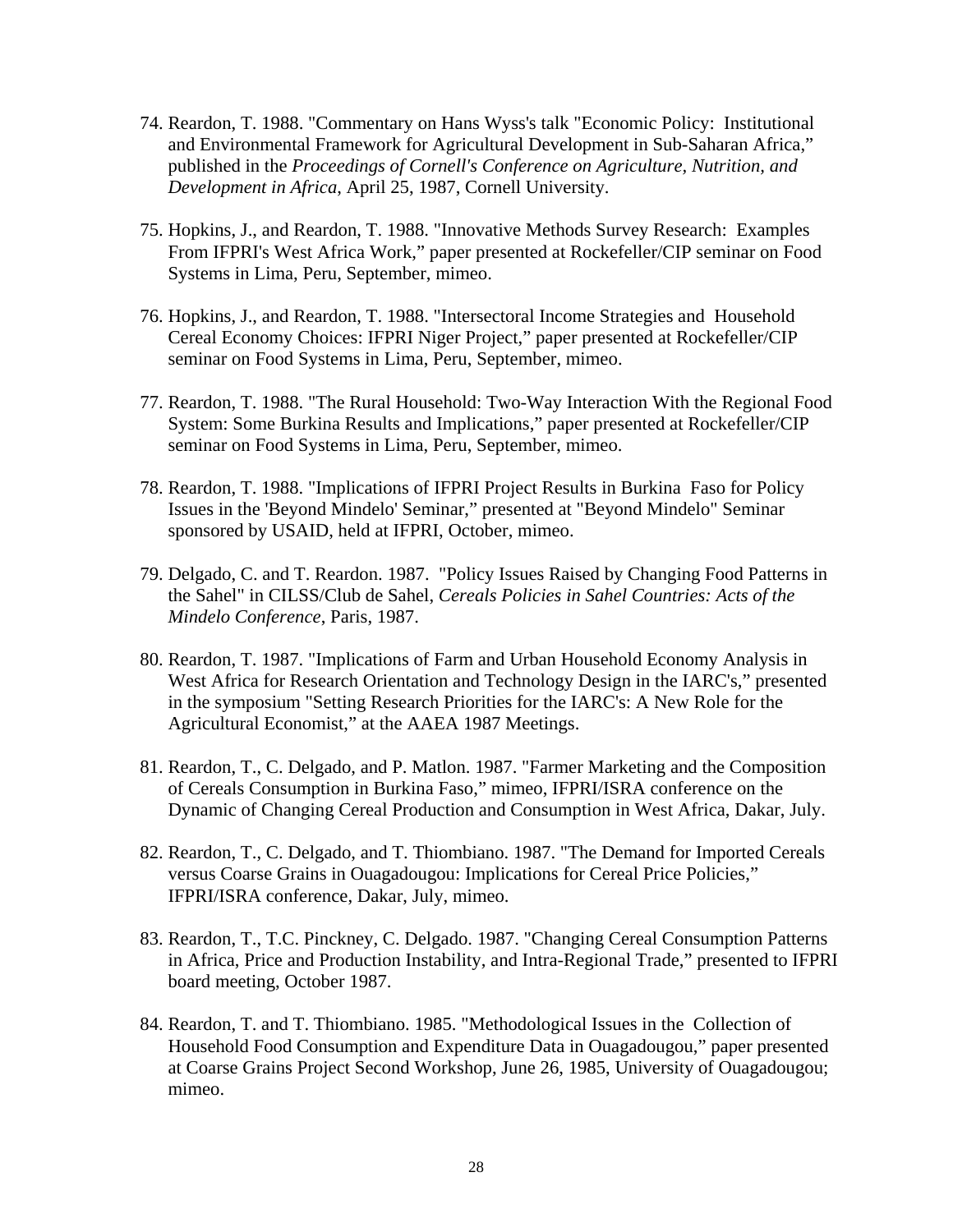74. Reardon, T. 1988. "Commentary on Hans Wyss's talk "Economic Policy: Institutional and Environmental Framework for Agricultural Development in Sub-Saharan Africa," published in the *Proceedings of Cornell's Conference on Agriculture, Nutrition, and Development in Africa*, April 25, 1987, Cornell University.

75. Hopkins, J., and Reardon, T. 1988. "Innovative Methods Survey Research: Examples From IFPRI's West Africa Work," paper presented at Rockefeller/CIP seminar on Food Systems in Lima, Peru, September, mimeo.

76. Hopkins, J., and Reardon, T. 1988. "Intersectoral Income Strategies and Household Cereal Economy Choices: IFPRI Niger Project," paper presented at Rockefeller/CIP seminar on Food Systems in Lima, Peru, September, mimeo.

77. Reardon, T. 1988. "The Rural Household: Two-Way Interaction With the Regional Food System: Some Burkina Results and Implications," paper presented at Rockefeller/CIP seminar on Food Systems in Lima, Peru, September, mimeo.

78. Reardon, T. 1988. "Implications of IFPRI Project Results in Burkina Faso for Policy Issues in the 'Beyond Mindelo' Seminar," presented at "Beyond Mindelo" Seminar sponsored by USAID, held at IFPRI, October, mimeo.

79. Delgado, C. and T. Reardon. 1987. "Policy Issues Raised by Changing Food Patterns in the Sahel" in CILSS/Club de Sahel, *Cereals Policies in Sahel Countries: Acts of the Mindelo Conference*, Paris, 1987.

80. Reardon, T. 1987. "Implications of Farm and Urban Household Economy Analysis in West Africa for Research Orientation and Technology Design in the IARC's," presented in the symposium "Setting Research Priorities for the IARC's: A New Role for the Agricultural Economist," at the AAEA 1987 Meetings.

81. Reardon, T., C. Delgado, and P. Matlon. 1987. "Farmer Marketing and the Composition of Cereals Consumption in Burkina Faso," mimeo, IFPRI/ISRA conference on the Dynamic of Changing Cereal Production and Consumption in West Africa, Dakar, July.

82. Reardon, T., C. Delgado, and T. Thiombiano. 1987. "The Demand for Imported Cereals versus Coarse Grains in Ouagadougou: Implications for Cereal Price Policies," IFPRI/ISRA conference, Dakar, July, mimeo.

83. Reardon, T., T.C. Pinckney, C. Delgado. 1987. "Changing Cereal Consumption Patterns in Africa, Price and Production Instability, and Intra-Regional Trade," presented to IFPRI board meeting, October 1987.

84. Reardon, T. and T. Thiombiano. 1985. "Methodological Issues in the Collection of Household Food Consumption and Expenditure Data in Ouagadougou," paper presented at Coarse Grains Project Second Workshop, June 26, 1985, University of Ouagadougou; mimeo.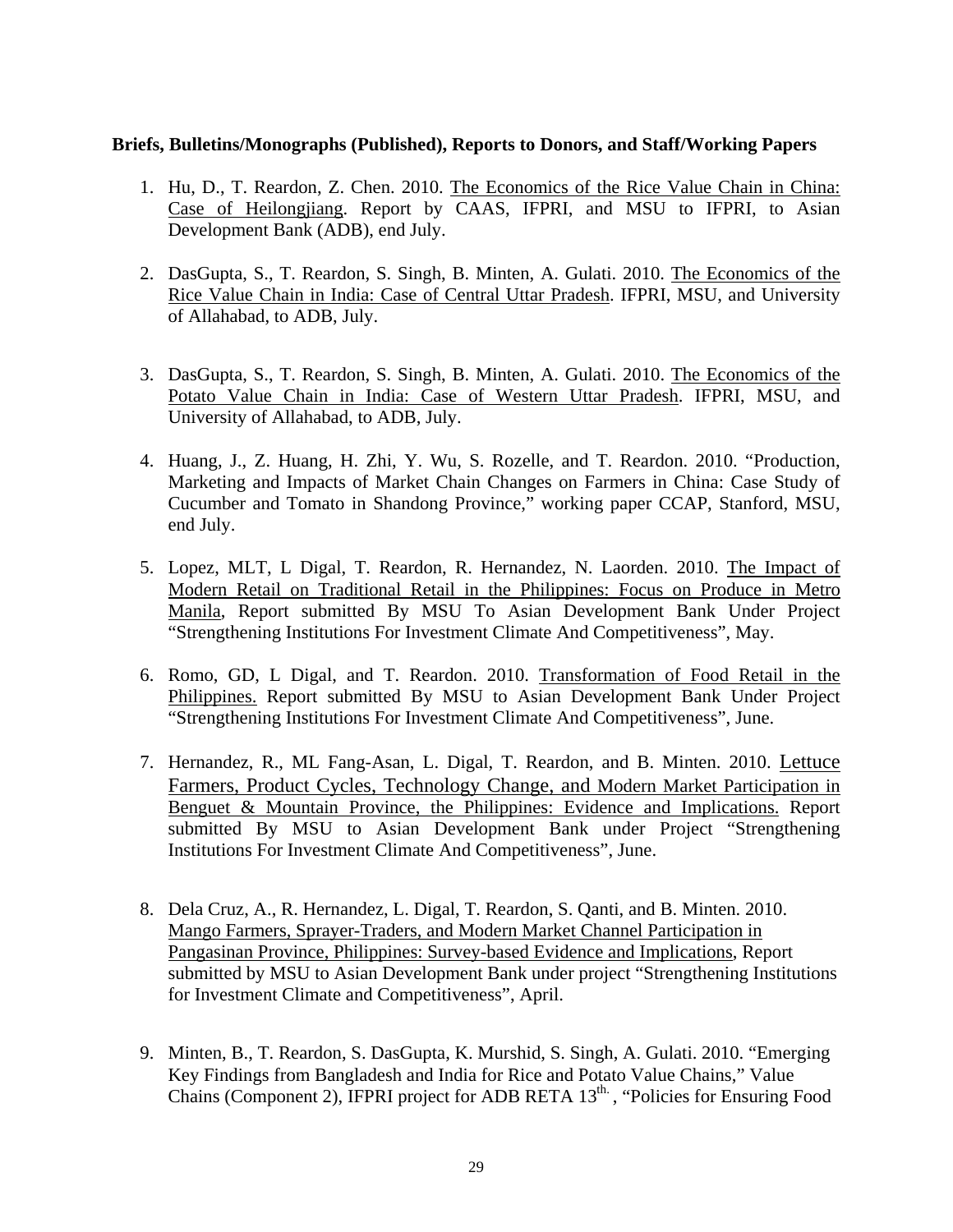**Briefs, Bulletins/Monographs (Published), Reports to Donors, and Staff/Working Papers**

1. Hu, D., T. Reardon, Z. Chen. 2010. <u>The Economics of the Rice Value Chain in China: Case of Heilongjiang</u>. Report by CAAS, IFPRI, and MSU to IFPRI, to Asian Development Bank (ADB), end July.

2. DasGupta, S., T. Reardon, S. Singh, B. Minten, A. Gulati. 2010. <u>The Economics of the Rice Value Chain in India: Case of Central Uttar Pradesh</u>. IFPRI, MSU, and University of Allahabad, to ADB, July.

3. DasGupta, S., T. Reardon, S. Singh, B. Minten, A. Gulati. 2010. <u>The Economics of the Potato Value Chain in India: Case of Western Uttar Pradesh</u>. IFPRI, MSU, and University of Allahabad, to ADB, July.

4. Huang, J., Z. Huang, H. Zhi, Y. Wu, S. Rozelle, and T. Reardon. 2010. "Production, Marketing and Impacts of Market Chain Changes on Farmers in China: Case Study of Cucumber and Tomato in Shandong Province," working paper CCAP, Stanford, MSU, end July.

5. Lopez, MLT, L Digal, T. Reardon, R. Hernandez, N. Laorden. 2010. <u>The Impact of Modern Retail on Traditional Retail in the Philippines: Focus on Produce in Metro Manila</u>, Report submitted By MSU To Asian Development Bank Under Project "Strengthening Institutions For Investment Climate And Competitiveness", May.

6. Romo, GD, L Digal, and T. Reardon. 2010. <u>Transformation of Food Retail in the Philippines.</u> Report submitted By MSU to Asian Development Bank Under Project "Strengthening Institutions For Investment Climate And Competitiveness", June.

7. Hernandez, R., ML Fang-Asan, L. Digal, T. Reardon, and B. Minten. 2010. <u>Lettuce Farmers, Product Cycles, Technology Change, and Modern Market Participation in Benguet & Mountain Province, the Philippines: Evidence and Implications.</u> Report submitted By MSU to Asian Development Bank under Project "Strengthening Institutions For Investment Climate And Competitiveness", June.

8. Dela Cruz, A., R. Hernandez, L. Digal, T. Reardon, S. Qanti, and B. Minten. 2010. <u>Mango Farmers, Sprayer-Traders, and Modern Market Channel Participation in Pangasinan Province, Philippines: Survey-based Evidence and Implications</u>, Report submitted by MSU to Asian Development Bank under project "Strengthening Institutions for Investment Climate and Competitiveness", April.

9. Minten, B., T. Reardon, S. DasGupta, K. Murshid, S. Singh, A. Gulati. 2010. "Emerging Key Findings from Bangladesh and India for Rice and Potato Value Chains," Value Chains (Component 2), IFPRI project for ADB RETA 13th., "Policies for Ensuring Food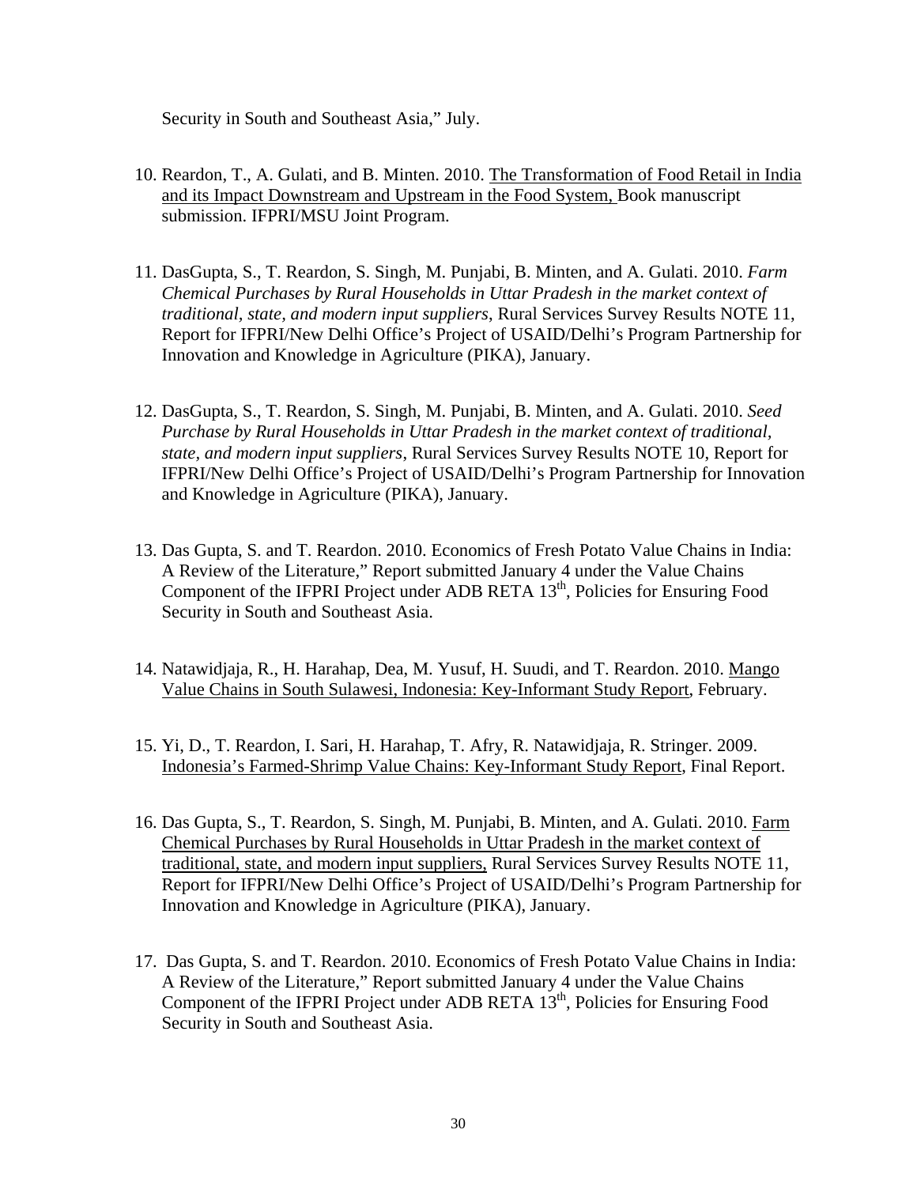Security in South and Southeast Asia," July.

10. Reardon, T., A. Gulati, and B. Minten. 2010. The Transformation of Food Retail in India and its Impact Downstream and Upstream in the Food System, Book manuscript submission. IFPRI/MSU Joint Program.

11. DasGupta, S., T. Reardon, S. Singh, M. Punjabi, B. Minten, and A. Gulati. 2010. *Farm Chemical Purchases by Rural Households in Uttar Pradesh in the market context of traditional, state, and modern input suppliers*, Rural Services Survey Results NOTE 11, Report for IFPRI/New Delhi Office's Project of USAID/Delhi's Program Partnership for Innovation and Knowledge in Agriculture (PIKA), January.

12. DasGupta, S., T. Reardon, S. Singh, M. Punjabi, B. Minten, and A. Gulati. 2010. *Seed Purchase by Rural Households in Uttar Pradesh in the market context of traditional, state, and modern input suppliers*, Rural Services Survey Results NOTE 10, Report for IFPRI/New Delhi Office's Project of USAID/Delhi's Program Partnership for Innovation and Knowledge in Agriculture (PIKA), January.

13. Das Gupta, S. and T. Reardon. 2010. Economics of Fresh Potato Value Chains in India: A Review of the Literature," Report submitted January 4 under the Value Chains Component of the IFPRI Project under ADB RETA 13th, Policies for Ensuring Food Security in South and Southeast Asia.

14. Natawidjaja, R., H. Harahap, Dea, M. Yusuf, H. Suudi, and T. Reardon. 2010. Mango Value Chains in South Sulawesi, Indonesia: Key-Informant Study Report, February.

15. Yi, D., T. Reardon, I. Sari, H. Harahap, T. Afry, R. Natawidjaja, R. Stringer. 2009. Indonesia's Farmed-Shrimp Value Chains: Key-Informant Study Report, Final Report.

16. Das Gupta, S., T. Reardon, S. Singh, M. Punjabi, B. Minten, and A. Gulati. 2010. Farm Chemical Purchases by Rural Households in Uttar Pradesh in the market context of traditional, state, and modern input suppliers, Rural Services Survey Results NOTE 11, Report for IFPRI/New Delhi Office's Project of USAID/Delhi's Program Partnership for Innovation and Knowledge in Agriculture (PIKA), January.

17. Das Gupta, S. and T. Reardon. 2010. Economics of Fresh Potato Value Chains in India: A Review of the Literature," Report submitted January 4 under the Value Chains Component of the IFPRI Project under ADB RETA 13th, Policies for Ensuring Food Security in South and Southeast Asia.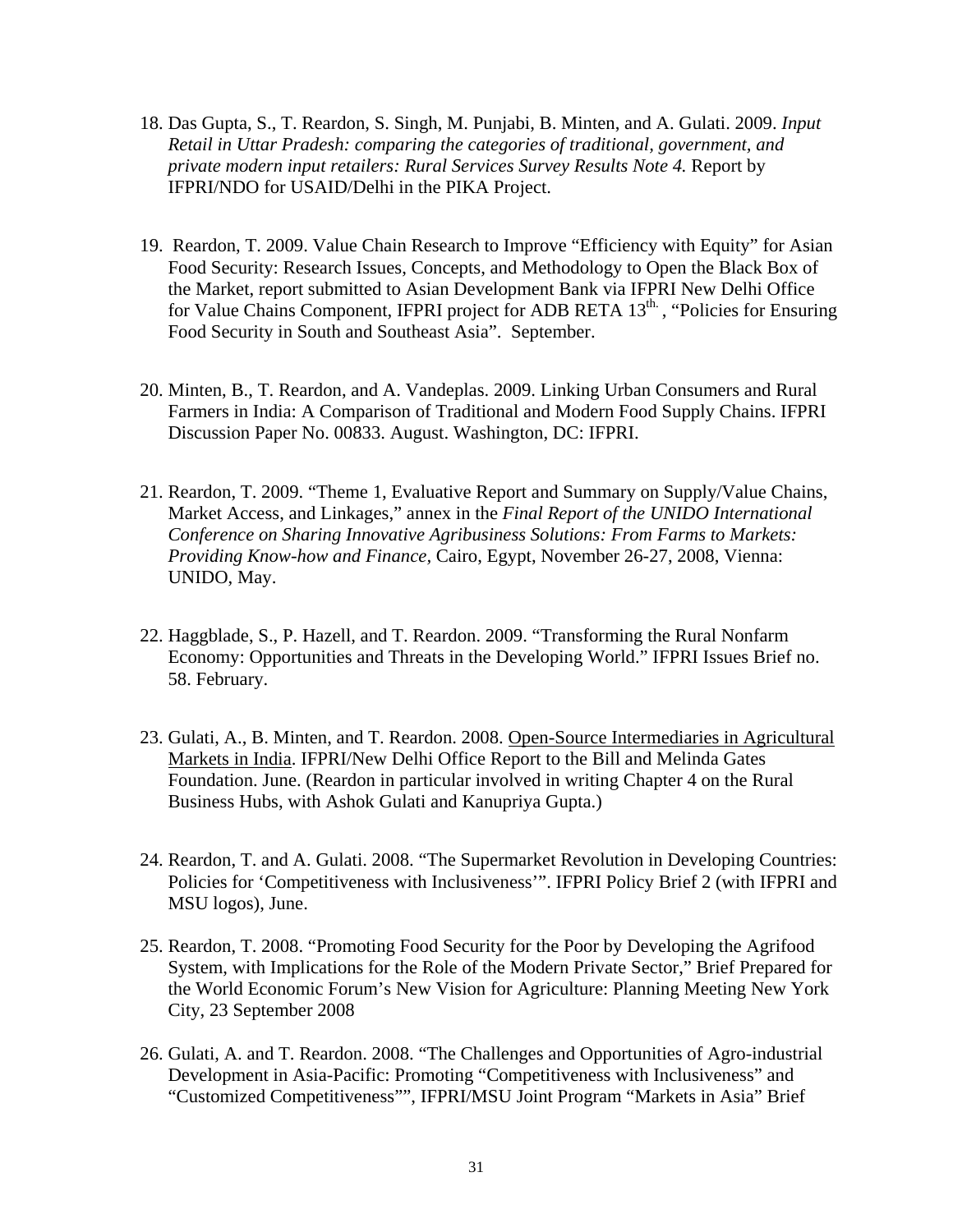18. Das Gupta, S., T. Reardon, S. Singh, M. Punjabi, B. Minten, and A. Gulati. 2009. *Input Retail in Uttar Pradesh: comparing the categories of traditional, government, and private modern input retailers: Rural Services Survey Results Note 4.* Report by IFPRI/NDO for USAID/Delhi in the PIKA Project.

19. Reardon, T. 2009. Value Chain Research to Improve "Efficiency with Equity" for Asian Food Security: Research Issues, Concepts, and Methodology to Open the Black Box of the Market, report submitted to Asian Development Bank via IFPRI New Delhi Office for Value Chains Component, IFPRI project for ADB RETA 13th., "Policies for Ensuring Food Security in South and Southeast Asia". September.

20. Minten, B., T. Reardon, and A. Vandeplas. 2009. Linking Urban Consumers and Rural Farmers in India: A Comparison of Traditional and Modern Food Supply Chains. IFPRI Discussion Paper No. 00833. August. Washington, DC: IFPRI.

21. Reardon, T. 2009. "Theme 1, Evaluative Report and Summary on Supply/Value Chains, Market Access, and Linkages," annex in the *Final Report of the UNIDO International Conference on Sharing Innovative Agribusiness Solutions: From Farms to Markets: Providing Know-how and Finance*, Cairo, Egypt, November 26-27, 2008, Vienna: UNIDO, May.

22. Haggblade, S., P. Hazell, and T. Reardon. 2009. "Transforming the Rural Nonfarm Economy: Opportunities and Threats in the Developing World." IFPRI Issues Brief no. 58. February.

23. Gulati, A., B. Minten, and T. Reardon. 2008. Open-Source Intermediaries in Agricultural Markets in India. IFPRI/New Delhi Office Report to the Bill and Melinda Gates Foundation. June. (Reardon in particular involved in writing Chapter 4 on the Rural Business Hubs, with Ashok Gulati and Kanupriya Gupta.)

24. Reardon, T. and A. Gulati. 2008. "The Supermarket Revolution in Developing Countries: Policies for 'Competitiveness with Inclusiveness'". IFPRI Policy Brief 2 (with IFPRI and MSU logos), June.

25. Reardon, T. 2008. "Promoting Food Security for the Poor by Developing the Agrifood System, with Implications for the Role of the Modern Private Sector," Brief Prepared for the World Economic Forum's New Vision for Agriculture: Planning Meeting New York City, 23 September 2008

26. Gulati, A. and T. Reardon. 2008. "The Challenges and Opportunities of Agro-industrial Development in Asia-Pacific: Promoting "Competitiveness with Inclusiveness" and "Customized Competitiveness"", IFPRI/MSU Joint Program "Markets in Asia" Brief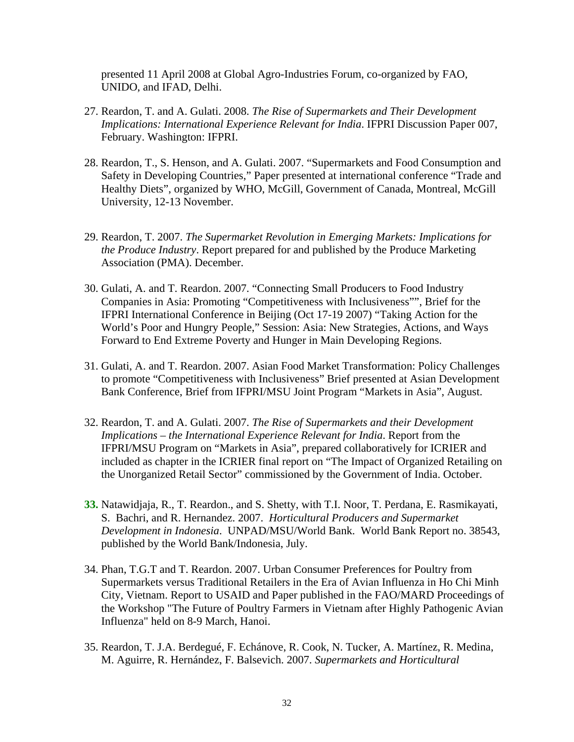presented 11 April 2008 at Global Agro-Industries Forum, co-organized by FAO, UNIDO, and IFAD, Delhi.

27. Reardon, T. and A. Gulati. 2008. *The Rise of Supermarkets and Their Development Implications: International Experience Relevant for India*. IFPRI Discussion Paper 007, February. Washington: IFPRI.

28. Reardon, T., S. Henson, and A. Gulati. 2007. "Supermarkets and Food Consumption and Safety in Developing Countries," Paper presented at international conference "Trade and Healthy Diets", organized by WHO, McGill, Government of Canada, Montreal, McGill University, 12-13 November.

29. Reardon, T. 2007. *The Supermarket Revolution in Emerging Markets: Implications for the Produce Industry*. Report prepared for and published by the Produce Marketing Association (PMA). December.

30. Gulati, A. and T. Reardon. 2007. "Connecting Small Producers to Food Industry Companies in Asia: Promoting "Competitiveness with Inclusiveness"", Brief for the IFPRI International Conference in Beijing (Oct 17-19 2007) "Taking Action for the World's Poor and Hungry People," Session: Asia: New Strategies, Actions, and Ways Forward to End Extreme Poverty and Hunger in Main Developing Regions.

31. Gulati, A. and T. Reardon. 2007. Asian Food Market Transformation: Policy Challenges to promote "Competitiveness with Inclusiveness" Brief presented at Asian Development Bank Conference, Brief from IFPRI/MSU Joint Program "Markets in Asia", August.

32. Reardon, T. and A. Gulati. 2007. *The Rise of Supermarkets and their Development Implications – the International Experience Relevant for India*. Report from the IFPRI/MSU Program on "Markets in Asia", prepared collaboratively for ICRIER and included as chapter in the ICRIER final report on "The Impact of Organized Retailing on the Unorganized Retail Sector" commissioned by the Government of India. October.

33. Natawidjaja, R., T. Reardon., and S. Shetty, with T.I. Noor, T. Perdana, E. Rasmikayati, S. Bachri, and R. Hernandez. 2007. *Horticultural Producers and Supermarket Development in Indonesia*. UNPAD/MSU/World Bank. World Bank Report no. 38543, published by the World Bank/Indonesia, July.

34. Phan, T.G.T and T. Reardon. 2007. Urban Consumer Preferences for Poultry from Supermarkets versus Traditional Retailers in the Era of Avian Influenza in Ho Chi Minh City, Vietnam. Report to USAID and Paper published in the FAO/MARD Proceedings of the Workshop "The Future of Poultry Farmers in Vietnam after Highly Pathogenic Avian Influenza" held on 8-9 March, Hanoi.

35. Reardon, T. J.A. Berdegué, F. Echánove, R. Cook, N. Tucker, A. Martínez, R. Medina, M. Aguirre, R. Hernández, F. Balsevich. 2007. *Supermarkets and Horticultural*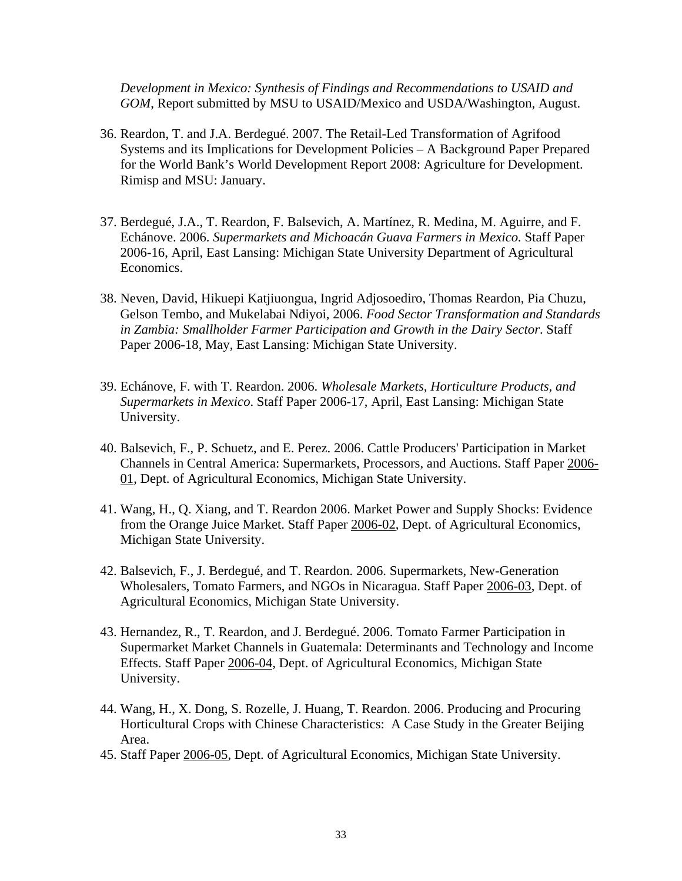*Development in Mexico: Synthesis of Findings and Recommendations to USAID and GOM*, Report submitted by MSU to USAID/Mexico and USDA/Washington, August.

36. Reardon, T. and J.A. Berdegué. 2007. The Retail-Led Transformation of Agrifood Systems and its Implications for Development Policies – A Background Paper Prepared for the World Bank's World Development Report 2008: Agriculture for Development. Rimisp and MSU: January.

37. Berdegué, J.A., T. Reardon, F. Balsevich, A. Martínez, R. Medina, M. Aguirre, and F. Echánove. 2006. *Supermarkets and Michoacán Guava Farmers in Mexico.* Staff Paper 2006-16, April, East Lansing: Michigan State University Department of Agricultural Economics.

38. Neven, David, Hikuepi Katjiuongua, Ingrid Adjosoediro, Thomas Reardon, Pia Chuzu, Gelson Tembo, and Mukelabai Ndiyoi, 2006. *Food Sector Transformation and Standards in Zambia: Smallholder Farmer Participation and Growth in the Dairy Sector*. Staff Paper 2006-18, May, East Lansing: Michigan State University.

39. Echánove, F. with T. Reardon. 2006. *Wholesale Markets, Horticulture Products, and Supermarkets in Mexico*. Staff Paper 2006-17, April, East Lansing: Michigan State University.

40. Balsevich, F., P. Schuetz, and E. Perez. 2006. Cattle Producers' Participation in Market Channels in Central America: Supermarkets, Processors, and Auctions. Staff Paper 2006-01, Dept. of Agricultural Economics, Michigan State University.

41. Wang, H., Q. Xiang, and T. Reardon 2006. Market Power and Supply Shocks: Evidence from the Orange Juice Market. Staff Paper 2006-02, Dept. of Agricultural Economics, Michigan State University.

42. Balsevich, F., J. Berdegué, and T. Reardon. 2006. Supermarkets, New-Generation Wholesalers, Tomato Farmers, and NGOs in Nicaragua. Staff Paper 2006-03, Dept. of Agricultural Economics, Michigan State University.

43. Hernandez, R., T. Reardon, and J. Berdegué. 2006. Tomato Farmer Participation in Supermarket Market Channels in Guatemala: Determinants and Technology and Income Effects. Staff Paper 2006-04, Dept. of Agricultural Economics, Michigan State University.

44. Wang, H., X. Dong, S. Rozelle, J. Huang, T. Reardon. 2006. Producing and Procuring Horticultural Crops with Chinese Characteristics: A Case Study in the Greater Beijing Area.
45. Staff Paper 2006-05, Dept. of Agricultural Economics, Michigan State University.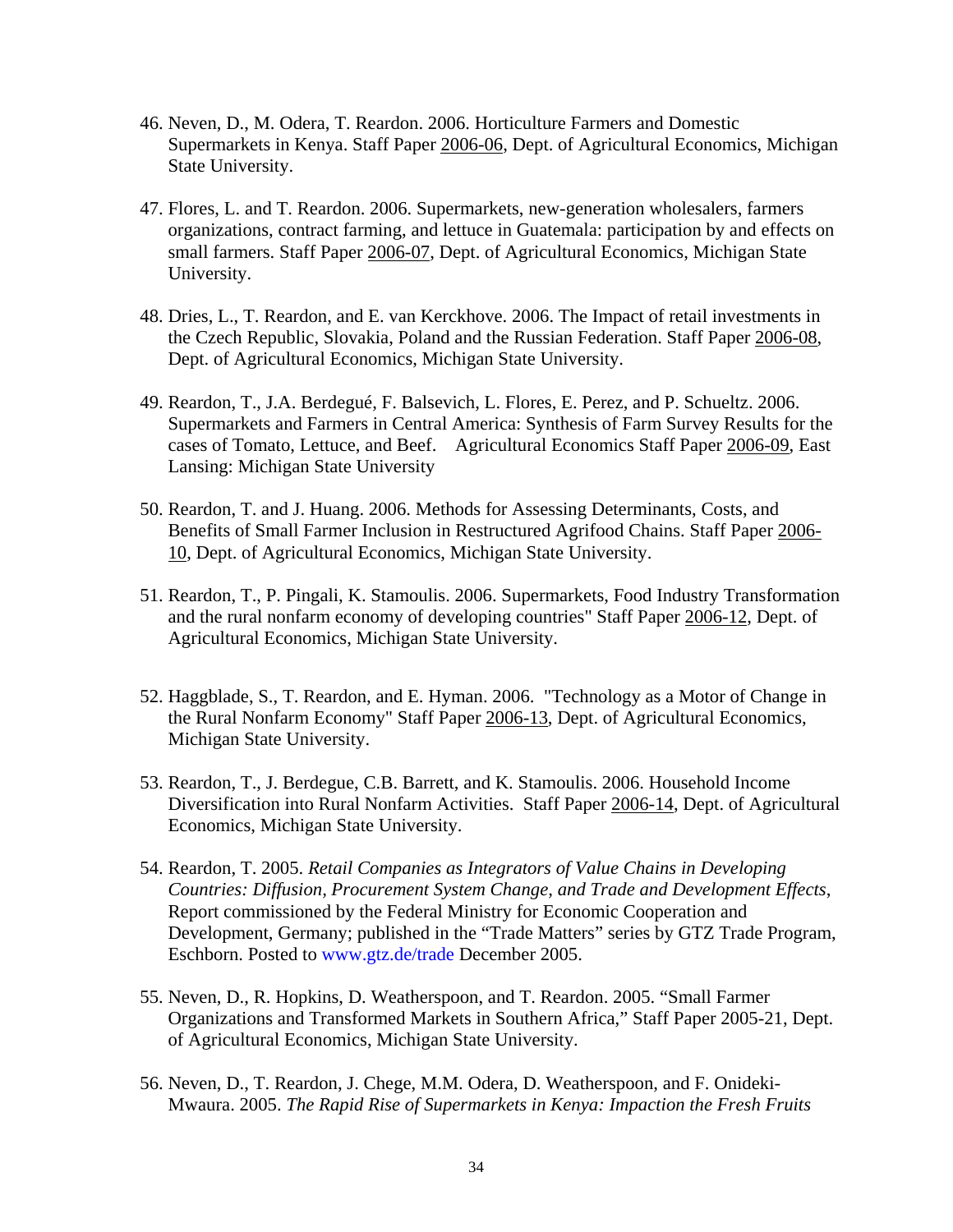46. Neven, D., M. Odera, T. Reardon. 2006. Horticulture Farmers and Domestic Supermarkets in Kenya. Staff Paper 2006-06, Dept. of Agricultural Economics, Michigan State University.

47. Flores, L. and T. Reardon. 2006. Supermarkets, new-generation wholesalers, farmers organizations, contract farming, and lettuce in Guatemala: participation by and effects on small farmers. Staff Paper 2006-07, Dept. of Agricultural Economics, Michigan State University.

48. Dries, L., T. Reardon, and E. van Kerckhove. 2006. The Impact of retail investments in the Czech Republic, Slovakia, Poland and the Russian Federation. Staff Paper 2006-08, Dept. of Agricultural Economics, Michigan State University.

49. Reardon, T., J.A. Berdegué, F. Balsevich, L. Flores, E. Perez, and P. Schueltz. 2006. Supermarkets and Farmers in Central America: Synthesis of Farm Survey Results for the cases of Tomato, Lettuce, and Beef. Agricultural Economics Staff Paper 2006-09, East Lansing: Michigan State University

50. Reardon, T. and J. Huang. 2006. Methods for Assessing Determinants, Costs, and Benefits of Small Farmer Inclusion in Restructured Agrifood Chains. Staff Paper 2006-10, Dept. of Agricultural Economics, Michigan State University.

51. Reardon, T., P. Pingali, K. Stamoulis. 2006. Supermarkets, Food Industry Transformation and the rural nonfarm economy of developing countries" Staff Paper 2006-12, Dept. of Agricultural Economics, Michigan State University.

52. Haggblade, S., T. Reardon, and E. Hyman. 2006. "Technology as a Motor of Change in the Rural Nonfarm Economy" Staff Paper 2006-13, Dept. of Agricultural Economics, Michigan State University.

53. Reardon, T., J. Berdegue, C.B. Barrett, and K. Stamoulis. 2006. Household Income Diversification into Rural Nonfarm Activities. Staff Paper 2006-14, Dept. of Agricultural Economics, Michigan State University.

54. Reardon, T. 2005. *Retail Companies as Integrators of Value Chains in Developing Countries: Diffusion, Procurement System Change, and Trade and Development Effects*, Report commissioned by the Federal Ministry for Economic Cooperation and Development, Germany; published in the "Trade Matters" series by GTZ Trade Program, Eschborn. Posted to www.gtz.de/trade December 2005.

55. Neven, D., R. Hopkins, D. Weatherspoon, and T. Reardon. 2005. "Small Farmer Organizations and Transformed Markets in Southern Africa," Staff Paper 2005-21, Dept. of Agricultural Economics, Michigan State University.

56. Neven, D., T. Reardon, J. Chege, M.M. Odera, D. Weatherspoon, and F. Onideki-Mwaura. 2005. *The Rapid Rise of Supermarkets in Kenya: Impaction the Fresh Fruits*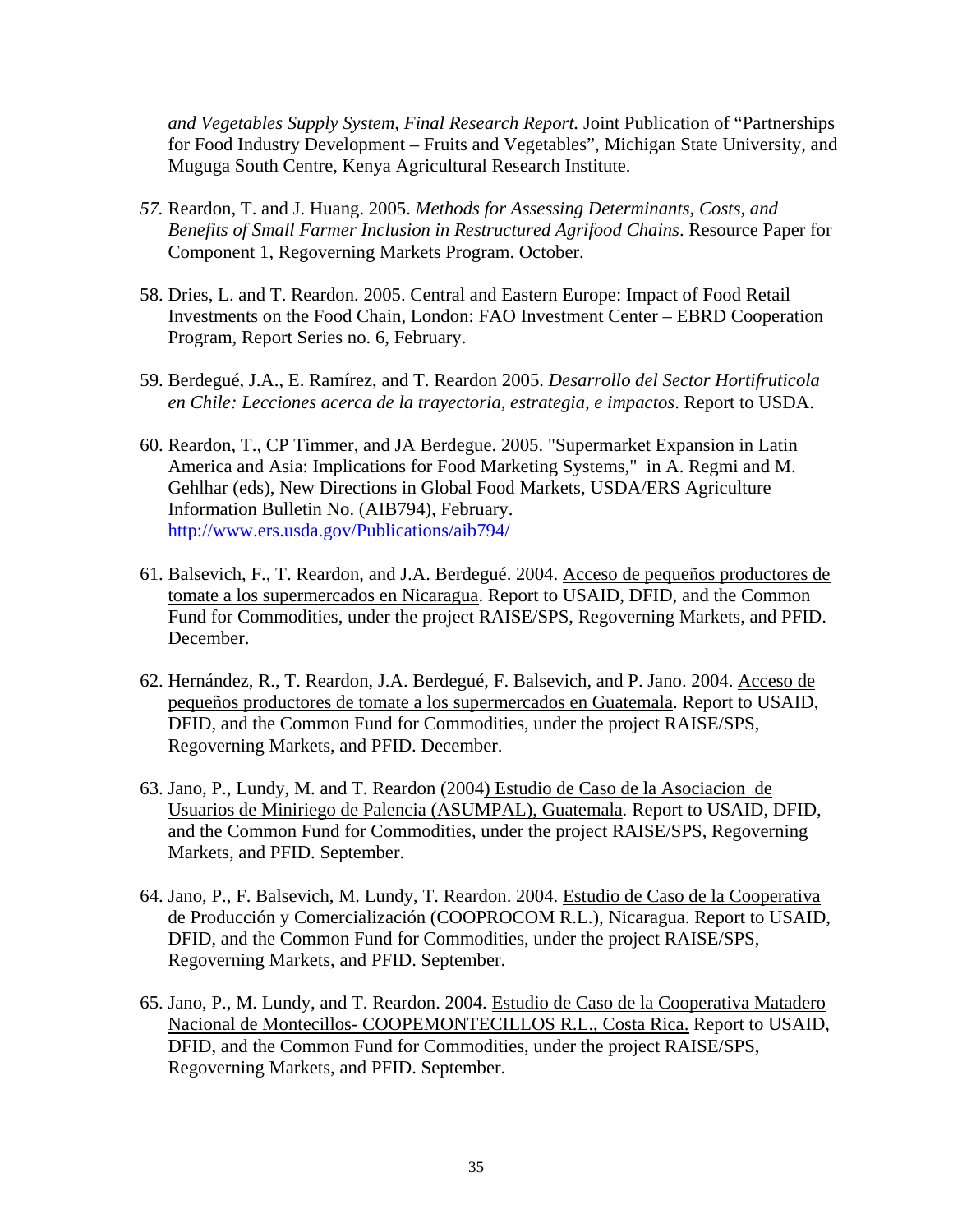*and Vegetables Supply System, Final Research Report.* Joint Publication of "Partnerships for Food Industry Development – Fruits and Vegetables", Michigan State University, and Muguga South Centre, Kenya Agricultural Research Institute.

57. Reardon, T. and J. Huang. 2005. *Methods for Assessing Determinants, Costs, and Benefits of Small Farmer Inclusion in Restructured Agrifood Chains*. Resource Paper for Component 1, Regoverning Markets Program. October.

58. Dries, L. and T. Reardon. 2005. Central and Eastern Europe: Impact of Food Retail Investments on the Food Chain, London: FAO Investment Center – EBRD Cooperation Program, Report Series no. 6, February.

59. Berdegué, J.A., E. Ramírez, and T. Reardon 2005. *Desarrollo del Sector Hortifruticola en Chile: Lecciones acerca de la trayectoria, estrategia, e impactos*. Report to USDA.

60. Reardon, T., CP Timmer, and JA Berdegue. 2005. "Supermarket Expansion in Latin America and Asia: Implications for Food Marketing Systems," in A. Regmi and M. Gehlhar (eds), New Directions in Global Food Markets, USDA/ERS Agriculture Information Bulletin No. (AIB794), February. http://www.ers.usda.gov/Publications/aib794/

61. Balsevich, F., T. Reardon, and J.A. Berdegué. 2004. Acceso de pequeños productores de tomate a los supermercados en Nicaragua. Report to USAID, DFID, and the Common Fund for Commodities, under the project RAISE/SPS, Regoverning Markets, and PFID. December.

62. Hernández, R., T. Reardon, J.A. Berdegué, F. Balsevich, and P. Jano. 2004. Acceso de pequeños productores de tomate a los supermercados en Guatemala. Report to USAID, DFID, and the Common Fund for Commodities, under the project RAISE/SPS, Regoverning Markets, and PFID. December.

63. Jano, P., Lundy, M. and T. Reardon (2004) Estudio de Caso de la Asociacion de Usuarios de Miniriego de Palencia (ASUMPAL), Guatemala. Report to USAID, DFID, and the Common Fund for Commodities, under the project RAISE/SPS, Regoverning Markets, and PFID. September.

64. Jano, P., F. Balsevich, M. Lundy, T. Reardon. 2004. Estudio de Caso de la Cooperativa de Producción y Comercialización (COOPROCOM R.L.), Nicaragua. Report to USAID, DFID, and the Common Fund for Commodities, under the project RAISE/SPS, Regoverning Markets, and PFID. September.

65. Jano, P., M. Lundy, and T. Reardon. 2004. Estudio de Caso de la Cooperativa Matadero Nacional de Montecillos- COOPEMONTECILLOS R.L., Costa Rica. Report to USAID, DFID, and the Common Fund for Commodities, under the project RAISE/SPS, Regoverning Markets, and PFID. September.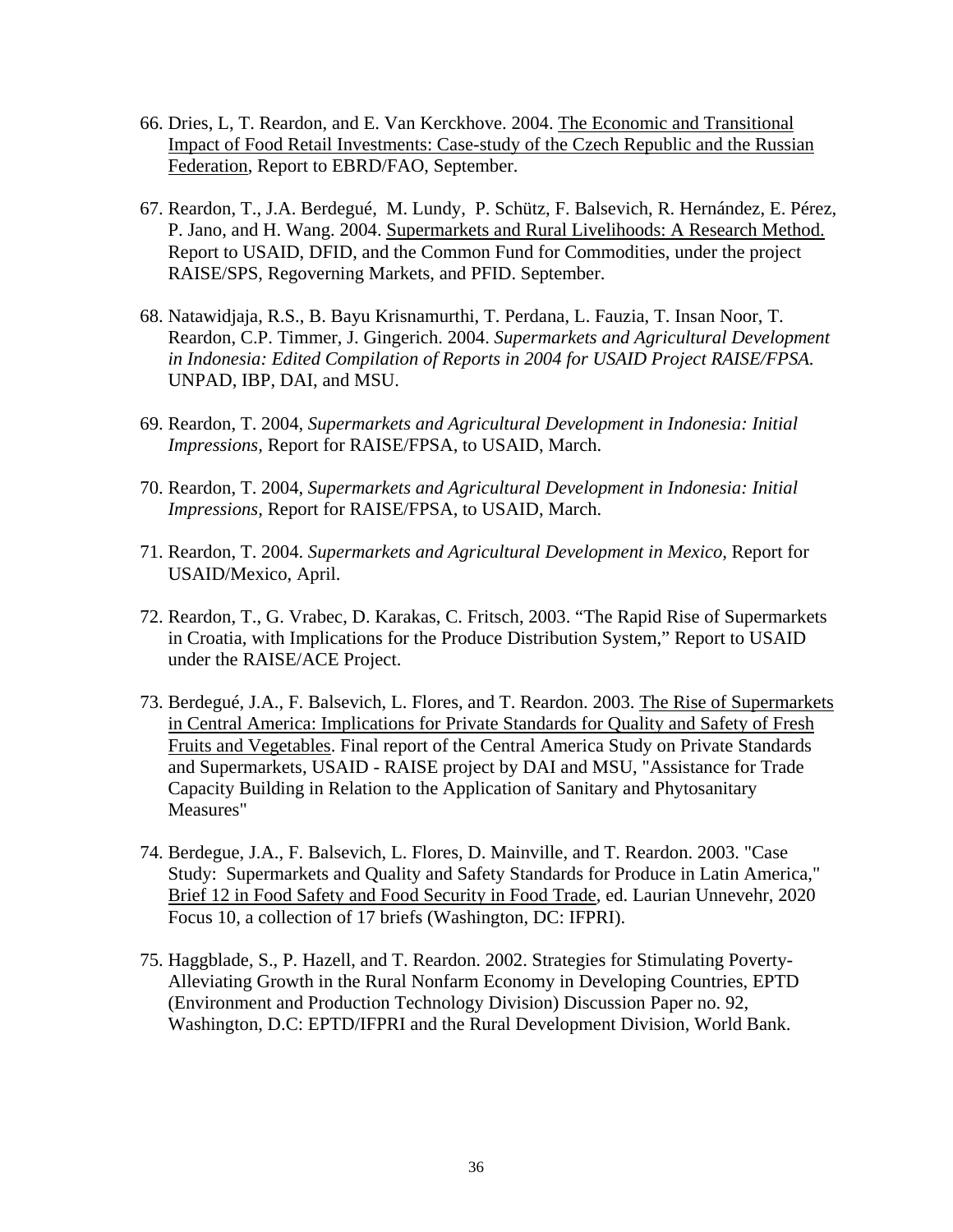66. Dries, L, T. Reardon, and E. Van Kerckhove. 2004. The Economic and Transitional Impact of Food Retail Investments: Case-study of the Czech Republic and the Russian Federation, Report to EBRD/FAO, September.

67. Reardon, T., J.A. Berdegué, M. Lundy, P. Schütz, F. Balsevich, R. Hernández, E. Pérez, P. Jano, and H. Wang. 2004. Supermarkets and Rural Livelihoods: A Research Method. Report to USAID, DFID, and the Common Fund for Commodities, under the project RAISE/SPS, Regoverning Markets, and PFID. September.

68. Natawidjaja, R.S., B. Bayu Krisnamurthi, T. Perdana, L. Fauzia, T. Insan Noor, T. Reardon, C.P. Timmer, J. Gingerich. 2004. *Supermarkets and Agricultural Development in Indonesia: Edited Compilation of Reports in 2004 for USAID Project RAISE/FPSA.* UNPAD, IBP, DAI, and MSU.

69. Reardon, T. 2004, *Supermarkets and Agricultural Development in Indonesia: Initial Impressions,* Report for RAISE/FPSA, to USAID, March.

70. Reardon, T. 2004, *Supermarkets and Agricultural Development in Indonesia: Initial Impressions*, Report for RAISE/FPSA, to USAID, March.

71. Reardon, T. 2004. *Supermarkets and Agricultural Development in Mexico,* Report for USAID/Mexico, April.

72. Reardon, T., G. Vrabec, D. Karakas, C. Fritsch, 2003. "The Rapid Rise of Supermarkets in Croatia, with Implications for the Produce Distribution System," Report to USAID under the RAISE/ACE Project.

73. Berdegué, J.A., F. Balsevich, L. Flores, and T. Reardon. 2003. The Rise of Supermarkets in Central America: Implications for Private Standards for Quality and Safety of Fresh Fruits and Vegetables. Final report of the Central America Study on Private Standards and Supermarkets, USAID - RAISE project by DAI and MSU, "Assistance for Trade Capacity Building in Relation to the Application of Sanitary and Phytosanitary Measures"

74. Berdegue, J.A., F. Balsevich, L. Flores, D. Mainville, and T. Reardon. 2003. "Case Study: Supermarkets and Quality and Safety Standards for Produce in Latin America," Brief 12 in Food Safety and Food Security in Food Trade, ed. Laurian Unnevehr, 2020 Focus 10, a collection of 17 briefs (Washington, DC: IFPRI).

75. Haggblade, S., P. Hazell, and T. Reardon. 2002. Strategies for Stimulating Poverty-Alleviating Growth in the Rural Nonfarm Economy in Developing Countries, EPTD (Environment and Production Technology Division) Discussion Paper no. 92, Washington, D.C: EPTD/IFPRI and the Rural Development Division, World Bank.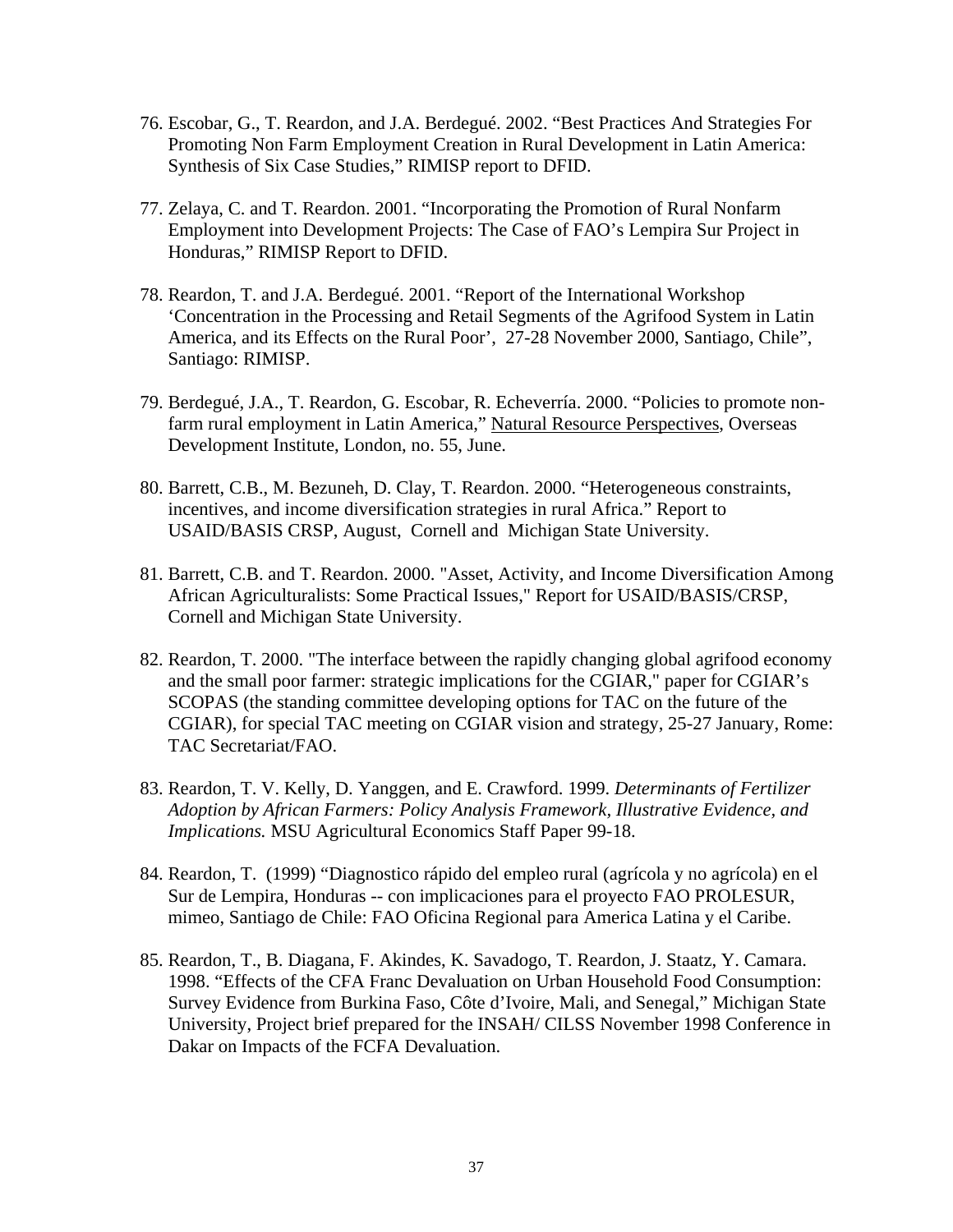76. Escobar, G., T. Reardon, and J.A. Berdegué. 2002. "Best Practices And Strategies For Promoting Non Farm Employment Creation in Rural Development in Latin America: Synthesis of Six Case Studies," RIMISP report to DFID.

77. Zelaya, C. and T. Reardon. 2001. "Incorporating the Promotion of Rural Nonfarm Employment into Development Projects: The Case of FAO's Lempira Sur Project in Honduras," RIMISP Report to DFID.

78. Reardon, T. and J.A. Berdegué. 2001. "Report of the International Workshop 'Concentration in the Processing and Retail Segments of the Agrifood System in Latin America, and its Effects on the Rural Poor', 27-28 November 2000, Santiago, Chile", Santiago: RIMISP.

79. Berdegué, J.A., T. Reardon, G. Escobar, R. Echeverría. 2000. "Policies to promote non-farm rural employment in Latin America," Natural Resource Perspectives, Overseas Development Institute, London, no. 55, June.

80. Barrett, C.B., M. Bezuneh, D. Clay, T. Reardon. 2000. "Heterogeneous constraints, incentives, and income diversification strategies in rural Africa." Report to USAID/BASIS CRSP, August, Cornell and Michigan State University.

81. Barrett, C.B. and T. Reardon. 2000. "Asset, Activity, and Income Diversification Among African Agriculturalists: Some Practical Issues," Report for USAID/BASIS/CRSP, Cornell and Michigan State University.

82. Reardon, T. 2000. "The interface between the rapidly changing global agrifood economy and the small poor farmer: strategic implications for the CGIAR," paper for CGIAR's SCOPAS (the standing committee developing options for TAC on the future of the CGIAR), for special TAC meeting on CGIAR vision and strategy, 25-27 January, Rome: TAC Secretariat/FAO.

83. Reardon, T. V. Kelly, D. Yanggen, and E. Crawford. 1999. *Determinants of Fertilizer Adoption by African Farmers: Policy Analysis Framework, Illustrative Evidence, and Implications.* MSU Agricultural Economics Staff Paper 99-18.

84. Reardon, T. (1999) "Diagnostico rápido del empleo rural (agrícola y no agrícola) en el Sur de Lempira, Honduras -- con implicaciones para el proyecto FAO PROLESUR, mimeo, Santiago de Chile: FAO Oficina Regional para America Latina y el Caribe.

85. Reardon, T., B. Diagana, F. Akindes, K. Savadogo, T. Reardon, J. Staatz, Y. Camara. 1998. "Effects of the CFA Franc Devaluation on Urban Household Food Consumption: Survey Evidence from Burkina Faso, Côte d'Ivoire, Mali, and Senegal," Michigan State University, Project brief prepared for the INSAH/ CILSS November 1998 Conference in Dakar on Impacts of the FCFA Devaluation.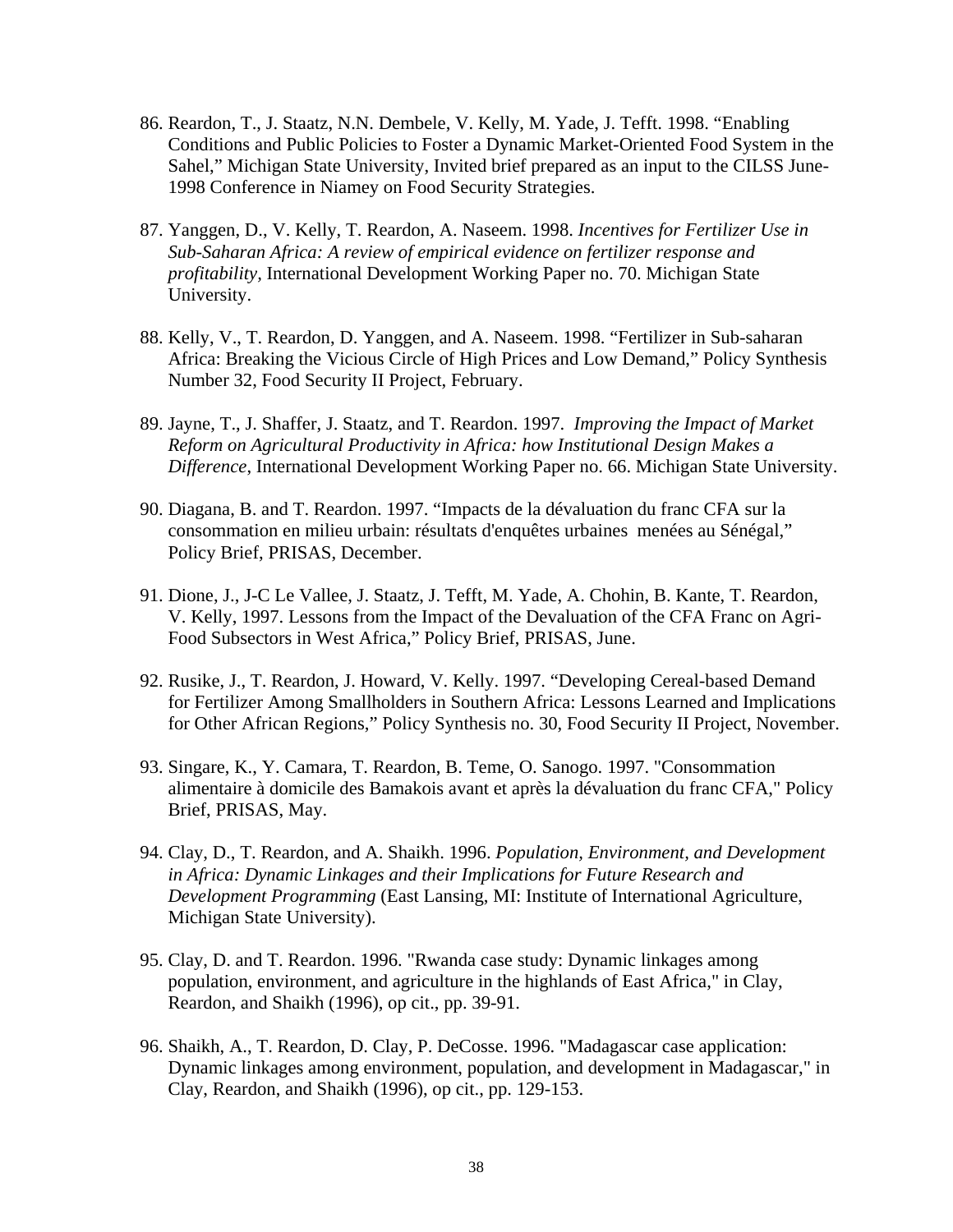86. Reardon, T., J. Staatz, N.N. Dembele, V. Kelly, M. Yade, J. Tefft. 1998. "Enabling Conditions and Public Policies to Foster a Dynamic Market-Oriented Food System in the Sahel," Michigan State University, Invited brief prepared as an input to the CILSS June-1998 Conference in Niamey on Food Security Strategies.

87. Yanggen, D., V. Kelly, T. Reardon, A. Naseem. 1998. *Incentives for Fertilizer Use in Sub-Saharan Africa: A review of empirical evidence on fertilizer response and profitability,* International Development Working Paper no. 70. Michigan State University.

88. Kelly, V., T. Reardon, D. Yanggen, and A. Naseem. 1998. "Fertilizer in Sub-saharan Africa: Breaking the Vicious Circle of High Prices and Low Demand," Policy Synthesis Number 32, Food Security II Project, February.

89. Jayne, T., J. Shaffer, J. Staatz, and T. Reardon. 1997. *Improving the Impact of Market Reform on Agricultural Productivity in Africa: how Institutional Design Makes a Difference*, International Development Working Paper no. 66. Michigan State University.

90. Diagana, B. and T. Reardon. 1997. "Impacts de la dévaluation du franc CFA sur la consommation en milieu urbain: résultats d'enquêtes urbaines menées au Sénégal," Policy Brief, PRISAS, December.

91. Dione, J., J-C Le Vallee, J. Staatz, J. Tefft, M. Yade, A. Chohin, B. Kante, T. Reardon, V. Kelly, 1997. Lessons from the Impact of the Devaluation of the CFA Franc on Agri-Food Subsectors in West Africa," Policy Brief, PRISAS, June.

92. Rusike, J., T. Reardon, J. Howard, V. Kelly. 1997. "Developing Cereal-based Demand for Fertilizer Among Smallholders in Southern Africa: Lessons Learned and Implications for Other African Regions," Policy Synthesis no. 30, Food Security II Project, November.

93. Singare, K., Y. Camara, T. Reardon, B. Teme, O. Sanogo. 1997. "Consommation alimentaire à domicile des Bamakois avant et après la dévaluation du franc CFA," Policy Brief, PRISAS, May.

94. Clay, D., T. Reardon, and A. Shaikh. 1996. *Population, Environment, and Development in Africa: Dynamic Linkages and their Implications for Future Research and Development Programming* (East Lansing, MI: Institute of International Agriculture, Michigan State University).

95. Clay, D. and T. Reardon. 1996. "Rwanda case study: Dynamic linkages among population, environment, and agriculture in the highlands of East Africa," in Clay, Reardon, and Shaikh (1996), op cit., pp. 39-91.

96. Shaikh, A., T. Reardon, D. Clay, P. DeCosse. 1996. "Madagascar case application: Dynamic linkages among environment, population, and development in Madagascar," in Clay, Reardon, and Shaikh (1996), op cit., pp. 129-153.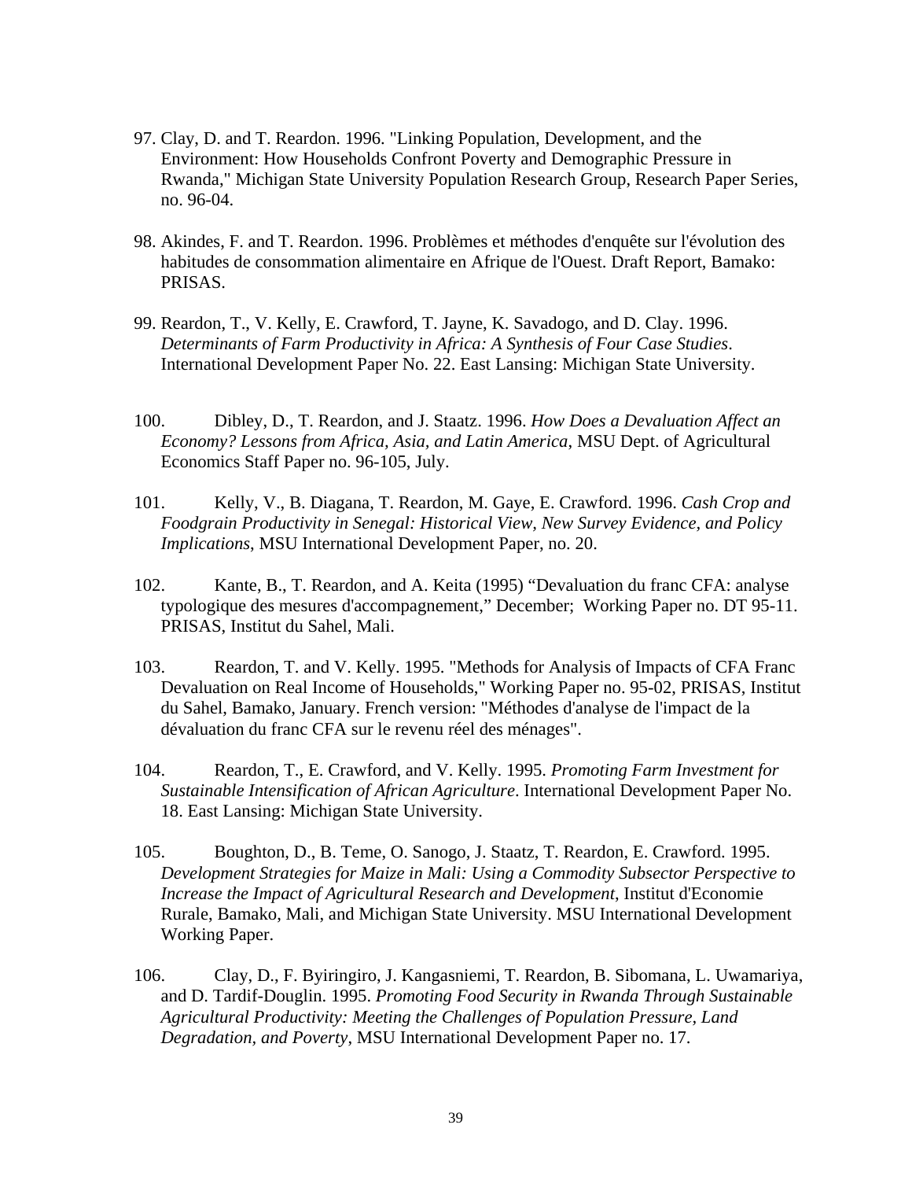97. Clay, D. and T. Reardon. 1996. "Linking Population, Development, and the Environment: How Households Confront Poverty and Demographic Pressure in Rwanda," Michigan State University Population Research Group, Research Paper Series, no. 96-04.

98. Akindes, F. and T. Reardon. 1996. Problèmes et méthodes d'enquête sur l'évolution des habitudes de consommation alimentaire en Afrique de l'Ouest. Draft Report, Bamako: PRISAS.

99. Reardon, T., V. Kelly, E. Crawford, T. Jayne, K. Savadogo, and D. Clay. 1996. *Determinants of Farm Productivity in Africa: A Synthesis of Four Case Studies*. International Development Paper No. 22. East Lansing: Michigan State University.

100. Dibley, D., T. Reardon, and J. Staatz. 1996. *How Does a Devaluation Affect an Economy? Lessons from Africa, Asia, and Latin America*, MSU Dept. of Agricultural Economics Staff Paper no. 96-105, July.

101. Kelly, V., B. Diagana, T. Reardon, M. Gaye, E. Crawford. 1996. *Cash Crop and Foodgrain Productivity in Senegal: Historical View, New Survey Evidence, and Policy Implications*, MSU International Development Paper, no. 20.

102. Kante, B., T. Reardon, and A. Keita (1995) "Devaluation du franc CFA: analyse typologique des mesures d'accompagnement," December; Working Paper no. DT 95-11. PRISAS, Institut du Sahel, Mali.

103. Reardon, T. and V. Kelly. 1995. "Methods for Analysis of Impacts of CFA Franc Devaluation on Real Income of Households," Working Paper no. 95-02, PRISAS, Institut du Sahel, Bamako, January. French version: "Méthodes d'analyse de l'impact de la dévaluation du franc CFA sur le revenu réel des ménages".

104. Reardon, T., E. Crawford, and V. Kelly. 1995. *Promoting Farm Investment for Sustainable Intensification of African Agriculture*. International Development Paper No. 18. East Lansing: Michigan State University.

105. Boughton, D., B. Teme, O. Sanogo, J. Staatz, T. Reardon, E. Crawford. 1995. *Development Strategies for Maize in Mali: Using a Commodity Subsector Perspective to Increase the Impact of Agricultural Research and Development*, Institut d'Economie Rurale, Bamako, Mali, and Michigan State University. MSU International Development Working Paper.

106. Clay, D., F. Byiringiro, J. Kangasniemi, T. Reardon, B. Sibomana, L. Uwamariya, and D. Tardif-Douglin. 1995. *Promoting Food Security in Rwanda Through Sustainable Agricultural Productivity: Meeting the Challenges of Population Pressure, Land Degradation, and Poverty*, MSU International Development Paper no. 17.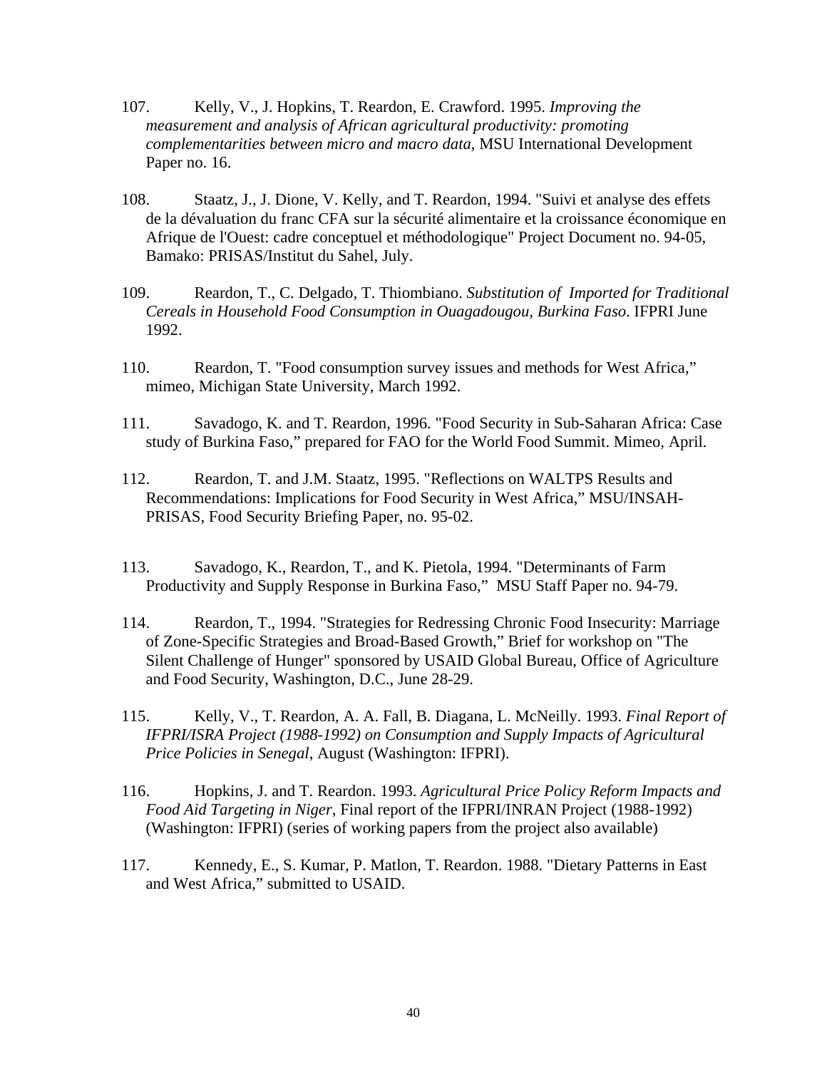107. Kelly, V., J. Hopkins, T. Reardon, E. Crawford. 1995. *Improving the measurement and analysis of African agricultural productivity: promoting complementarities between micro and macro data*, MSU International Development Paper no. 16.

108. Staatz, J., J. Dione, V. Kelly, and T. Reardon, 1994. "Suivi et analyse des effets de la dévaluation du franc CFA sur la sécurité alimentaire et la croissance économique en Afrique de l'Ouest: cadre conceptuel et méthodologique" Project Document no. 94-05, Bamako: PRISAS/Institut du Sahel, July.

109. Reardon, T., C. Delgado, T. Thiombiano. *Substitution of Imported for Traditional Cereals in Household Food Consumption in Ouagadougou, Burkina Faso*. IFPRI June 1992.

110. Reardon, T. "Food consumption survey issues and methods for West Africa," mimeo, Michigan State University, March 1992.

111. Savadogo, K. and T. Reardon, 1996. "Food Security in Sub-Saharan Africa: Case study of Burkina Faso," prepared for FAO for the World Food Summit. Mimeo, April.

112. Reardon, T. and J.M. Staatz, 1995. "Reflections on WALTPS Results and Recommendations: Implications for Food Security in West Africa," MSU/INSAH-PRISAS, Food Security Briefing Paper, no. 95-02.

113. Savadogo, K., Reardon, T., and K. Pietola, 1994. "Determinants of Farm Productivity and Supply Response in Burkina Faso," MSU Staff Paper no. 94-79.

114. Reardon, T., 1994. "Strategies for Redressing Chronic Food Insecurity: Marriage of Zone-Specific Strategies and Broad-Based Growth," Brief for workshop on "The Silent Challenge of Hunger" sponsored by USAID Global Bureau, Office of Agriculture and Food Security, Washington, D.C., June 28-29.

115. Kelly, V., T. Reardon, A. A. Fall, B. Diagana, L. McNeilly. 1993. *Final Report of IFPRI/ISRA Project (1988-1992) on Consumption and Supply Impacts of Agricultural Price Policies in Senegal*, August (Washington: IFPRI).

116. Hopkins, J. and T. Reardon. 1993. *Agricultural Price Policy Reform Impacts and Food Aid Targeting in Niger*, Final report of the IFPRI/INRAN Project (1988-1992) (Washington: IFPRI) (series of working papers from the project also available)

117. Kennedy, E., S. Kumar, P. Matlon, T. Reardon. 1988. "Dietary Patterns in East and West Africa," submitted to USAID.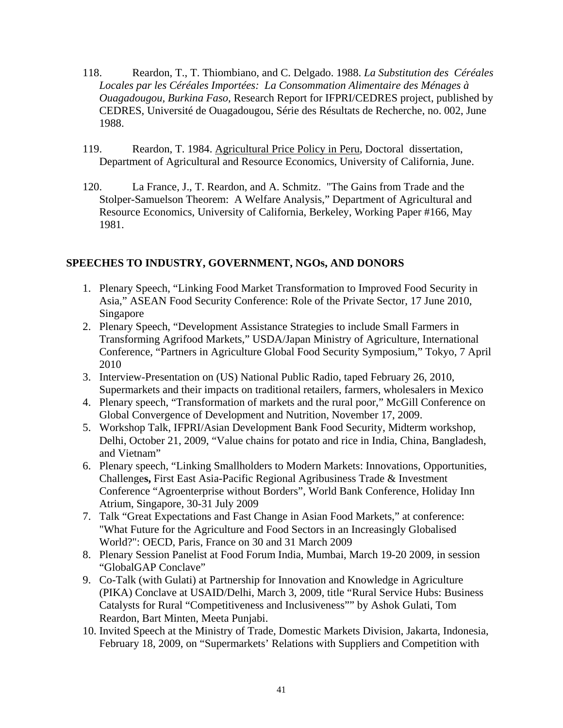118. Reardon, T., T. Thiombiano, and C. Delgado. 1988. *La Substitution des Céréales Locales par les Céréales Importées: La Consommation Alimentaire des Ménages à Ouagadougou, Burkina Faso*, Research Report for IFPRI/CEDRES project, published by CEDRES, Université de Ouagadougou, Série des Résultats de Recherche, no. 002, June 1988.

119. Reardon, T. 1984. Agricultural Price Policy in Peru, Doctoral dissertation, Department of Agricultural and Resource Economics, University of California, June.

120. La France, J., T. Reardon, and A. Schmitz. "The Gains from Trade and the Stolper-Samuelson Theorem: A Welfare Analysis," Department of Agricultural and Resource Economics, University of California, Berkeley, Working Paper #166, May 1981.

## SPEECHES TO INDUSTRY, GOVERNMENT, NGOs, AND DONORS

1. Plenary Speech, "Linking Food Market Transformation to Improved Food Security in Asia," ASEAN Food Security Conference: Role of the Private Sector, 17 June 2010, Singapore
2. Plenary Speech, "Development Assistance Strategies to include Small Farmers in Transforming Agrifood Markets," USDA/Japan Ministry of Agriculture, International Conference, "Partners in Agriculture Global Food Security Symposium," Tokyo, 7 April 2010
3. Interview-Presentation on (US) National Public Radio, taped February 26, 2010, Supermarkets and their impacts on traditional retailers, farmers, wholesalers in Mexico
4. Plenary speech, "Transformation of markets and the rural poor," McGill Conference on Global Convergence of Development and Nutrition, November 17, 2009.
5. Workshop Talk, IFPRI/Asian Development Bank Food Security, Midterm workshop, Delhi, October 21, 2009, "Value chains for potato and rice in India, China, Bangladesh, and Vietnam"
6. Plenary speech, "Linking Smallholders to Modern Markets: Innovations, Opportunities, Challenge**s,** First East Asia-Pacific Regional Agribusiness Trade & Investment Conference "Agroenterprise without Borders", World Bank Conference, Holiday Inn Atrium, Singapore, 30-31 July 2009
7. Talk "Great Expectations and Fast Change in Asian Food Markets," at conference: "What Future for the Agriculture and Food Sectors in an Increasingly Globalised World?": OECD, Paris, France on 30 and 31 March 2009
8. Plenary Session Panelist at Food Forum India, Mumbai, March 19-20 2009, in session "GlobalGAP Conclave"
9. Co-Talk (with Gulati) at Partnership for Innovation and Knowledge in Agriculture (PIKA) Conclave at USAID/Delhi, March 3, 2009, title "Rural Service Hubs: Business Catalysts for Rural "Competitiveness and Inclusiveness"" by Ashok Gulati, Tom Reardon, Bart Minten, Meeta Punjabi.
10. Invited Speech at the Ministry of Trade, Domestic Markets Division, Jakarta, Indonesia, February 18, 2009, on "Supermarkets' Relations with Suppliers and Competition with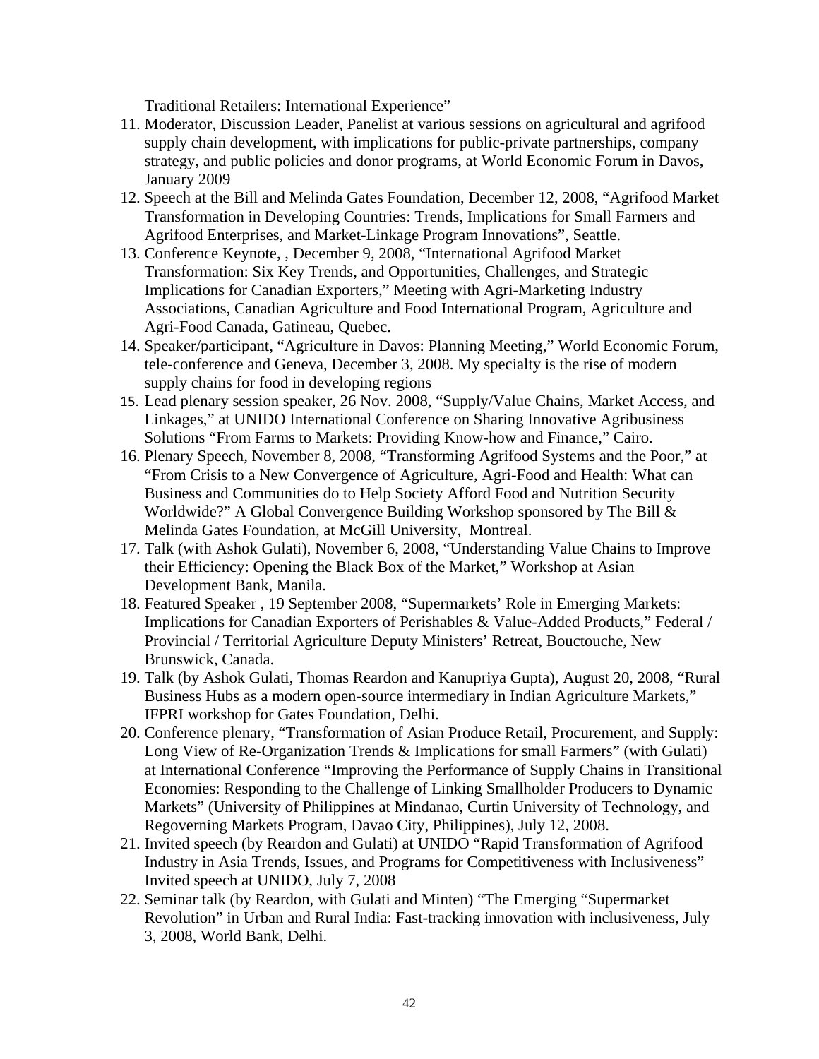Traditional Retailers: International Experience"

11. Moderator, Discussion Leader, Panelist at various sessions on agricultural and agrifood supply chain development, with implications for public-private partnerships, company strategy, and public policies and donor programs, at World Economic Forum in Davos, January 2009
12. Speech at the Bill and Melinda Gates Foundation, December 12, 2008, "Agrifood Market Transformation in Developing Countries: Trends, Implications for Small Farmers and Agrifood Enterprises, and Market-Linkage Program Innovations", Seattle.
13. Conference Keynote, , December 9, 2008, "International Agrifood Market Transformation: Six Key Trends, and Opportunities, Challenges, and Strategic Implications for Canadian Exporters," Meeting with Agri-Marketing Industry Associations, Canadian Agriculture and Food International Program, Agriculture and Agri-Food Canada, Gatineau, Quebec.
14. Speaker/participant, "Agriculture in Davos: Planning Meeting," World Economic Forum, tele-conference and Geneva, December 3, 2008. My specialty is the rise of modern supply chains for food in developing regions
15. Lead plenary session speaker, 26 Nov. 2008, "Supply/Value Chains, Market Access, and Linkages," at UNIDO International Conference on Sharing Innovative Agribusiness Solutions "From Farms to Markets: Providing Know-how and Finance," Cairo.
16. Plenary Speech, November 8, 2008, "Transforming Agrifood Systems and the Poor," at "From Crisis to a New Convergence of Agriculture, Agri-Food and Health: What can Business and Communities do to Help Society Afford Food and Nutrition Security Worldwide?" A Global Convergence Building Workshop sponsored by The Bill & Melinda Gates Foundation, at McGill University, Montreal.
17. Talk (with Ashok Gulati), November 6, 2008, "Understanding Value Chains to Improve their Efficiency: Opening the Black Box of the Market," Workshop at Asian Development Bank, Manila.
18. Featured Speaker , 19 September 2008, "Supermarkets' Role in Emerging Markets: Implications for Canadian Exporters of Perishables & Value-Added Products," Federal / Provincial / Territorial Agriculture Deputy Ministers' Retreat, Bouctouche, New Brunswick, Canada.
19. Talk (by Ashok Gulati, Thomas Reardon and Kanupriya Gupta), August 20, 2008, "Rural Business Hubs as a modern open-source intermediary in Indian Agriculture Markets," IFPRI workshop for Gates Foundation, Delhi.
20. Conference plenary, "Transformation of Asian Produce Retail, Procurement, and Supply: Long View of Re-Organization Trends & Implications for small Farmers" (with Gulati) at International Conference "Improving the Performance of Supply Chains in Transitional Economies: Responding to the Challenge of Linking Smallholder Producers to Dynamic Markets" (University of Philippines at Mindanao, Curtin University of Technology, and Regoverning Markets Program, Davao City, Philippines), July 12, 2008.
21. Invited speech (by Reardon and Gulati) at UNIDO "Rapid Transformation of Agrifood Industry in Asia Trends, Issues, and Programs for Competitiveness with Inclusiveness" Invited speech at UNIDO, July 7, 2008
22. Seminar talk (by Reardon, with Gulati and Minten) "The Emerging "Supermarket Revolution" in Urban and Rural India: Fast-tracking innovation with inclusiveness, July 3, 2008, World Bank, Delhi.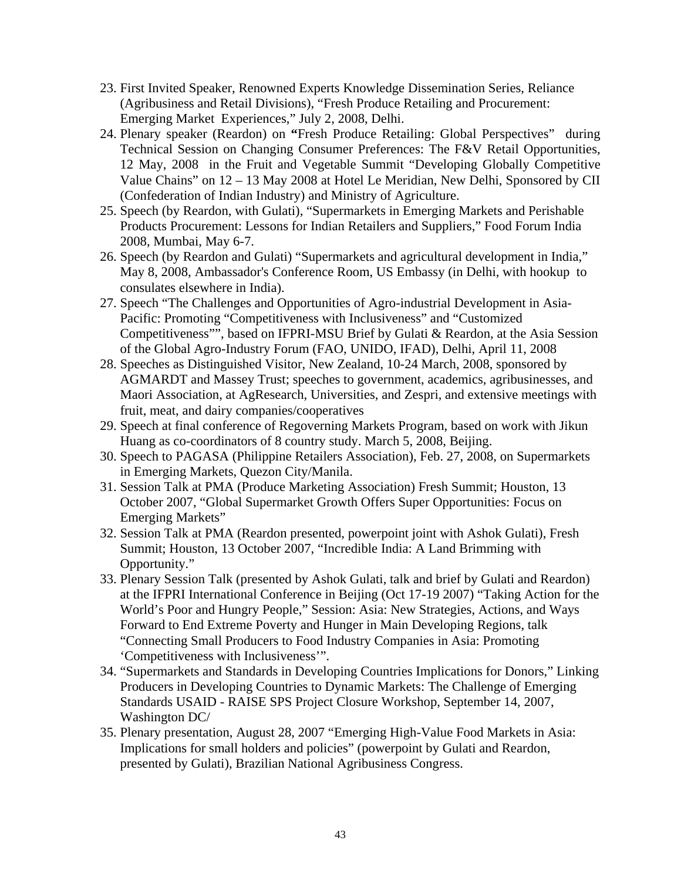23. First Invited Speaker, Renowned Experts Knowledge Dissemination Series, Reliance (Agribusiness and Retail Divisions), "Fresh Produce Retailing and Procurement: Emerging Market Experiences," July 2, 2008, Delhi.
24. Plenary speaker (Reardon) on **"**Fresh Produce Retailing: Global Perspectives" during Technical Session on Changing Consumer Preferences: The F&V Retail Opportunities, 12 May, 2008 in the Fruit and Vegetable Summit "Developing Globally Competitive Value Chains" on 12 – 13 May 2008 at Hotel Le Meridian, New Delhi, Sponsored by CII (Confederation of Indian Industry) and Ministry of Agriculture.
25. Speech (by Reardon, with Gulati), "Supermarkets in Emerging Markets and Perishable Products Procurement: Lessons for Indian Retailers and Suppliers," Food Forum India 2008, Mumbai, May 6-7.
26. Speech (by Reardon and Gulati) "Supermarkets and agricultural development in India," May 8, 2008, Ambassador's Conference Room, US Embassy (in Delhi, with hookup to consulates elsewhere in India).
27. Speech "The Challenges and Opportunities of Agro-industrial Development in Asia-Pacific: Promoting "Competitiveness with Inclusiveness" and "Customized Competitiveness"", based on IFPRI-MSU Brief by Gulati & Reardon, at the Asia Session of the Global Agro-Industry Forum (FAO, UNIDO, IFAD), Delhi, April 11, 2008
28. Speeches as Distinguished Visitor, New Zealand, 10-24 March, 2008, sponsored by AGMARDT and Massey Trust; speeches to government, academics, agribusinesses, and Maori Association, at AgResearch, Universities, and Zespri, and extensive meetings with fruit, meat, and dairy companies/cooperatives
29. Speech at final conference of Regoverning Markets Program, based on work with Jikun Huang as co-coordinators of 8 country study. March 5, 2008, Beijing.
30. Speech to PAGASA (Philippine Retailers Association), Feb. 27, 2008, on Supermarkets in Emerging Markets, Quezon City/Manila.
31. Session Talk at PMA (Produce Marketing Association) Fresh Summit; Houston, 13 October 2007, "Global Supermarket Growth Offers Super Opportunities: Focus on Emerging Markets"
32. Session Talk at PMA (Reardon presented, powerpoint joint with Ashok Gulati), Fresh Summit; Houston, 13 October 2007, "Incredible India: A Land Brimming with Opportunity."
33. Plenary Session Talk (presented by Ashok Gulati, talk and brief by Gulati and Reardon) at the IFPRI International Conference in Beijing (Oct 17-19 2007) "Taking Action for the World's Poor and Hungry People," Session: Asia: New Strategies, Actions, and Ways Forward to End Extreme Poverty and Hunger in Main Developing Regions, talk "Connecting Small Producers to Food Industry Companies in Asia: Promoting 'Competitiveness with Inclusiveness'".
34. "Supermarkets and Standards in Developing Countries Implications for Donors," Linking Producers in Developing Countries to Dynamic Markets: The Challenge of Emerging Standards USAID - RAISE SPS Project Closure Workshop, September 14, 2007, Washington DC/
35. Plenary presentation, August 28, 2007 "Emerging High-Value Food Markets in Asia: Implications for small holders and policies" (powerpoint by Gulati and Reardon, presented by Gulati), Brazilian National Agribusiness Congress.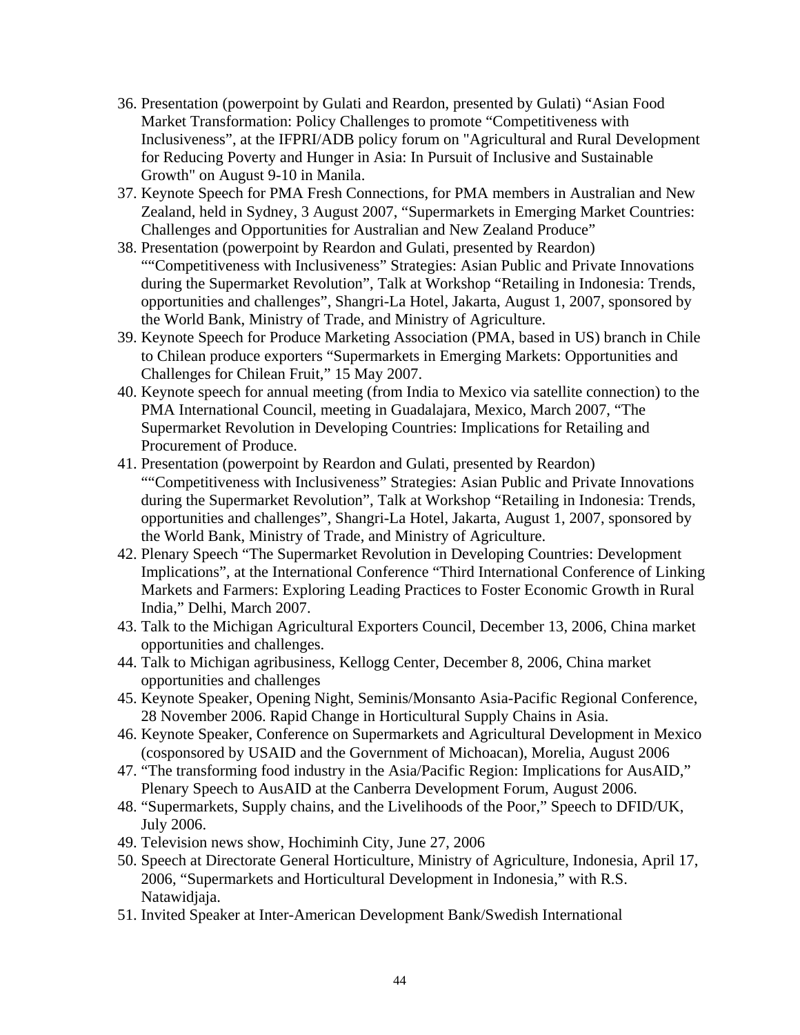36. Presentation (powerpoint by Gulati and Reardon, presented by Gulati) "Asian Food Market Transformation: Policy Challenges to promote "Competitiveness with Inclusiveness", at the IFPRI/ADB policy forum on "Agricultural and Rural Development for Reducing Poverty and Hunger in Asia: In Pursuit of Inclusive and Sustainable Growth" on August 9-10 in Manila.
37. Keynote Speech for PMA Fresh Connections, for PMA members in Australian and New Zealand, held in Sydney, 3 August 2007, "Supermarkets in Emerging Market Countries: Challenges and Opportunities for Australian and New Zealand Produce"
38. Presentation (powerpoint by Reardon and Gulati, presented by Reardon) ""Competitiveness with Inclusiveness" Strategies: Asian Public and Private Innovations during the Supermarket Revolution", Talk at Workshop "Retailing in Indonesia: Trends, opportunities and challenges", Shangri-La Hotel, Jakarta, August 1, 2007, sponsored by the World Bank, Ministry of Trade, and Ministry of Agriculture.
39. Keynote Speech for Produce Marketing Association (PMA, based in US) branch in Chile to Chilean produce exporters "Supermarkets in Emerging Markets: Opportunities and Challenges for Chilean Fruit," 15 May 2007.
40. Keynote speech for annual meeting (from India to Mexico via satellite connection) to the PMA International Council, meeting in Guadalajara, Mexico, March 2007, "The Supermarket Revolution in Developing Countries: Implications for Retailing and Procurement of Produce.
41. Presentation (powerpoint by Reardon and Gulati, presented by Reardon) ""Competitiveness with Inclusiveness" Strategies: Asian Public and Private Innovations during the Supermarket Revolution", Talk at Workshop "Retailing in Indonesia: Trends, opportunities and challenges", Shangri-La Hotel, Jakarta, August 1, 2007, sponsored by the World Bank, Ministry of Trade, and Ministry of Agriculture.
42. Plenary Speech "The Supermarket Revolution in Developing Countries: Development Implications", at the International Conference "Third International Conference of Linking Markets and Farmers: Exploring Leading Practices to Foster Economic Growth in Rural India," Delhi, March 2007.
43. Talk to the Michigan Agricultural Exporters Council, December 13, 2006, China market opportunities and challenges.
44. Talk to Michigan agribusiness, Kellogg Center, December 8, 2006, China market opportunities and challenges
45. Keynote Speaker, Opening Night, Seminis/Monsanto Asia-Pacific Regional Conference, 28 November 2006. Rapid Change in Horticultural Supply Chains in Asia.
46. Keynote Speaker, Conference on Supermarkets and Agricultural Development in Mexico (cosponsored by USAID and the Government of Michoacan), Morelia, August 2006
47. "The transforming food industry in the Asia/Pacific Region: Implications for AusAID," Plenary Speech to AusAID at the Canberra Development Forum, August 2006.
48. "Supermarkets, Supply chains, and the Livelihoods of the Poor," Speech to DFID/UK, July 2006.
49. Television news show, Hochiminh City, June 27, 2006
50. Speech at Directorate General Horticulture, Ministry of Agriculture, Indonesia, April 17, 2006, "Supermarkets and Horticultural Development in Indonesia," with R.S. Natawidjaja.
51. Invited Speaker at Inter-American Development Bank/Swedish International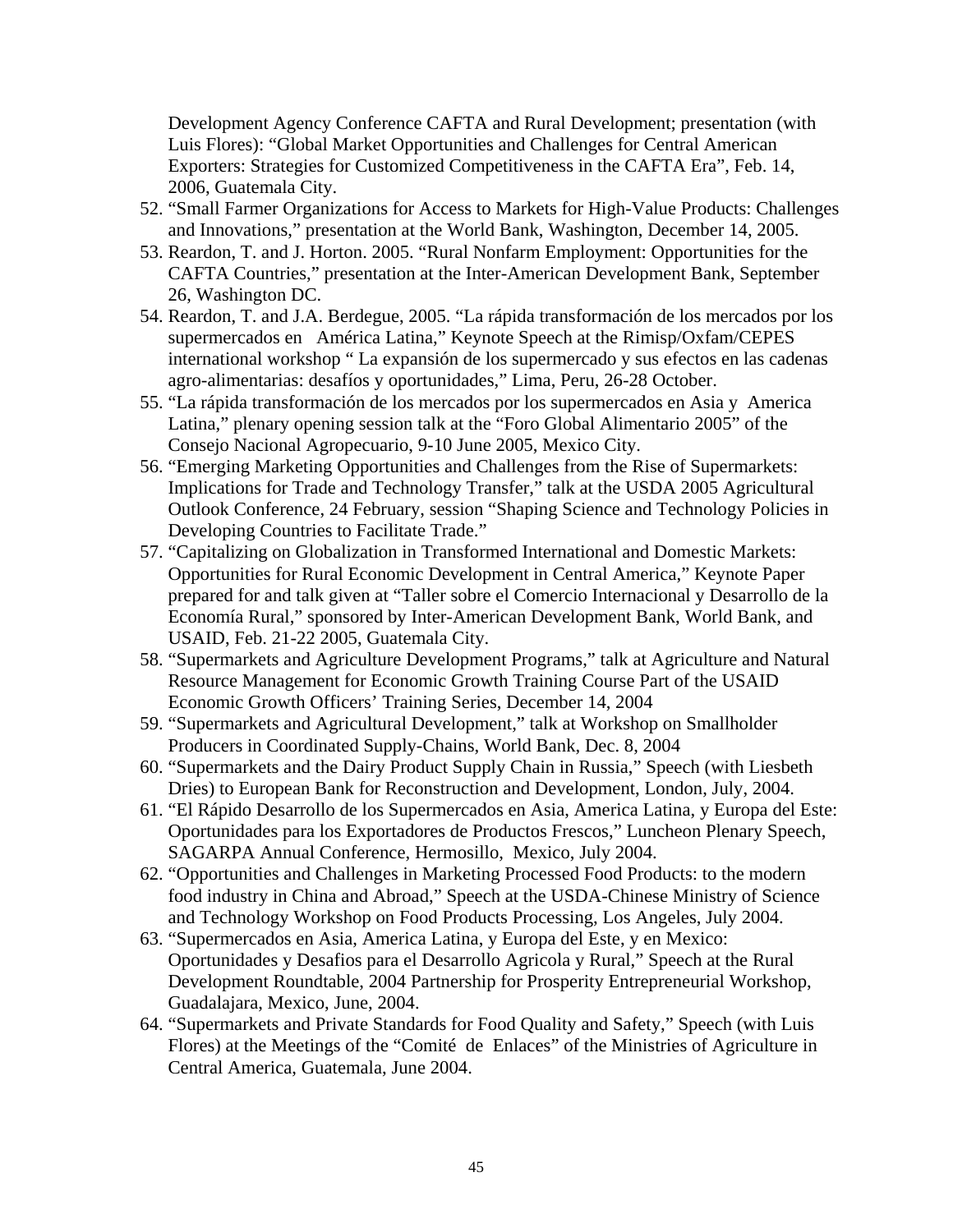Development Agency Conference CAFTA and Rural Development; presentation (with Luis Flores): "Global Market Opportunities and Challenges for Central American Exporters: Strategies for Customized Competitiveness in the CAFTA Era", Feb. 14, 2006, Guatemala City.

52. "Small Farmer Organizations for Access to Markets for High-Value Products: Challenges and Innovations," presentation at the World Bank, Washington, December 14, 2005.
53. Reardon, T. and J. Horton. 2005. "Rural Nonfarm Employment: Opportunities for the CAFTA Countries," presentation at the Inter-American Development Bank, September 26, Washington DC.
54. Reardon, T. and J.A. Berdegue, 2005. "La rápida transformación de los mercados por los supermercados en América Latina," Keynote Speech at the Rimisp/Oxfam/CEPES international workshop " La expansión de los supermercado y sus efectos en las cadenas agro-alimentarias: desafíos y oportunidades," Lima, Peru, 26-28 October.
55. "La rápida transformación de los mercados por los supermercados en Asia y America Latina," plenary opening session talk at the "Foro Global Alimentario 2005" of the Consejo Nacional Agropecuario, 9-10 June 2005, Mexico City.
56. "Emerging Marketing Opportunities and Challenges from the Rise of Supermarkets: Implications for Trade and Technology Transfer," talk at the USDA 2005 Agricultural Outlook Conference, 24 February, session "Shaping Science and Technology Policies in Developing Countries to Facilitate Trade."
57. "Capitalizing on Globalization in Transformed International and Domestic Markets: Opportunities for Rural Economic Development in Central America," Keynote Paper prepared for and talk given at "Taller sobre el Comercio Internacional y Desarrollo de la Economía Rural," sponsored by Inter-American Development Bank, World Bank, and USAID, Feb. 21-22 2005, Guatemala City.
58. "Supermarkets and Agriculture Development Programs," talk at Agriculture and Natural Resource Management for Economic Growth Training Course Part of the USAID Economic Growth Officers' Training Series, December 14, 2004
59. "Supermarkets and Agricultural Development," talk at Workshop on Smallholder Producers in Coordinated Supply-Chains, World Bank, Dec. 8, 2004
60. "Supermarkets and the Dairy Product Supply Chain in Russia," Speech (with Liesbeth Dries) to European Bank for Reconstruction and Development, London, July, 2004.
61. "El Rápido Desarrollo de los Supermercados en Asia, America Latina, y Europa del Este: Oportunidades para los Exportadores de Productos Frescos," Luncheon Plenary Speech, SAGARPA Annual Conference, Hermosillo, Mexico, July 2004.
62. "Opportunities and Challenges in Marketing Processed Food Products: to the modern food industry in China and Abroad," Speech at the USDA-Chinese Ministry of Science and Technology Workshop on Food Products Processing, Los Angeles, July 2004.
63. "Supermercados en Asia, America Latina, y Europa del Este, y en Mexico: Oportunidades y Desafios para el Desarrollo Agricola y Rural," Speech at the Rural Development Roundtable, 2004 Partnership for Prosperity Entrepreneurial Workshop, Guadalajara, Mexico, June, 2004.
64. "Supermarkets and Private Standards for Food Quality and Safety," Speech (with Luis Flores) at the Meetings of the "Comité de Enlaces" of the Ministries of Agriculture in Central America, Guatemala, June 2004.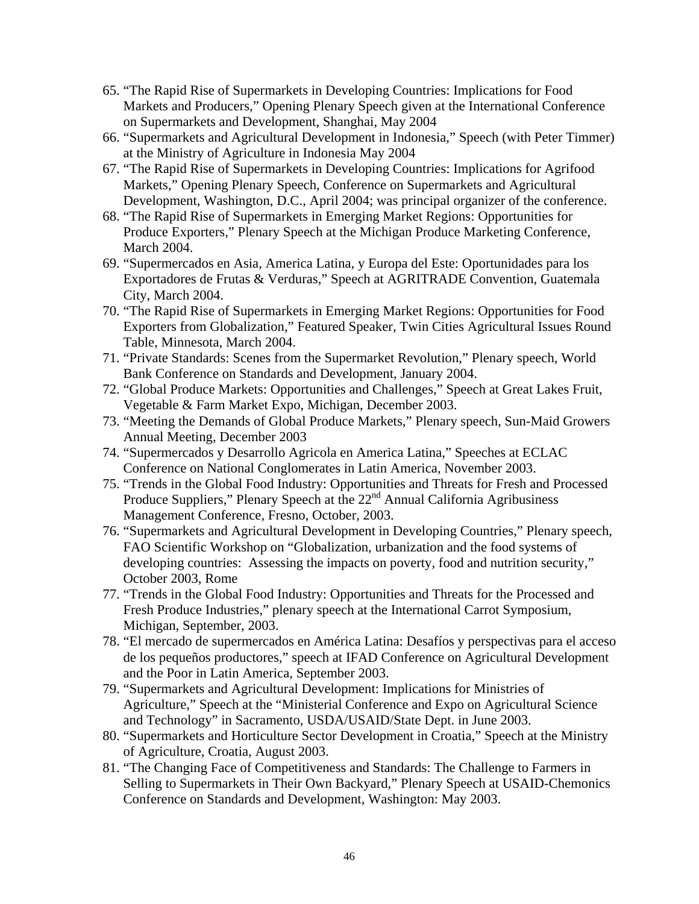65. "The Rapid Rise of Supermarkets in Developing Countries: Implications for Food Markets and Producers," Opening Plenary Speech given at the International Conference on Supermarkets and Development, Shanghai, May 2004
66. "Supermarkets and Agricultural Development in Indonesia," Speech (with Peter Timmer) at the Ministry of Agriculture in Indonesia May 2004
67. "The Rapid Rise of Supermarkets in Developing Countries: Implications for Agrifood Markets," Opening Plenary Speech, Conference on Supermarkets and Agricultural Development, Washington, D.C., April 2004; was principal organizer of the conference.
68. "The Rapid Rise of Supermarkets in Emerging Market Regions: Opportunities for Produce Exporters," Plenary Speech at the Michigan Produce Marketing Conference, March 2004.
69. "Supermercados en Asia, America Latina, y Europa del Este: Oportunidades para los Exportadores de Frutas & Verduras," Speech at AGRITRADE Convention, Guatemala City, March 2004.
70. "The Rapid Rise of Supermarkets in Emerging Market Regions: Opportunities for Food Exporters from Globalization," Featured Speaker, Twin Cities Agricultural Issues Round Table, Minnesota, March 2004.
71. "Private Standards: Scenes from the Supermarket Revolution," Plenary speech, World Bank Conference on Standards and Development, January 2004.
72. "Global Produce Markets: Opportunities and Challenges," Speech at Great Lakes Fruit, Vegetable & Farm Market Expo, Michigan, December 2003.
73. "Meeting the Demands of Global Produce Markets," Plenary speech, Sun-Maid Growers Annual Meeting, December 2003
74. "Supermercados y Desarrollo Agricola en America Latina," Speeches at ECLAC Conference on National Conglomerates in Latin America, November 2003.
75. "Trends in the Global Food Industry: Opportunities and Threats for Fresh and Processed Produce Suppliers," Plenary Speech at the 22nd Annual California Agribusiness Management Conference, Fresno, October, 2003.
76. "Supermarkets and Agricultural Development in Developing Countries," Plenary speech, FAO Scientific Workshop on "Globalization, urbanization and the food systems of developing countries: Assessing the impacts on poverty, food and nutrition security," October 2003, Rome
77. "Trends in the Global Food Industry: Opportunities and Threats for the Processed and Fresh Produce Industries," plenary speech at the International Carrot Symposium, Michigan, September, 2003.
78. "El mercado de supermercados en América Latina: Desafíos y perspectivas para el acceso de los pequeños productores," speech at IFAD Conference on Agricultural Development and the Poor in Latin America, September 2003.
79. "Supermarkets and Agricultural Development: Implications for Ministries of Agriculture," Speech at the "Ministerial Conference and Expo on Agricultural Science and Technology" in Sacramento, USDA/USAID/State Dept. in June 2003.
80. "Supermarkets and Horticulture Sector Development in Croatia," Speech at the Ministry of Agriculture, Croatia, August 2003.
81. "The Changing Face of Competitiveness and Standards: The Challenge to Farmers in Selling to Supermarkets in Their Own Backyard," Plenary Speech at USAID-Chemonics Conference on Standards and Development, Washington: May 2003.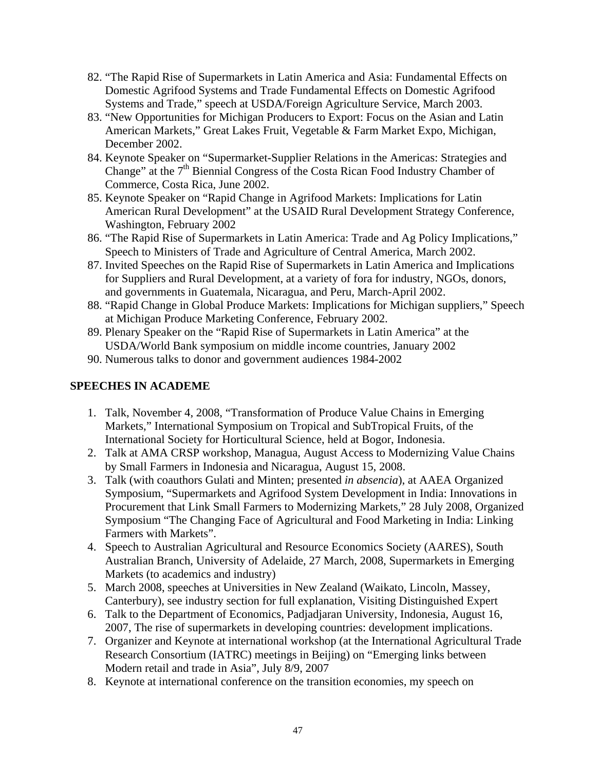82. "The Rapid Rise of Supermarkets in Latin America and Asia: Fundamental Effects on Domestic Agrifood Systems and Trade Fundamental Effects on Domestic Agrifood Systems and Trade," speech at USDA/Foreign Agriculture Service, March 2003.
83. "New Opportunities for Michigan Producers to Export: Focus on the Asian and Latin American Markets," Great Lakes Fruit, Vegetable & Farm Market Expo, Michigan, December 2002.
84. Keynote Speaker on "Supermarket-Supplier Relations in the Americas: Strategies and Change" at the 7th Biennial Congress of the Costa Rican Food Industry Chamber of Commerce, Costa Rica, June 2002.
85. Keynote Speaker on "Rapid Change in Agrifood Markets: Implications for Latin American Rural Development" at the USAID Rural Development Strategy Conference, Washington, February 2002
86. "The Rapid Rise of Supermarkets in Latin America: Trade and Ag Policy Implications," Speech to Ministers of Trade and Agriculture of Central America, March 2002.
87. Invited Speeches on the Rapid Rise of Supermarkets in Latin America and Implications for Suppliers and Rural Development, at a variety of fora for industry, NGOs, donors, and governments in Guatemala, Nicaragua, and Peru, March-April 2002.
88. "Rapid Change in Global Produce Markets: Implications for Michigan suppliers," Speech at Michigan Produce Marketing Conference, February 2002.
89. Plenary Speaker on the "Rapid Rise of Supermarkets in Latin America" at the USDA/World Bank symposium on middle income countries, January 2002
90. Numerous talks to donor and government audiences 1984-2002

## SPEECHES IN ACADEME

1. Talk, November 4, 2008, "Transformation of Produce Value Chains in Emerging Markets," International Symposium on Tropical and SubTropical Fruits, of the International Society for Horticultural Science, held at Bogor, Indonesia.
2. Talk at AMA CRSP workshop, Managua, August Access to Modernizing Value Chains by Small Farmers in Indonesia and Nicaragua, August 15, 2008.
3. Talk (with coauthors Gulati and Minten; presented *in absencia*), at AAEA Organized Symposium, "Supermarkets and Agrifood System Development in India: Innovations in Procurement that Link Small Farmers to Modernizing Markets," 28 July 2008, Organized Symposium "The Changing Face of Agricultural and Food Marketing in India: Linking Farmers with Markets".
4. Speech to Australian Agricultural and Resource Economics Society (AARES), South Australian Branch, University of Adelaide, 27 March, 2008, Supermarkets in Emerging Markets (to academics and industry)
5. March 2008, speeches at Universities in New Zealand (Waikato, Lincoln, Massey, Canterbury), see industry section for full explanation, Visiting Distinguished Expert
6. Talk to the Department of Economics, Padjadjaran University, Indonesia, August 16, 2007, The rise of supermarkets in developing countries: development implications.
7. Organizer and Keynote at international workshop (at the International Agricultural Trade Research Consortium (IATRC) meetings in Beijing) on "Emerging links between Modern retail and trade in Asia", July 8/9, 2007
8. Keynote at international conference on the transition economies, my speech on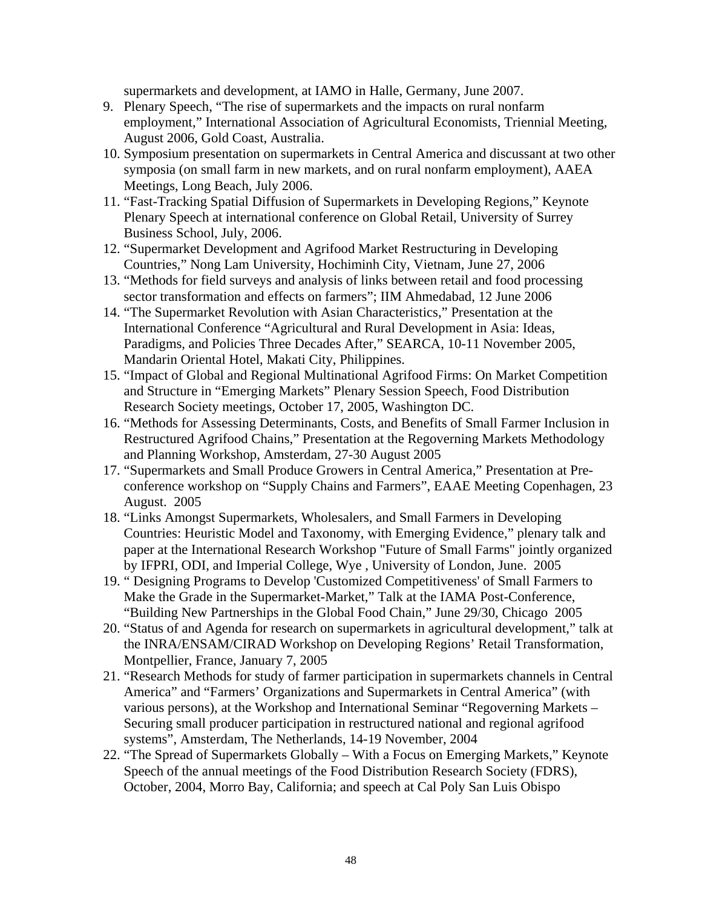supermarkets and development, at IAMO in Halle, Germany, June 2007.

9. Plenary Speech, "The rise of supermarkets and the impacts on rural nonfarm employment," International Association of Agricultural Economists, Triennial Meeting, August 2006, Gold Coast, Australia.
10. Symposium presentation on supermarkets in Central America and discussant at two other symposia (on small farm in new markets, and on rural nonfarm employment), AAEA Meetings, Long Beach, July 2006.
11. "Fast-Tracking Spatial Diffusion of Supermarkets in Developing Regions," Keynote Plenary Speech at international conference on Global Retail, University of Surrey Business School, July, 2006.
12. "Supermarket Development and Agrifood Market Restructuring in Developing Countries," Nong Lam University, Hochiminh City, Vietnam, June 27, 2006
13. "Methods for field surveys and analysis of links between retail and food processing sector transformation and effects on farmers"; IIM Ahmedabad, 12 June 2006
14. "The Supermarket Revolution with Asian Characteristics," Presentation at the International Conference "Agricultural and Rural Development in Asia: Ideas, Paradigms, and Policies Three Decades After," SEARCA, 10-11 November 2005, Mandarin Oriental Hotel, Makati City, Philippines.
15. "Impact of Global and Regional Multinational Agrifood Firms: On Market Competition and Structure in "Emerging Markets" Plenary Session Speech, Food Distribution Research Society meetings, October 17, 2005, Washington DC.
16. "Methods for Assessing Determinants, Costs, and Benefits of Small Farmer Inclusion in Restructured Agrifood Chains," Presentation at the Regoverning Markets Methodology and Planning Workshop, Amsterdam, 27-30 August 2005
17. "Supermarkets and Small Produce Growers in Central America," Presentation at Pre-conference workshop on "Supply Chains and Farmers", EAAE Meeting Copenhagen, 23 August. 2005
18. "Links Amongst Supermarkets, Wholesalers, and Small Farmers in Developing Countries: Heuristic Model and Taxonomy, with Emerging Evidence," plenary talk and paper at the International Research Workshop "Future of Small Farms" jointly organized by IFPRI, ODI, and Imperial College, Wye , University of London, June. 2005
19. " Designing Programs to Develop 'Customized Competitiveness' of Small Farmers to Make the Grade in the Supermarket-Market," Talk at the IAMA Post-Conference, "Building New Partnerships in the Global Food Chain," June 29/30, Chicago 2005
20. "Status of and Agenda for research on supermarkets in agricultural development," talk at the INRA/ENSAM/CIRAD Workshop on Developing Regions' Retail Transformation, Montpellier, France, January 7, 2005
21. "Research Methods for study of farmer participation in supermarkets channels in Central America" and "Farmers' Organizations and Supermarkets in Central America" (with various persons), at the Workshop and International Seminar "Regoverning Markets – Securing small producer participation in restructured national and regional agrifood systems", Amsterdam, The Netherlands, 14-19 November, 2004
22. "The Spread of Supermarkets Globally – With a Focus on Emerging Markets," Keynote Speech of the annual meetings of the Food Distribution Research Society (FDRS), October, 2004, Morro Bay, California; and speech at Cal Poly San Luis Obispo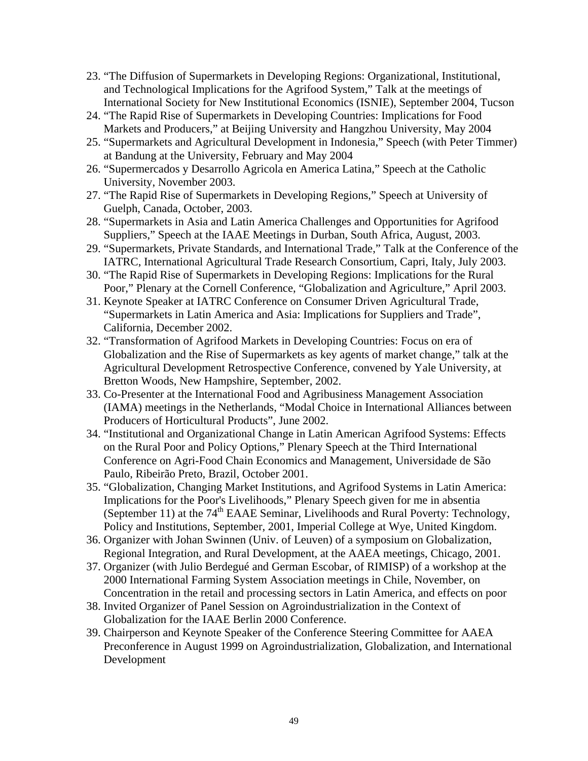23. "The Diffusion of Supermarkets in Developing Regions: Organizational, Institutional, and Technological Implications for the Agrifood System," Talk at the meetings of International Society for New Institutional Economics (ISNIE), September 2004, Tucson
24. "The Rapid Rise of Supermarkets in Developing Countries: Implications for Food Markets and Producers," at Beijing University and Hangzhou University, May 2004
25. "Supermarkets and Agricultural Development in Indonesia," Speech (with Peter Timmer) at Bandung at the University, February and May 2004
26. "Supermercados y Desarrollo Agricola en America Latina," Speech at the Catholic University, November 2003.
27. "The Rapid Rise of Supermarkets in Developing Regions," Speech at University of Guelph, Canada, October, 2003.
28. "Supermarkets in Asia and Latin America Challenges and Opportunities for Agrifood Suppliers," Speech at the IAAE Meetings in Durban, South Africa, August, 2003.
29. "Supermarkets, Private Standards, and International Trade," Talk at the Conference of the IATRC, International Agricultural Trade Research Consortium, Capri, Italy, July 2003.
30. "The Rapid Rise of Supermarkets in Developing Regions: Implications for the Rural Poor," Plenary at the Cornell Conference, "Globalization and Agriculture," April 2003.
31. Keynote Speaker at IATRC Conference on Consumer Driven Agricultural Trade, "Supermarkets in Latin America and Asia: Implications for Suppliers and Trade", California, December 2002.
32. "Transformation of Agrifood Markets in Developing Countries: Focus on era of Globalization and the Rise of Supermarkets as key agents of market change," talk at the Agricultural Development Retrospective Conference, convened by Yale University, at Bretton Woods, New Hampshire, September, 2002.
33. Co-Presenter at the International Food and Agribusiness Management Association (IAMA) meetings in the Netherlands, "Modal Choice in International Alliances between Producers of Horticultural Products", June 2002.
34. "Institutional and Organizational Change in Latin American Agrifood Systems: Effects on the Rural Poor and Policy Options," Plenary Speech at the Third International Conference on Agri-Food Chain Economics and Management, Universidade de São Paulo, Ribeirão Preto, Brazil, October 2001.
35. "Globalization, Changing Market Institutions, and Agrifood Systems in Latin America: Implications for the Poor's Livelihoods," Plenary Speech given for me in absentia (September 11) at the 74th EAAE Seminar, Livelihoods and Rural Poverty: Technology, Policy and Institutions, September, 2001, Imperial College at Wye, United Kingdom.
36. Organizer with Johan Swinnen (Univ. of Leuven) of a symposium on Globalization, Regional Integration, and Rural Development, at the AAEA meetings, Chicago, 2001.
37. Organizer (with Julio Berdegué and German Escobar, of RIMISP) of a workshop at the 2000 International Farming System Association meetings in Chile, November, on Concentration in the retail and processing sectors in Latin America, and effects on poor
38. Invited Organizer of Panel Session on Agroindustrialization in the Context of Globalization for the IAAE Berlin 2000 Conference.
39. Chairperson and Keynote Speaker of the Conference Steering Committee for AAEA Preconference in August 1999 on Agroindustrialization, Globalization, and International Development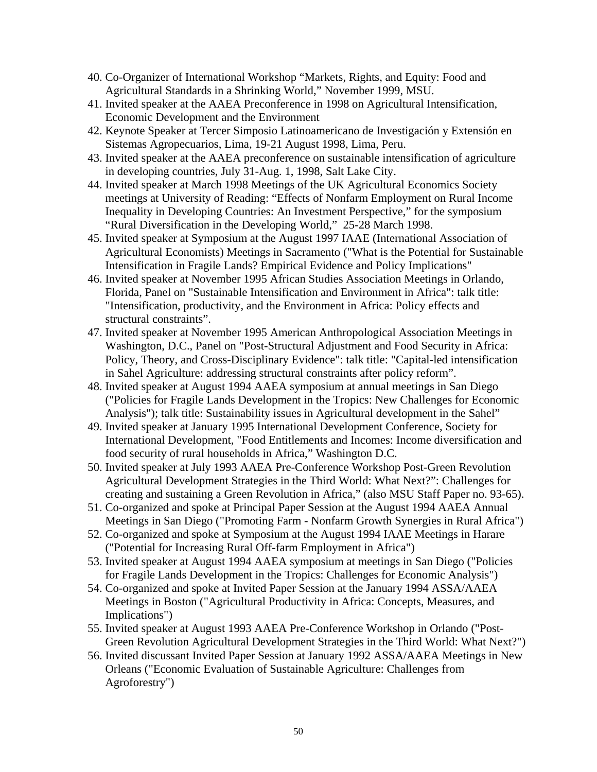40. Co-Organizer of International Workshop “Markets, Rights, and Equity: Food and Agricultural Standards in a Shrinking World,” November 1999, MSU.
41. Invited speaker at the AAEA Preconference in 1998 on Agricultural Intensification, Economic Development and the Environment
42. Keynote Speaker at Tercer Simposio Latinoamericano de Investigación y Extensión en Sistemas Agropecuarios, Lima, 19-21 August 1998, Lima, Peru.
43. Invited speaker at the AAEA preconference on sustainable intensification of agriculture in developing countries, July 31-Aug. 1, 1998, Salt Lake City.
44. Invited speaker at March 1998 Meetings of the UK Agricultural Economics Society meetings at University of Reading: “Effects of Nonfarm Employment on Rural Income Inequality in Developing Countries: An Investment Perspective,” for the symposium “Rural Diversification in the Developing World,” 25-28 March 1998.
45. Invited speaker at Symposium at the August 1997 IAAE (International Association of Agricultural Economists) Meetings in Sacramento ("What is the Potential for Sustainable Intensification in Fragile Lands? Empirical Evidence and Policy Implications"
46. Invited speaker at November 1995 African Studies Association Meetings in Orlando, Florida, Panel on "Sustainable Intensification and Environment in Africa": talk title: "Intensification, productivity, and the Environment in Africa: Policy effects and structural constraints”.
47. Invited speaker at November 1995 American Anthropological Association Meetings in Washington, D.C., Panel on "Post-Structural Adjustment and Food Security in Africa: Policy, Theory, and Cross-Disciplinary Evidence": talk title: "Capital-led intensification in Sahel Agriculture: addressing structural constraints after policy reform”.
48. Invited speaker at August 1994 AAEA symposium at annual meetings in San Diego ("Policies for Fragile Lands Development in the Tropics: New Challenges for Economic Analysis"); talk title: Sustainability issues in Agricultural development in the Sahel”
49. Invited speaker at January 1995 International Development Conference, Society for International Development, "Food Entitlements and Incomes: Income diversification and food security of rural households in Africa,” Washington D.C.
50. Invited speaker at July 1993 AAEA Pre-Conference Workshop Post-Green Revolution Agricultural Development Strategies in the Third World: What Next?”: Challenges for creating and sustaining a Green Revolution in Africa,” (also MSU Staff Paper no. 93-65).
51. Co-organized and spoke at Principal Paper Session at the August 1994 AAEA Annual Meetings in San Diego ("Promoting Farm - Nonfarm Growth Synergies in Rural Africa")
52. Co-organized and spoke at Symposium at the August 1994 IAAE Meetings in Harare ("Potential for Increasing Rural Off-farm Employment in Africa")
53. Invited speaker at August 1994 AAEA symposium at meetings in San Diego ("Policies for Fragile Lands Development in the Tropics: Challenges for Economic Analysis")
54. Co-organized and spoke at Invited Paper Session at the January 1994 ASSA/AAEA Meetings in Boston ("Agricultural Productivity in Africa: Concepts, Measures, and Implications")
55. Invited speaker at August 1993 AAEA Pre-Conference Workshop in Orlando ("Post-Green Revolution Agricultural Development Strategies in the Third World: What Next?")
56. Invited discussant Invited Paper Session at January 1992 ASSA/AAEA Meetings in New Orleans ("Economic Evaluation of Sustainable Agriculture: Challenges from Agroforestry")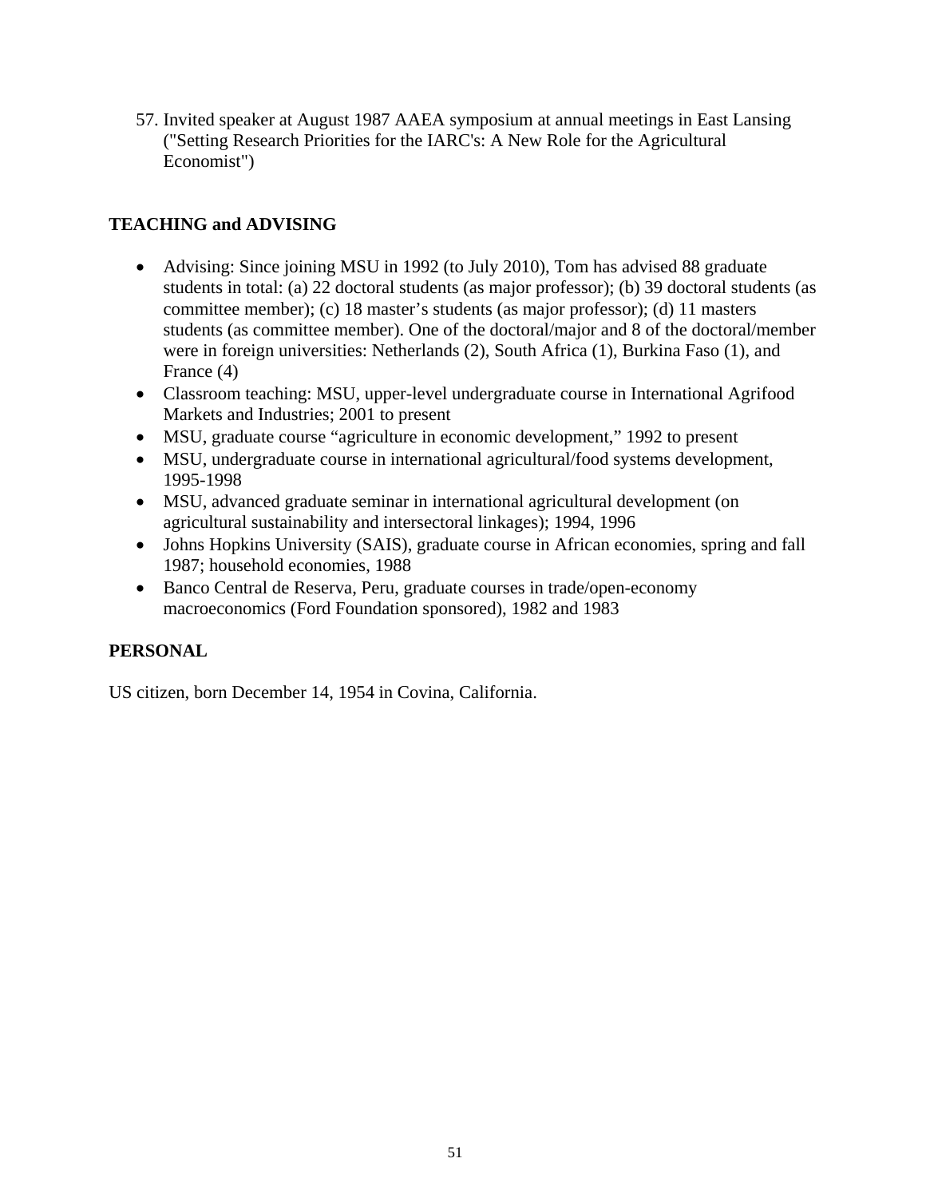57. Invited speaker at August 1987 AAEA symposium at annual meetings in East Lansing ("Setting Research Priorities for the IARC's: A New Role for the Agricultural Economist")

## TEACHING and ADVISING

- Advising: Since joining MSU in 1992 (to July 2010), Tom has advised 88 graduate students in total: (a) 22 doctoral students (as major professor); (b) 39 doctoral students (as committee member); (c) 18 master's students (as major professor); (d) 11 masters students (as committee member). One of the doctoral/major and 8 of the doctoral/member were in foreign universities: Netherlands (2), South Africa (1), Burkina Faso (1), and France (4)
- Classroom teaching: MSU, upper-level undergraduate course in International Agrifood Markets and Industries; 2001 to present
- MSU, graduate course "agriculture in economic development," 1992 to present
- MSU, undergraduate course in international agricultural/food systems development, 1995-1998
- MSU, advanced graduate seminar in international agricultural development (on agricultural sustainability and intersectoral linkages); 1994, 1996
- Johns Hopkins University (SAIS), graduate course in African economies, spring and fall 1987; household economies, 1988
- Banco Central de Reserva, Peru, graduate courses in trade/open-economy macroeconomics (Ford Foundation sponsored), 1982 and 1983

## PERSONAL

US citizen, born December 14, 1954 in Covina, California.